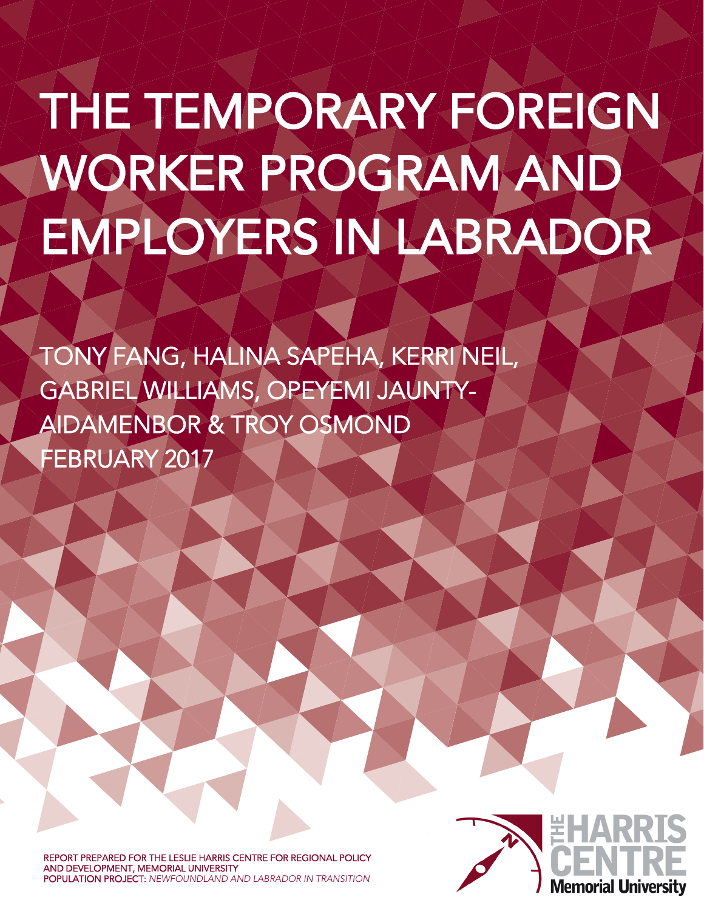# THE TEMPORARY FOREIGN WORKER PROGRAM AND EMPLOYERS IN LABRADOR

TONY FANG, HALINA SAPEHA, KERRI NEIL, GABRIEL WILLIAMS, OPEYEMI JAUNTY-AIDAMENBOR & TROY OSMOND

FEBRUARY 2017

REPORT PREPARED FOR THE LESLIE HARRIS CENTRE FOR REGIONAL POLICY AND DEVELOPMENT, MEMORIAL UNIVERSITY
POPULATION PROJECT: *NEWFOUNDLAND AND LABRADOR IN TRANSITION*

THE HARRIS CENTRE
Memorial University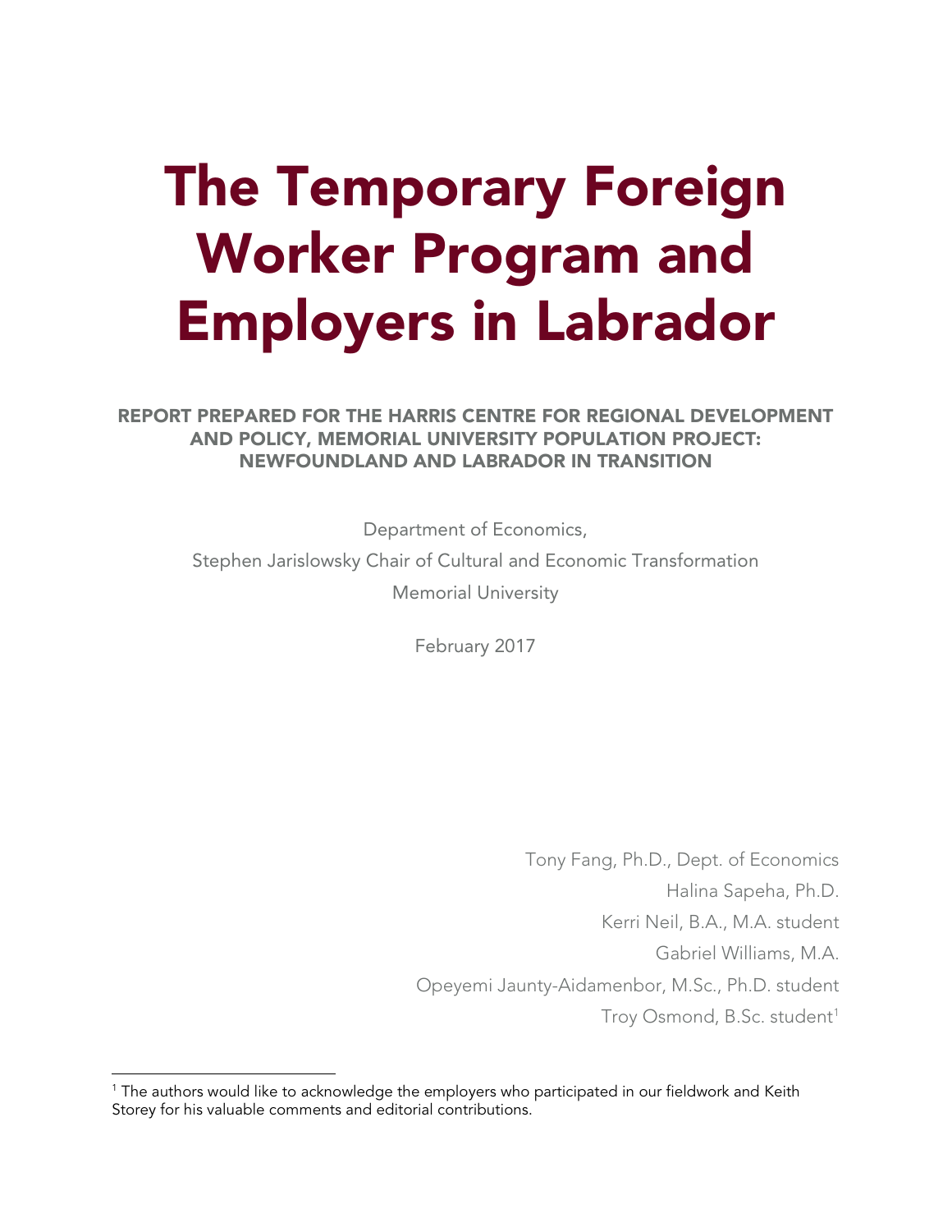# The Temporary Foreign Worker Program and Employers in Labrador

**REPORT PREPARED FOR THE HARRIS CENTRE FOR REGIONAL DEVELOPMENT AND POLICY, MEMORIAL UNIVERSITY POPULATION PROJECT: NEWFOUNDLAND AND LABRADOR IN TRANSITION**

Department of Economics,

Stephen Jarislowsky Chair of Cultural and Economic Transformation

Memorial University

February 2017

Tony Fang, Ph.D., Dept. of Economics

Halina Sapeha, Ph.D.

Kerri Neil, B.A., M.A. student

Gabriel Williams, M.A.

Opeyemi Jaunty-Aidamenbor, M.Sc., Ph.D. student

Troy Osmond, B.Sc. student[1]

[1] The authors would like to acknowledge the employers who participated in our fieldwork and Keith Storey for his valuable comments and editorial contributions.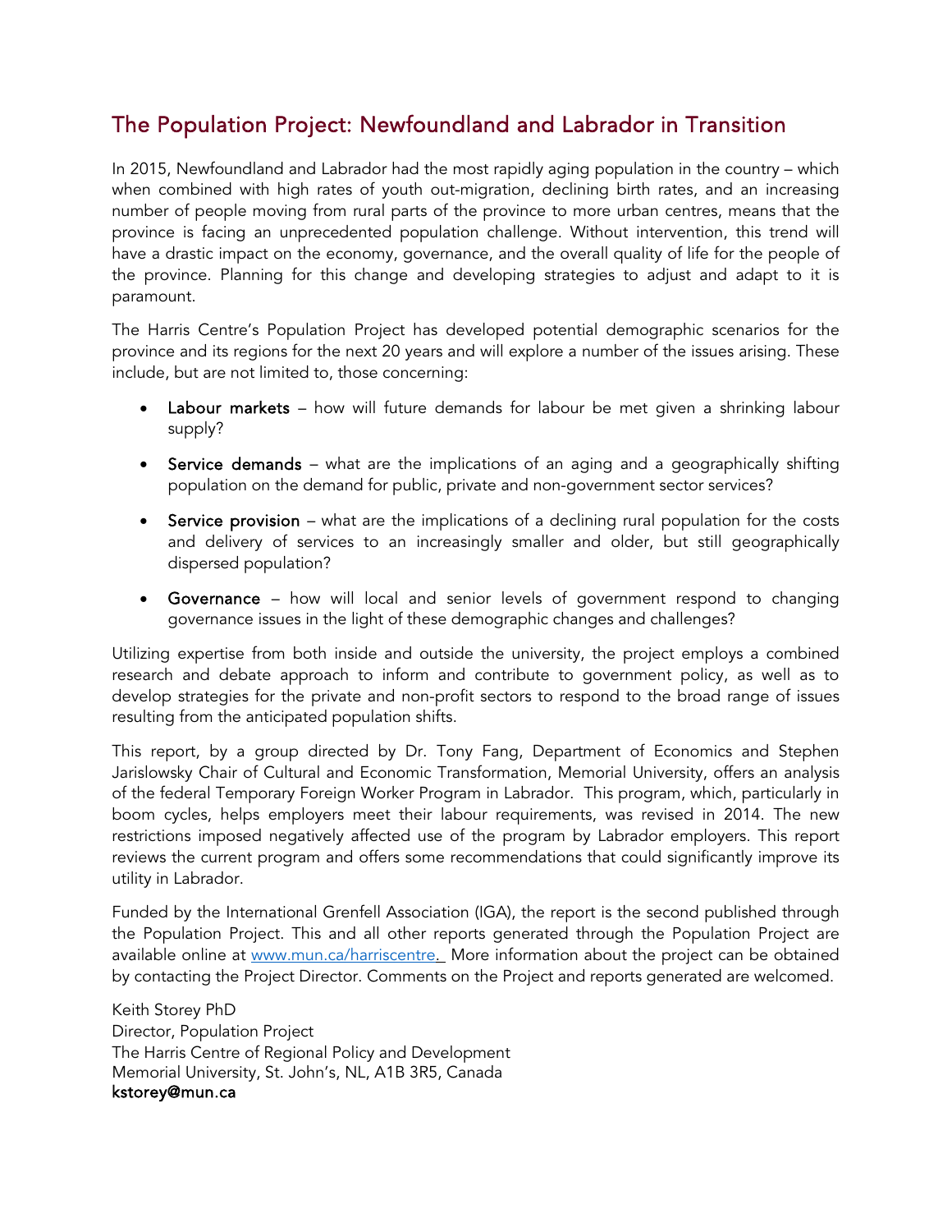# The Population Project: Newfoundland and Labrador in Transition

In 2015, Newfoundland and Labrador had the most rapidly aging population in the country – which when combined with high rates of youth out-migration, declining birth rates, and an increasing number of people moving from rural parts of the province to more urban centres, means that the province is facing an unprecedented population challenge. Without intervention, this trend will have a drastic impact on the economy, governance, and the overall quality of life for the people of the province. Planning for this change and developing strategies to adjust and adapt to it is paramount.

The Harris Centre's Population Project has developed potential demographic scenarios for the province and its regions for the next 20 years and will explore a number of the issues arising. These include, but are not limited to, those concerning:

- **Labour markets** – how will future demands for labour be met given a shrinking labour supply?
- **Service demands** – what are the implications of an aging and a geographically shifting population on the demand for public, private and non-government sector services?
- **Service provision** – what are the implications of a declining rural population for the costs and delivery of services to an increasingly smaller and older, but still geographically dispersed population?
- **Governance** – how will local and senior levels of government respond to changing governance issues in the light of these demographic changes and challenges?

Utilizing expertise from both inside and outside the university, the project employs a combined research and debate approach to inform and contribute to government policy, as well as to develop strategies for the private and non-profit sectors to respond to the broad range of issues resulting from the anticipated population shifts.

This report, by a group directed by Dr. Tony Fang, Department of Economics and Stephen Jarislowsky Chair of Cultural and Economic Transformation, Memorial University, offers an analysis of the federal Temporary Foreign Worker Program in Labrador. This program, which, particularly in boom cycles, helps employers meet their labour requirements, was revised in 2014. The new restrictions imposed negatively affected use of the program by Labrador employers. This report reviews the current program and offers some recommendations that could significantly improve its utility in Labrador.

Funded by the International Grenfell Association (IGA), the report is the second published through the Population Project. This and all other reports generated through the Population Project are available online at www.mun.ca/harriscentre. More information about the project can be obtained by contacting the Project Director. Comments on the Project and reports generated are welcomed.

Keith Storey PhD
Director, Population Project
The Harris Centre of Regional Policy and Development
Memorial University, St. John's, NL, A1B 3R5, Canada
**kstorey@mun.ca**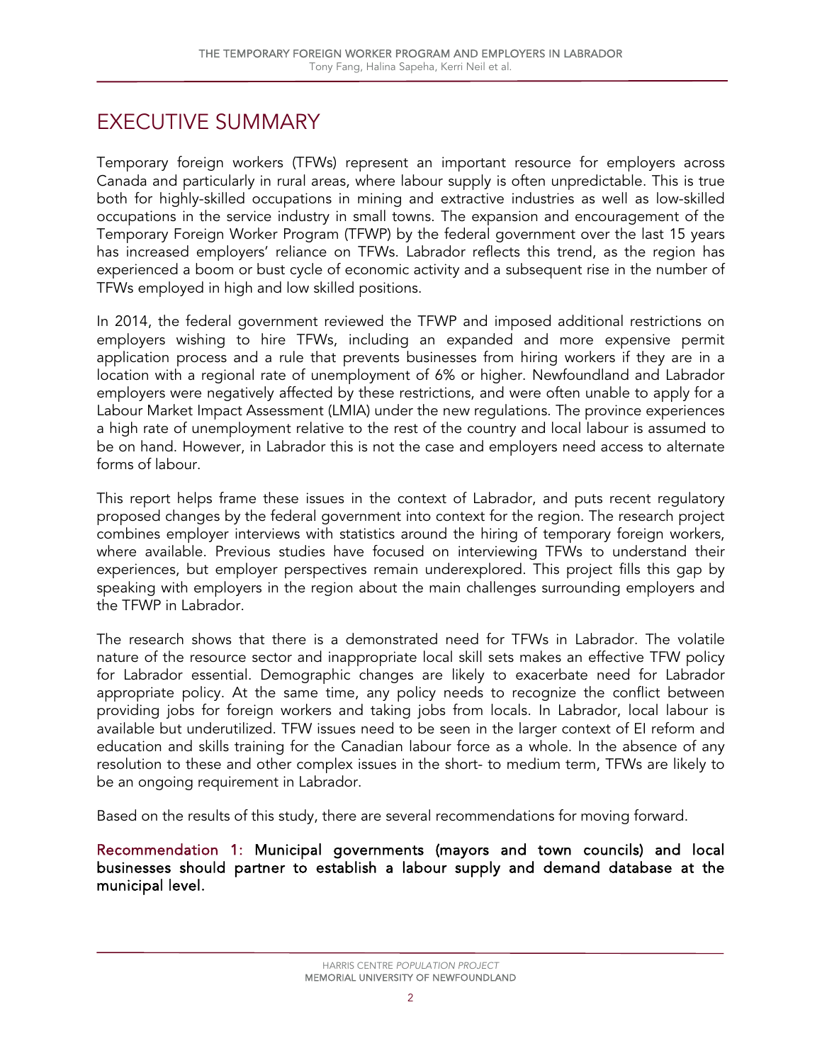# EXECUTIVE SUMMARY

Temporary foreign workers (TFWs) represent an important resource for employers across Canada and particularly in rural areas, where labour supply is often unpredictable. This is true both for highly-skilled occupations in mining and extractive industries as well as low-skilled occupations in the service industry in small towns. The expansion and encouragement of the Temporary Foreign Worker Program (TFWP) by the federal government over the last 15 years has increased employers' reliance on TFWs. Labrador reflects this trend, as the region has experienced a boom or bust cycle of economic activity and a subsequent rise in the number of TFWs employed in high and low skilled positions.

In 2014, the federal government reviewed the TFWP and imposed additional restrictions on employers wishing to hire TFWs, including an expanded and more expensive permit application process and a rule that prevents businesses from hiring workers if they are in a location with a regional rate of unemployment of 6% or higher. Newfoundland and Labrador employers were negatively affected by these restrictions, and were often unable to apply for a Labour Market Impact Assessment (LMIA) under the new regulations. The province experiences a high rate of unemployment relative to the rest of the country and local labour is assumed to be on hand. However, in Labrador this is not the case and employers need access to alternate forms of labour.

This report helps frame these issues in the context of Labrador, and puts recent regulatory proposed changes by the federal government into context for the region. The research project combines employer interviews with statistics around the hiring of temporary foreign workers, where available. Previous studies have focused on interviewing TFWs to understand their experiences, but employer perspectives remain underexplored. This project fills this gap by speaking with employers in the region about the main challenges surrounding employers and the TFWP in Labrador.

The research shows that there is a demonstrated need for TFWs in Labrador. The volatile nature of the resource sector and inappropriate local skill sets makes an effective TFW policy for Labrador essential. Demographic changes are likely to exacerbate need for Labrador appropriate policy. At the same time, any policy needs to recognize the conflict between providing jobs for foreign workers and taking jobs from locals. In Labrador, local labour is available but underutilized. TFW issues need to be seen in the larger context of EI reform and education and skills training for the Canadian labour force as a whole. In the absence of any resolution to these and other complex issues in the short- to medium term, TFWs are likely to be an ongoing requirement in Labrador.

Based on the results of this study, there are several recommendations for moving forward.

**Recommendation 1: Municipal governments (mayors and town councils) and local businesses should partner to establish a labour supply and demand database at the municipal level.**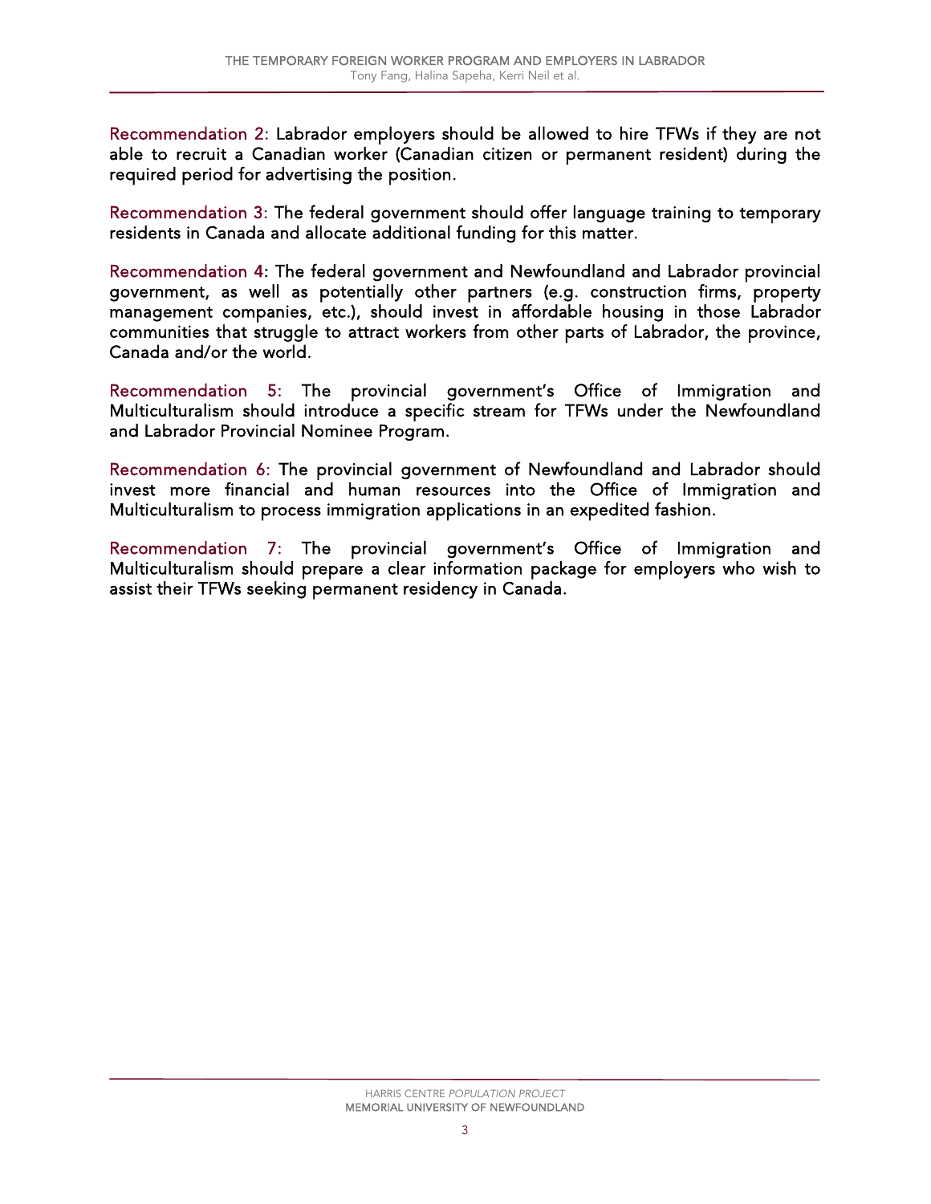Recommendation 2: Labrador employers should be allowed to hire TFWs if they are not able to recruit a Canadian worker (Canadian citizen or permanent resident) during the required period for advertising the position.

Recommendation 3: The federal government should offer language training to temporary residents in Canada and allocate additional funding for this matter.

Recommendation 4: The federal government and Newfoundland and Labrador provincial government, as well as potentially other partners (e.g. construction firms, property management companies, etc.), should invest in affordable housing in those Labrador communities that struggle to attract workers from other parts of Labrador, the province, Canada and/or the world.

Recommendation 5: The provincial government's Office of Immigration and Multiculturalism should introduce a specific stream for TFWs under the Newfoundland and Labrador Provincial Nominee Program.

Recommendation 6: The provincial government of Newfoundland and Labrador should invest more financial and human resources into the Office of Immigration and Multiculturalism to process immigration applications in an expedited fashion.

Recommendation 7: The provincial government's Office of Immigration and Multiculturalism should prepare a clear information package for employers who wish to assist their TFWs seeking permanent residency in Canada.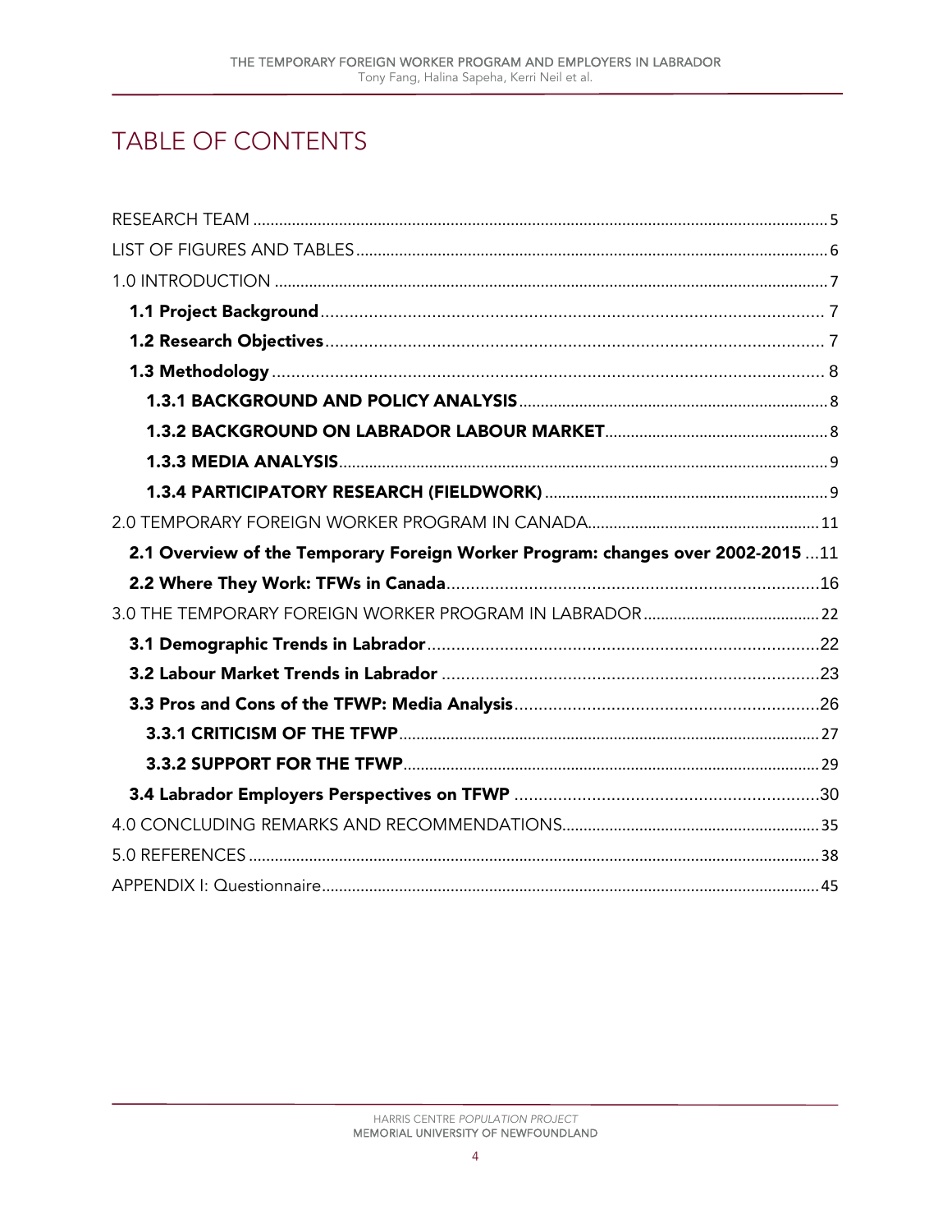# TABLE OF CONTENTS

RESEARCH TEAM ........ 5

LIST OF FIGURES AND TABLES ........ 6

1.0 INTRODUCTION ........ 7

- **1.1 Project Background** ........ 7
- **1.2 Research Objectives** ........ 7
- **1.3 Methodology** ........ 8
  - **1.3.1 BACKGROUND AND POLICY ANALYSIS** ........ 8
  - **1.3.2 BACKGROUND ON LABRADOR LABOUR MARKET** ........ 8
  - **1.3.3 MEDIA ANALYSIS** ........ 9
  - **1.3.4 PARTICIPATORY RESEARCH (FIELDWORK)** ........ 9

2.0 TEMPORARY FOREIGN WORKER PROGRAM IN CANADA ........ 11

- **2.1 Overview of the Temporary Foreign Worker Program: changes over 2002-2015** ........ 11
- **2.2 Where They Work: TFWs in Canada** ........ 16

3.0 THE TEMPORARY FOREIGN WORKER PROGRAM IN LABRADOR ........ 22

- **3.1 Demographic Trends in Labrador** ........ 22
- **3.2 Labour Market Trends in Labrador** ........ 23
- **3.3 Pros and Cons of the TFWP: Media Analysis** ........ 26
  - **3.3.1 CRITICISM OF THE TFWP** ........ 27
  - **3.3.2 SUPPORT FOR THE TFWP** ........ 29
- **3.4 Labrador Employers Perspectives on TFWP** ........ 30

4.0 CONCLUDING REMARKS AND RECOMMENDATIONS ........ 35

5.0 REFERENCES ........ 38

APPENDIX I: Questionnaire ........ 45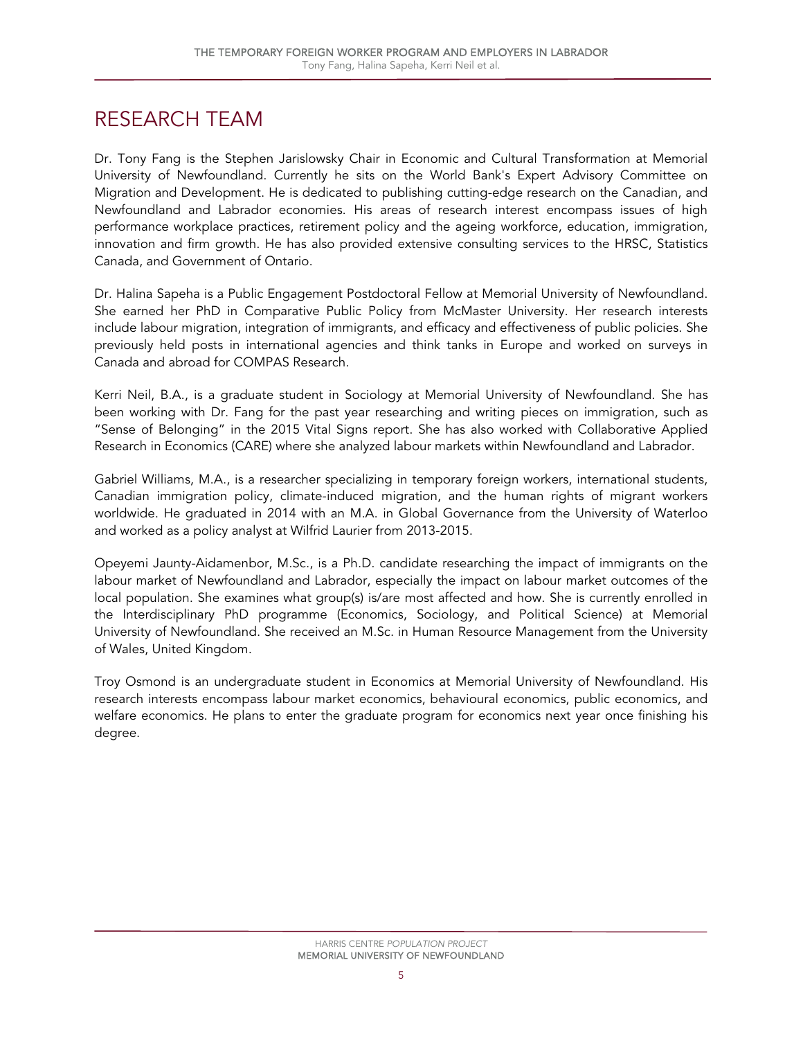# RESEARCH TEAM

Dr. Tony Fang is the Stephen Jarislowsky Chair in Economic and Cultural Transformation at Memorial University of Newfoundland. Currently he sits on the World Bank's Expert Advisory Committee on Migration and Development. He is dedicated to publishing cutting-edge research on the Canadian, and Newfoundland and Labrador economies. His areas of research interest encompass issues of high performance workplace practices, retirement policy and the ageing workforce, education, immigration, innovation and firm growth. He has also provided extensive consulting services to the HRSC, Statistics Canada, and Government of Ontario.

Dr. Halina Sapeha is a Public Engagement Postdoctoral Fellow at Memorial University of Newfoundland. She earned her PhD in Comparative Public Policy from McMaster University. Her research interests include labour migration, integration of immigrants, and efficacy and effectiveness of public policies. She previously held posts in international agencies and think tanks in Europe and worked on surveys in Canada and abroad for COMPAS Research.

Kerri Neil, B.A., is a graduate student in Sociology at Memorial University of Newfoundland. She has been working with Dr. Fang for the past year researching and writing pieces on immigration, such as "Sense of Belonging" in the 2015 Vital Signs report. She has also worked with Collaborative Applied Research in Economics (CARE) where she analyzed labour markets within Newfoundland and Labrador.

Gabriel Williams, M.A., is a researcher specializing in temporary foreign workers, international students, Canadian immigration policy, climate-induced migration, and the human rights of migrant workers worldwide. He graduated in 2014 with an M.A. in Global Governance from the University of Waterloo and worked as a policy analyst at Wilfrid Laurier from 2013-2015.

Opeyemi Jaunty-Aidamenbor, M.Sc., is a Ph.D. candidate researching the impact of immigrants on the labour market of Newfoundland and Labrador, especially the impact on labour market outcomes of the local population. She examines what group(s) is/are most affected and how. She is currently enrolled in the Interdisciplinary PhD programme (Economics, Sociology, and Political Science) at Memorial University of Newfoundland. She received an M.Sc. in Human Resource Management from the University of Wales, United Kingdom.

Troy Osmond is an undergraduate student in Economics at Memorial University of Newfoundland. His research interests encompass labour market economics, behavioural economics, public economics, and welfare economics. He plans to enter the graduate program for economics next year once finishing his degree.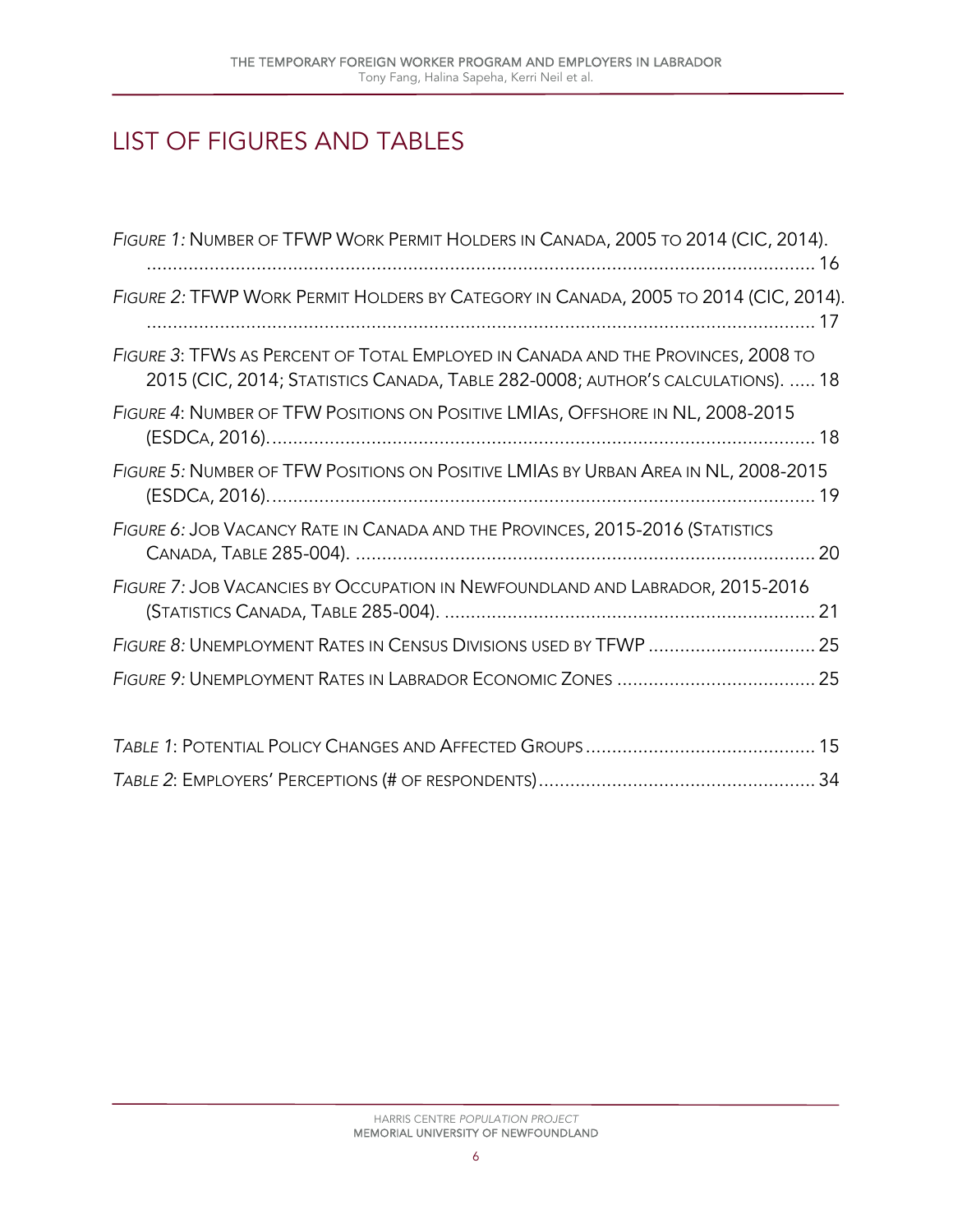# LIST OF FIGURES AND TABLES

*Figure 1:* Number of TFWP Work Permit Holders in Canada, 2005 to 2014 (CIC, 2014). ........ 16

*Figure 2:* TFWP Work Permit Holders by Category in Canada, 2005 to 2014 (CIC, 2014). ........ 17

*Figure 3*: TFWs as Percent of Total Employed in Canada and the Provinces, 2008 to 2015 (CIC, 2014; Statistics Canada, Table 282-0008; author's calculations). ..... 18

*Figure 4*: Number of TFW Positions on Positive LMIAs, Offshore in NL, 2008-2015 (ESDCa, 2016). ........ 18

*Figure 5:* Number of TFW Positions on Positive LMIAs by Urban Area in NL, 2008-2015 (ESDCa, 2016). ........ 19

*Figure 6:* Job Vacancy Rate in Canada and the Provinces, 2015-2016 (Statistics Canada, Table 285-004). ........ 20

*Figure 7:* Job Vacancies by Occupation in Newfoundland and Labrador, 2015-2016 (Statistics Canada, Table 285-004). ........ 21

*Figure 8:* Unemployment Rates in Census Divisions used by TFWP ........ 25

*Figure 9:* Unemployment Rates in Labrador Economic Zones ........ 25

*Table 1*: Potential Policy Changes and Affected Groups ........ 15

*Table 2*: Employers' Perceptions (# of respondents) ........ 34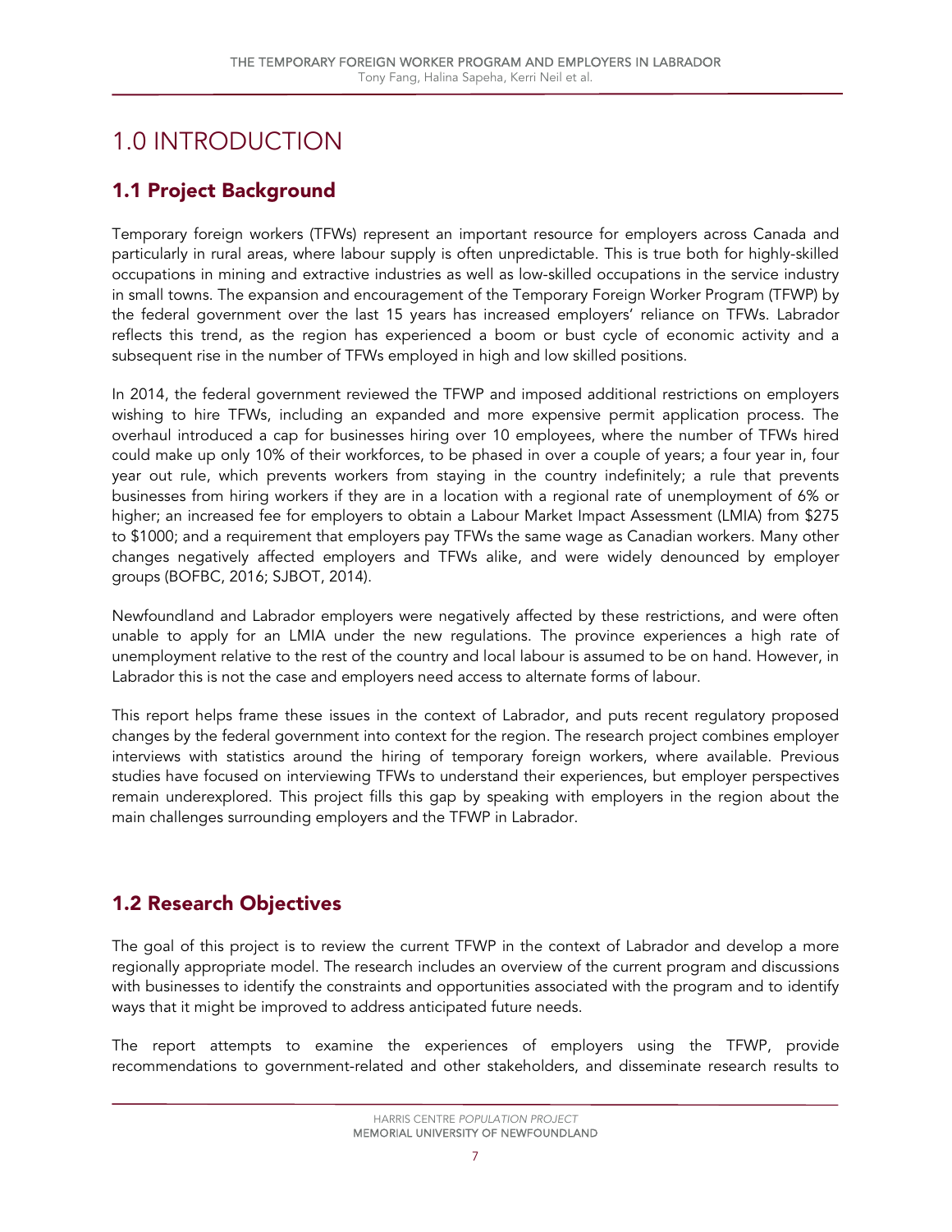# 1.0 INTRODUCTION

## 1.1 Project Background

Temporary foreign workers (TFWs) represent an important resource for employers across Canada and particularly in rural areas, where labour supply is often unpredictable. This is true both for highly-skilled occupations in mining and extractive industries as well as low-skilled occupations in the service industry in small towns. The expansion and encouragement of the Temporary Foreign Worker Program (TFWP) by the federal government over the last 15 years has increased employers' reliance on TFWs. Labrador reflects this trend, as the region has experienced a boom or bust cycle of economic activity and a subsequent rise in the number of TFWs employed in high and low skilled positions.

In 2014, the federal government reviewed the TFWP and imposed additional restrictions on employers wishing to hire TFWs, including an expanded and more expensive permit application process. The overhaul introduced a cap for businesses hiring over 10 employees, where the number of TFWs hired could make up only 10% of their workforces, to be phased in over a couple of years; a four year in, four year out rule, which prevents workers from staying in the country indefinitely; a rule that prevents businesses from hiring workers if they are in a location with a regional rate of unemployment of 6% or higher; an increased fee for employers to obtain a Labour Market Impact Assessment (LMIA) from $275 to $1000; and a requirement that employers pay TFWs the same wage as Canadian workers. Many other changes negatively affected employers and TFWs alike, and were widely denounced by employer groups (BOFBC, 2016; SJBOT, 2014).

Newfoundland and Labrador employers were negatively affected by these restrictions, and were often unable to apply for an LMIA under the new regulations. The province experiences a high rate of unemployment relative to the rest of the country and local labour is assumed to be on hand. However, in Labrador this is not the case and employers need access to alternate forms of labour.

This report helps frame these issues in the context of Labrador, and puts recent regulatory proposed changes by the federal government into context for the region. The research project combines employer interviews with statistics around the hiring of temporary foreign workers, where available. Previous studies have focused on interviewing TFWs to understand their experiences, but employer perspectives remain underexplored. This project fills this gap by speaking with employers in the region about the main challenges surrounding employers and the TFWP in Labrador.

## 1.2 Research Objectives

The goal of this project is to review the current TFWP in the context of Labrador and develop a more regionally appropriate model. The research includes an overview of the current program and discussions with businesses to identify the constraints and opportunities associated with the program and to identify ways that it might be improved to address anticipated future needs.

The report attempts to examine the experiences of employers using the TFWP, provide recommendations to government-related and other stakeholders, and disseminate research results to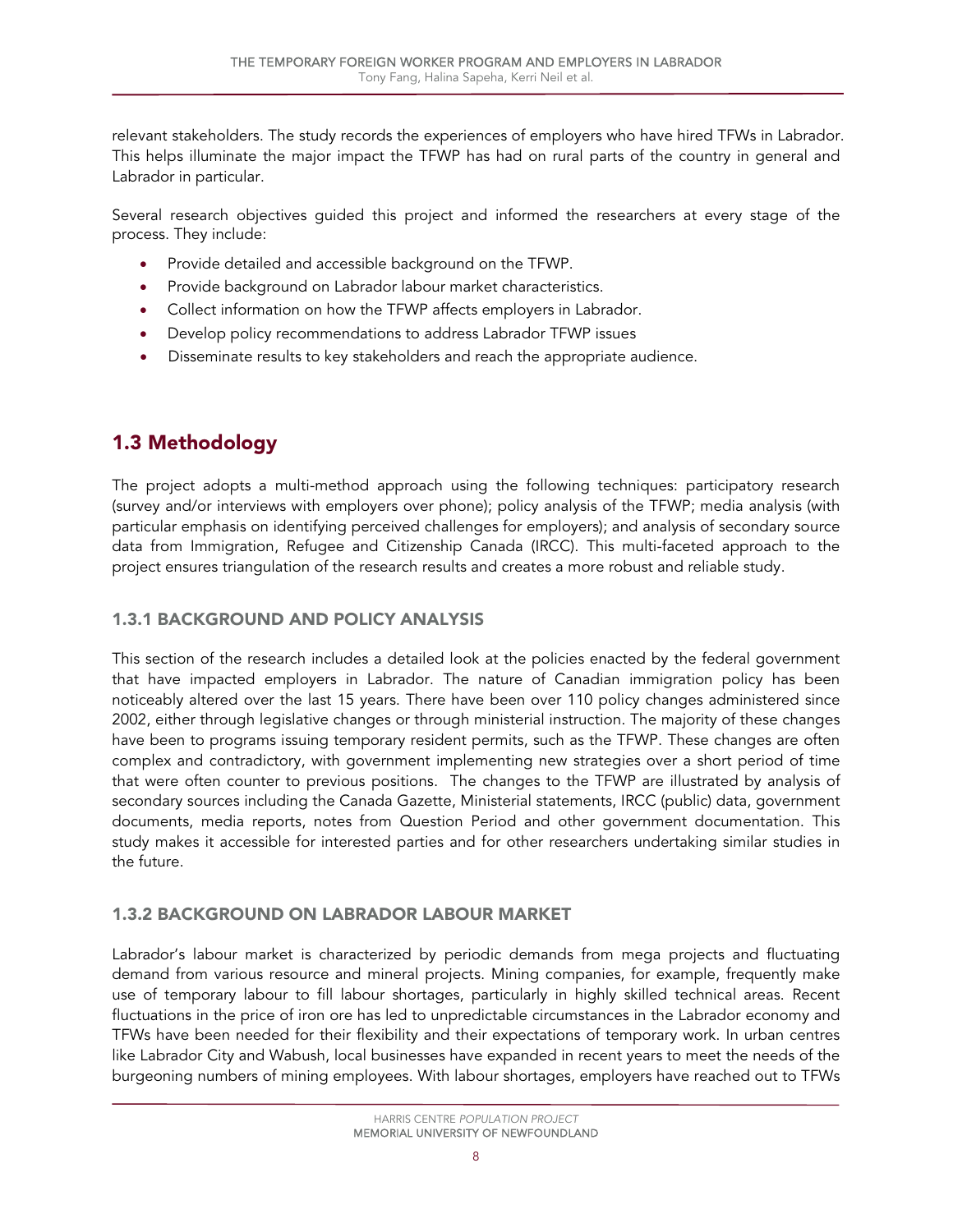relevant stakeholders. The study records the experiences of employers who have hired TFWs in Labrador. This helps illuminate the major impact the TFWP has had on rural parts of the country in general and Labrador in particular.

Several research objectives guided this project and informed the researchers at every stage of the process. They include:

- Provide detailed and accessible background on the TFWP.
- Provide background on Labrador labour market characteristics.
- Collect information on how the TFWP affects employers in Labrador.
- Develop policy recommendations to address Labrador TFWP issues
- Disseminate results to key stakeholders and reach the appropriate audience.

## 1.3 Methodology

The project adopts a multi-method approach using the following techniques: participatory research (survey and/or interviews with employers over phone); policy analysis of the TFWP; media analysis (with particular emphasis on identifying perceived challenges for employers); and analysis of secondary source data from Immigration, Refugee and Citizenship Canada (IRCC). This multi-faceted approach to the project ensures triangulation of the research results and creates a more robust and reliable study.

### 1.3.1 BACKGROUND AND POLICY ANALYSIS

This section of the research includes a detailed look at the policies enacted by the federal government that have impacted employers in Labrador. The nature of Canadian immigration policy has been noticeably altered over the last 15 years. There have been over 110 policy changes administered since 2002, either through legislative changes or through ministerial instruction. The majority of these changes have been to programs issuing temporary resident permits, such as the TFWP. These changes are often complex and contradictory, with government implementing new strategies over a short period of time that were often counter to previous positions. The changes to the TFWP are illustrated by analysis of secondary sources including the Canada Gazette, Ministerial statements, IRCC (public) data, government documents, media reports, notes from Question Period and other government documentation. This study makes it accessible for interested parties and for other researchers undertaking similar studies in the future.

### 1.3.2 BACKGROUND ON LABRADOR LABOUR MARKET

Labrador's labour market is characterized by periodic demands from mega projects and fluctuating demand from various resource and mineral projects. Mining companies, for example, frequently make use of temporary labour to fill labour shortages, particularly in highly skilled technical areas. Recent fluctuations in the price of iron ore has led to unpredictable circumstances in the Labrador economy and TFWs have been needed for their flexibility and their expectations of temporary work. In urban centres like Labrador City and Wabush, local businesses have expanded in recent years to meet the needs of the burgeoning numbers of mining employees. With labour shortages, employers have reached out to TFWs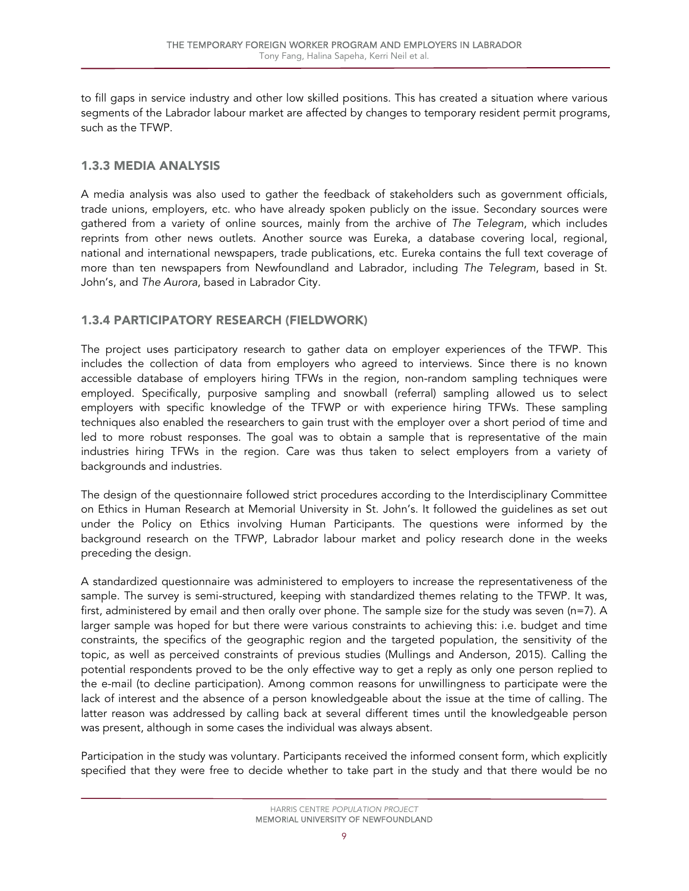to fill gaps in service industry and other low skilled positions. This has created a situation where various segments of the Labrador labour market are affected by changes to temporary resident permit programs, such as the TFWP.

### 1.3.3 MEDIA ANALYSIS

A media analysis was also used to gather the feedback of stakeholders such as government officials, trade unions, employers, etc. who have already spoken publicly on the issue. Secondary sources were gathered from a variety of online sources, mainly from the archive of *The Telegram*, which includes reprints from other news outlets. Another source was Eureka, a database covering local, regional, national and international newspapers, trade publications, etc. Eureka contains the full text coverage of more than ten newspapers from Newfoundland and Labrador, including *The Telegram*, based in St. John's, and *The Aurora*, based in Labrador City.

### 1.3.4 PARTICIPATORY RESEARCH (FIELDWORK)

The project uses participatory research to gather data on employer experiences of the TFWP. This includes the collection of data from employers who agreed to interviews. Since there is no known accessible database of employers hiring TFWs in the region, non-random sampling techniques were employed. Specifically, purposive sampling and snowball (referral) sampling allowed us to select employers with specific knowledge of the TFWP or with experience hiring TFWs. These sampling techniques also enabled the researchers to gain trust with the employer over a short period of time and led to more robust responses. The goal was to obtain a sample that is representative of the main industries hiring TFWs in the region. Care was thus taken to select employers from a variety of backgrounds and industries.

The design of the questionnaire followed strict procedures according to the Interdisciplinary Committee on Ethics in Human Research at Memorial University in St. John's. It followed the guidelines as set out under the Policy on Ethics involving Human Participants. The questions were informed by the background research on the TFWP, Labrador labour market and policy research done in the weeks preceding the design.

A standardized questionnaire was administered to employers to increase the representativeness of the sample. The survey is semi-structured, keeping with standardized themes relating to the TFWP. It was, first, administered by email and then orally over phone. The sample size for the study was seven (n=7). A larger sample was hoped for but there were various constraints to achieving this: i.e. budget and time constraints, the specifics of the geographic region and the targeted population, the sensitivity of the topic, as well as perceived constraints of previous studies (Mullings and Anderson, 2015). Calling the potential respondents proved to be the only effective way to get a reply as only one person replied to the e-mail (to decline participation). Among common reasons for unwillingness to participate were the lack of interest and the absence of a person knowledgeable about the issue at the time of calling. The latter reason was addressed by calling back at several different times until the knowledgeable person was present, although in some cases the individual was always absent.

Participation in the study was voluntary. Participants received the informed consent form, which explicitly specified that they were free to decide whether to take part in the study and that there would be no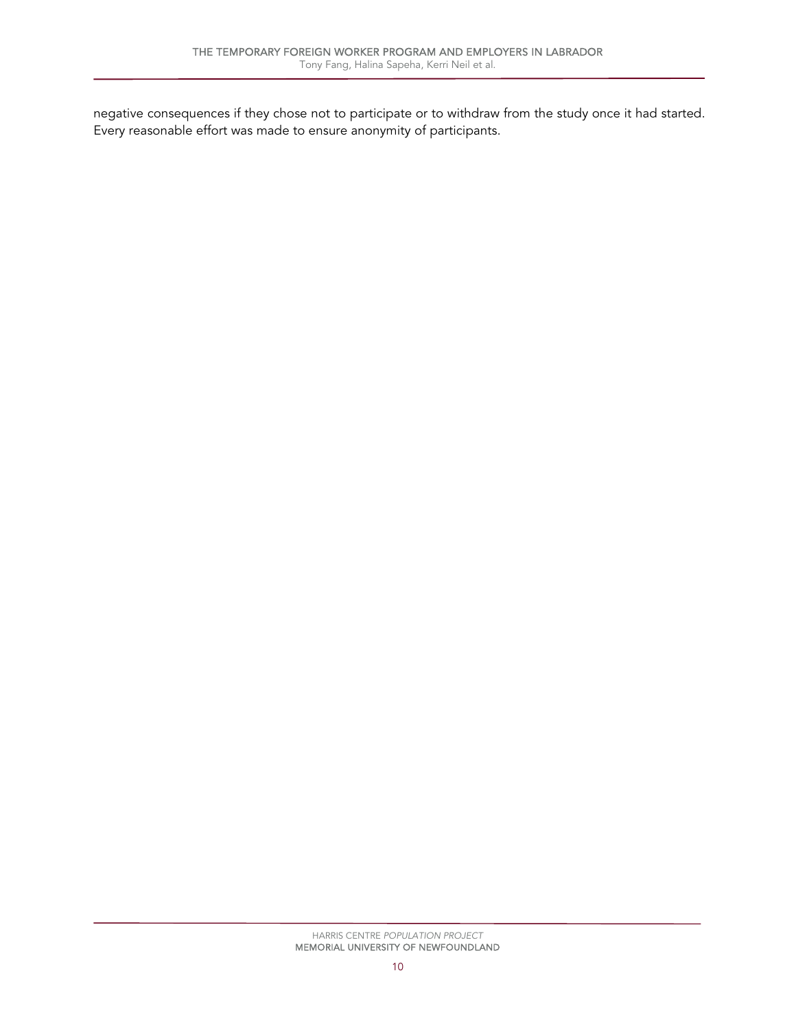negative consequences if they chose not to participate or to withdraw from the study once it had started. Every reasonable effort was made to ensure anonymity of participants.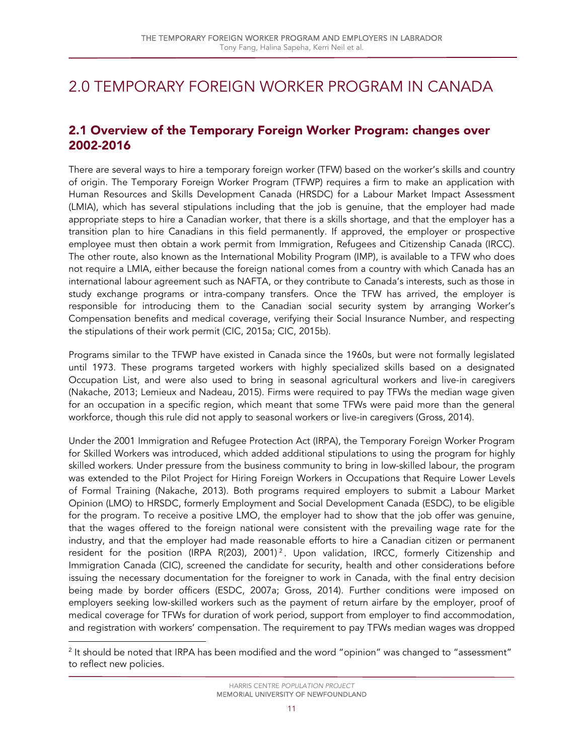# 2.0 TEMPORARY FOREIGN WORKER PROGRAM IN CANADA

## 2.1 Overview of the Temporary Foreign Worker Program: changes over 2002-2016

There are several ways to hire a temporary foreign worker (TFW) based on the worker's skills and country of origin. The Temporary Foreign Worker Program (TFWP) requires a firm to make an application with Human Resources and Skills Development Canada (HRSDC) for a Labour Market Impact Assessment (LMIA), which has several stipulations including that the job is genuine, that the employer had made appropriate steps to hire a Canadian worker, that there is a skills shortage, and that the employer has a transition plan to hire Canadians in this field permanently. If approved, the employer or prospective employee must then obtain a work permit from Immigration, Refugees and Citizenship Canada (IRCC). The other route, also known as the International Mobility Program (IMP), is available to a TFW who does not require a LMIA, either because the foreign national comes from a country with which Canada has an international labour agreement such as NAFTA, or they contribute to Canada's interests, such as those in study exchange programs or intra-company transfers. Once the TFW has arrived, the employer is responsible for introducing them to the Canadian social security system by arranging Worker's Compensation benefits and medical coverage, verifying their Social Insurance Number, and respecting the stipulations of their work permit (CIC, 2015a; CIC, 2015b).

Programs similar to the TFWP have existed in Canada since the 1960s, but were not formally legislated until 1973. These programs targeted workers with highly specialized skills based on a designated Occupation List, and were also used to bring in seasonal agricultural workers and live-in caregivers (Nakache, 2013; Lemieux and Nadeau, 2015). Firms were required to pay TFWs the median wage given for an occupation in a specific region, which meant that some TFWs were paid more than the general workforce, though this rule did not apply to seasonal workers or live-in caregivers (Gross, 2014).

Under the 2001 Immigration and Refugee Protection Act (IRPA), the Temporary Foreign Worker Program for Skilled Workers was introduced, which added additional stipulations to using the program for highly skilled workers. Under pressure from the business community to bring in low-skilled labour, the program was extended to the Pilot Project for Hiring Foreign Workers in Occupations that Require Lower Levels of Formal Training (Nakache, 2013). Both programs required employers to submit a Labour Market Opinion (LMO) to HRSDC, formerly Employment and Social Development Canada (ESDC), to be eligible for the program. To receive a positive LMO, the employer had to show that the job offer was genuine, that the wages offered to the foreign national were consistent with the prevailing wage rate for the industry, and that the employer had made reasonable efforts to hire a Canadian citizen or permanent resident for the position (IRPA R(203), 2001)[2]. Upon validation, IRCC, formerly Citizenship and Immigration Canada (CIC), screened the candidate for security, health and other considerations before issuing the necessary documentation for the foreigner to work in Canada, with the final entry decision being made by border officers (ESDC, 2007a; Gross, 2014). Further conditions were imposed on employers seeking low-skilled workers such as the payment of return airfare by the employer, proof of medical coverage for TFWs for duration of work period, support from employer to find accommodation, and registration with workers' compensation. The requirement to pay TFWs median wages was dropped

[2] It should be noted that IRPA has been modified and the word "opinion" was changed to "assessment" to reflect new policies.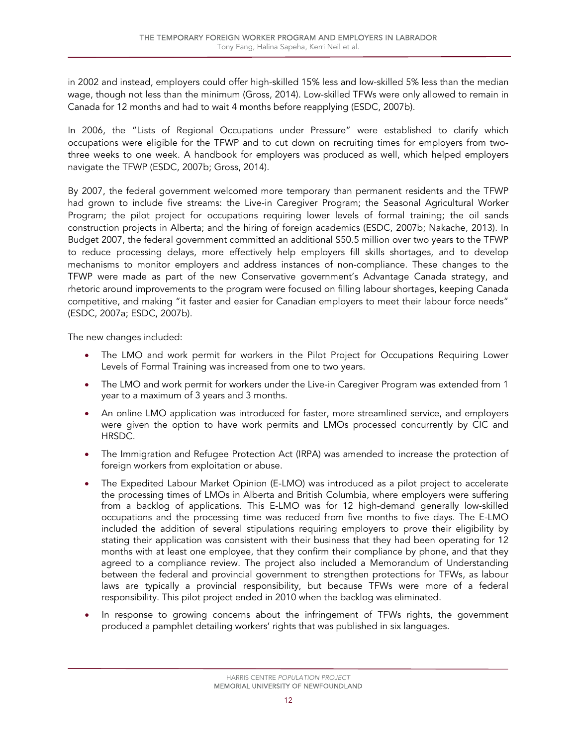in 2002 and instead, employers could offer high-skilled 15% less and low-skilled 5% less than the median wage, though not less than the minimum (Gross, 2014). Low-skilled TFWs were only allowed to remain in Canada for 12 months and had to wait 4 months before reapplying (ESDC, 2007b).

In 2006, the "Lists of Regional Occupations under Pressure" were established to clarify which occupations were eligible for the TFWP and to cut down on recruiting times for employers from two-three weeks to one week. A handbook for employers was produced as well, which helped employers navigate the TFWP (ESDC, 2007b; Gross, 2014).

By 2007, the federal government welcomed more temporary than permanent residents and the TFWP had grown to include five streams: the Live-in Caregiver Program; the Seasonal Agricultural Worker Program; the pilot project for occupations requiring lower levels of formal training; the oil sands construction projects in Alberta; and the hiring of foreign academics (ESDC, 2007b; Nakache, 2013). In Budget 2007, the federal government committed an additional $50.5 million over two years to the TFWP to reduce processing delays, more effectively help employers fill skills shortages, and to develop mechanisms to monitor employers and address instances of non-compliance. These changes to the TFWP were made as part of the new Conservative government's Advantage Canada strategy, and rhetoric around improvements to the program were focused on filling labour shortages, keeping Canada competitive, and making "it faster and easier for Canadian employers to meet their labour force needs" (ESDC, 2007a; ESDC, 2007b).

The new changes included:

- The LMO and work permit for workers in the Pilot Project for Occupations Requiring Lower Levels of Formal Training was increased from one to two years.
- The LMO and work permit for workers under the Live-in Caregiver Program was extended from 1 year to a maximum of 3 years and 3 months.
- An online LMO application was introduced for faster, more streamlined service, and employers were given the option to have work permits and LMOs processed concurrently by CIC and HRSDC.
- The Immigration and Refugee Protection Act (IRPA) was amended to increase the protection of foreign workers from exploitation or abuse.
- The Expedited Labour Market Opinion (E-LMO) was introduced as a pilot project to accelerate the processing times of LMOs in Alberta and British Columbia, where employers were suffering from a backlog of applications. This E-LMO was for 12 high-demand generally low-skilled occupations and the processing time was reduced from five months to five days. The E-LMO included the addition of several stipulations requiring employers to prove their eligibility by stating their application was consistent with their business that they had been operating for 12 months with at least one employee, that they confirm their compliance by phone, and that they agreed to a compliance review. The project also included a Memorandum of Understanding between the federal and provincial government to strengthen protections for TFWs, as labour laws are typically a provincial responsibility, but because TFWs were more of a federal responsibility. This pilot project ended in 2010 when the backlog was eliminated.
- In response to growing concerns about the infringement of TFWs rights, the government produced a pamphlet detailing workers' rights that was published in six languages.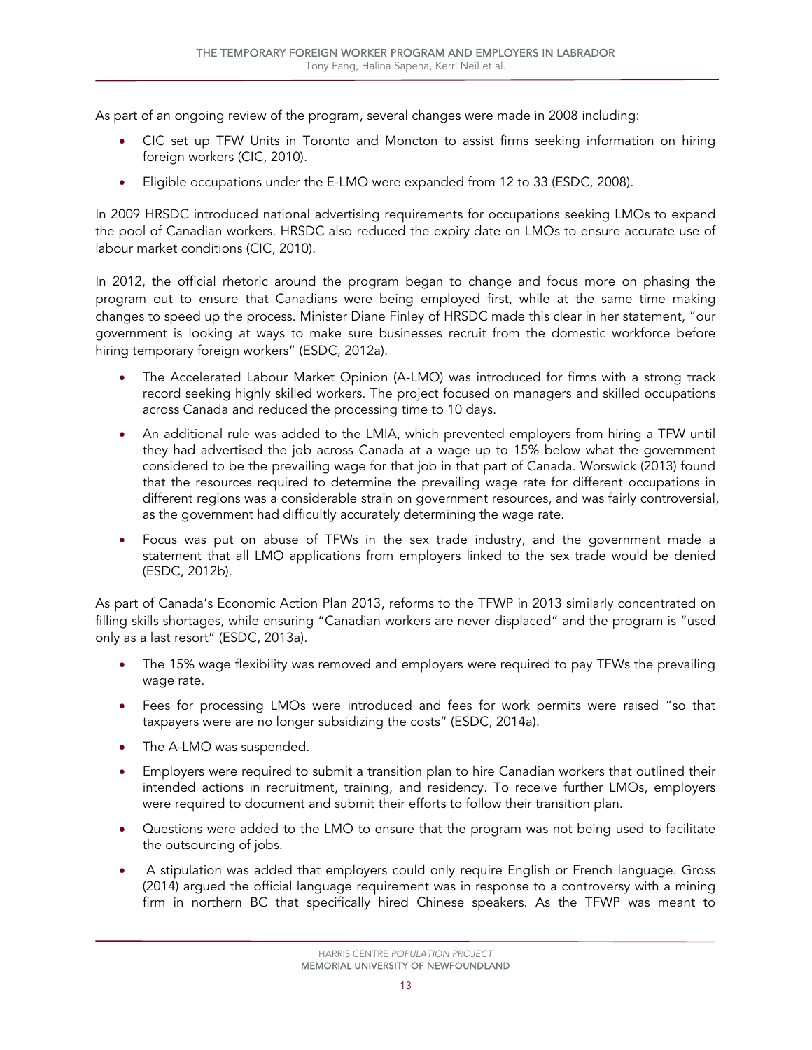As part of an ongoing review of the program, several changes were made in 2008 including:

- CIC set up TFW Units in Toronto and Moncton to assist firms seeking information on hiring foreign workers (CIC, 2010).
- Eligible occupations under the E-LMO were expanded from 12 to 33 (ESDC, 2008).

In 2009 HRSDC introduced national advertising requirements for occupations seeking LMOs to expand the pool of Canadian workers. HRSDC also reduced the expiry date on LMOs to ensure accurate use of labour market conditions (CIC, 2010).

In 2012, the official rhetoric around the program began to change and focus more on phasing the program out to ensure that Canadians were being employed first, while at the same time making changes to speed up the process. Minister Diane Finley of HRSDC made this clear in her statement, "our government is looking at ways to make sure businesses recruit from the domestic workforce before hiring temporary foreign workers" (ESDC, 2012a).

- The Accelerated Labour Market Opinion (A-LMO) was introduced for firms with a strong track record seeking highly skilled workers. The project focused on managers and skilled occupations across Canada and reduced the processing time to 10 days.
- An additional rule was added to the LMIA, which prevented employers from hiring a TFW until they had advertised the job across Canada at a wage up to 15% below what the government considered to be the prevailing wage for that job in that part of Canada. Worswick (2013) found that the resources required to determine the prevailing wage rate for different occupations in different regions was a considerable strain on government resources, and was fairly controversial, as the government had difficultly accurately determining the wage rate.
- Focus was put on abuse of TFWs in the sex trade industry, and the government made a statement that all LMO applications from employers linked to the sex trade would be denied (ESDC, 2012b).

As part of Canada's Economic Action Plan 2013, reforms to the TFWP in 2013 similarly concentrated on filling skills shortages, while ensuring "Canadian workers are never displaced" and the program is "used only as a last resort" (ESDC, 2013a).

- The 15% wage flexibility was removed and employers were required to pay TFWs the prevailing wage rate.
- Fees for processing LMOs were introduced and fees for work permits were raised "so that taxpayers were are no longer subsidizing the costs" (ESDC, 2014a).
- The A-LMO was suspended.
- Employers were required to submit a transition plan to hire Canadian workers that outlined their intended actions in recruitment, training, and residency. To receive further LMOs, employers were required to document and submit their efforts to follow their transition plan.
- Questions were added to the LMO to ensure that the program was not being used to facilitate the outsourcing of jobs.
- A stipulation was added that employers could only require English or French language. Gross (2014) argued the official language requirement was in response to a controversy with a mining firm in northern BC that specifically hired Chinese speakers. As the TFWP was meant to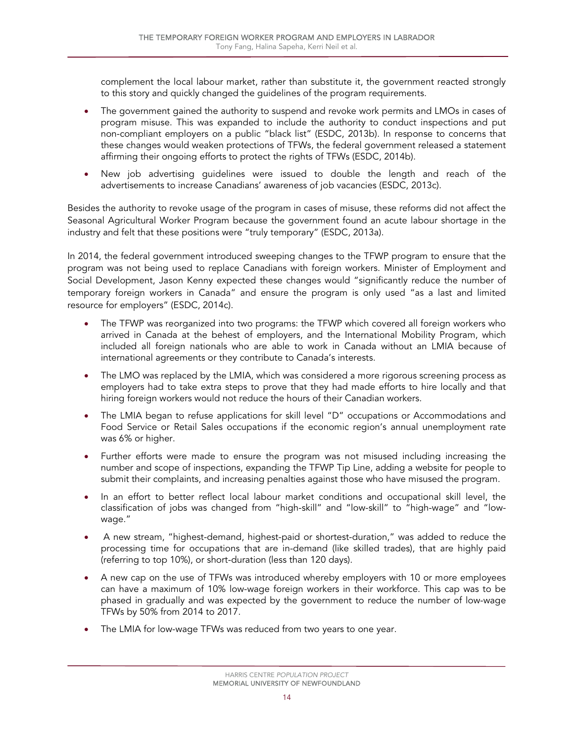complement the local labour market, rather than substitute it, the government reacted strongly to this story and quickly changed the guidelines of the program requirements.

- The government gained the authority to suspend and revoke work permits and LMOs in cases of program misuse. This was expanded to include the authority to conduct inspections and put non-compliant employers on a public "black list" (ESDC, 2013b). In response to concerns that these changes would weaken protections of TFWs, the federal government released a statement affirming their ongoing efforts to protect the rights of TFWs (ESDC, 2014b).
- New job advertising guidelines were issued to double the length and reach of the advertisements to increase Canadians' awareness of job vacancies (ESDC, 2013c).

Besides the authority to revoke usage of the program in cases of misuse, these reforms did not affect the Seasonal Agricultural Worker Program because the government found an acute labour shortage in the industry and felt that these positions were "truly temporary" (ESDC, 2013a).

In 2014, the federal government introduced sweeping changes to the TFWP program to ensure that the program was not being used to replace Canadians with foreign workers. Minister of Employment and Social Development, Jason Kenny expected these changes would "significantly reduce the number of temporary foreign workers in Canada" and ensure the program is only used "as a last and limited resource for employers" (ESDC, 2014c).

- The TFWP was reorganized into two programs: the TFWP which covered all foreign workers who arrived in Canada at the behest of employers, and the International Mobility Program, which included all foreign nationals who are able to work in Canada without an LMIA because of international agreements or they contribute to Canada's interests.
- The LMO was replaced by the LMIA, which was considered a more rigorous screening process as employers had to take extra steps to prove that they had made efforts to hire locally and that hiring foreign workers would not reduce the hours of their Canadian workers.
- The LMIA began to refuse applications for skill level "D" occupations or Accommodations and Food Service or Retail Sales occupations if the economic region's annual unemployment rate was 6% or higher.
- Further efforts were made to ensure the program was not misused including increasing the number and scope of inspections, expanding the TFWP Tip Line, adding a website for people to submit their complaints, and increasing penalties against those who have misused the program.
- In an effort to better reflect local labour market conditions and occupational skill level, the classification of jobs was changed from "high-skill" and "low-skill" to "high-wage" and "low-wage."
- A new stream, "highest-demand, highest-paid or shortest-duration," was added to reduce the processing time for occupations that are in-demand (like skilled trades), that are highly paid (referring to top 10%), or short-duration (less than 120 days).
- A new cap on the use of TFWs was introduced whereby employers with 10 or more employees can have a maximum of 10% low-wage foreign workers in their workforce. This cap was to be phased in gradually and was expected by the government to reduce the number of low-wage TFWs by 50% from 2014 to 2017.
- The LMIA for low-wage TFWs was reduced from two years to one year.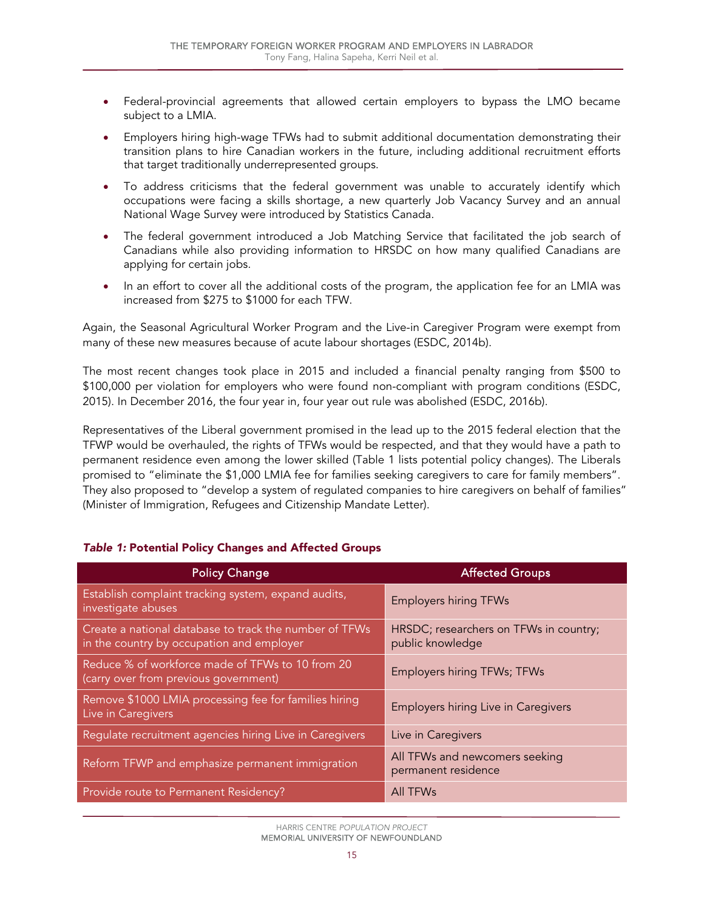- Federal-provincial agreements that allowed certain employers to bypass the LMO became subject to a LMIA.
- Employers hiring high-wage TFWs had to submit additional documentation demonstrating their transition plans to hire Canadian workers in the future, including additional recruitment efforts that target traditionally underrepresented groups.
- To address criticisms that the federal government was unable to accurately identify which occupations were facing a skills shortage, a new quarterly Job Vacancy Survey and an annual National Wage Survey were introduced by Statistics Canada.
- The federal government introduced a Job Matching Service that facilitated the job search of Canadians while also providing information to HRSDC on how many qualified Canadians are applying for certain jobs.
- In an effort to cover all the additional costs of the program, the application fee for an LMIA was increased from $275 to $1000 for each TFW.

Again, the Seasonal Agricultural Worker Program and the Live-in Caregiver Program were exempt from many of these new measures because of acute labour shortages (ESDC, 2014b).

The most recent changes took place in 2015 and included a financial penalty ranging from $500 to $100,000 per violation for employers who were found non-compliant with program conditions (ESDC, 2015). In December 2016, the four year in, four year out rule was abolished (ESDC, 2016b).

Representatives of the Liberal government promised in the lead up to the 2015 federal election that the TFWP would be overhauled, the rights of TFWs would be respected, and that they would have a path to permanent residence even among the lower skilled (Table 1 lists potential policy changes). The Liberals promised to "eliminate the $1,000 LMIA fee for families seeking caregivers to care for family members". They also proposed to "develop a system of regulated companies to hire caregivers on behalf of families" (Minister of Immigration, Refugees and Citizenship Mandate Letter).

***Table 1:* Potential Policy Changes and Affected Groups**

| Policy Change | Affected Groups |
|---|---|
| Establish complaint tracking system, expand audits, investigate abuses | Employers hiring TFWs |
| Create a national database to track the number of TFWs in the country by occupation and employer | HRSDC; researchers on TFWs in country; public knowledge |
| Reduce % of workforce made of TFWs to 10 from 20 (carry over from previous government) | Employers hiring TFWs; TFWs |
| Remove $1000 LMIA processing fee for families hiring Live in Caregivers | Employers hiring Live in Caregivers |
| Regulate recruitment agencies hiring Live in Caregivers | Live in Caregivers |
| Reform TFWP and emphasize permanent immigration | All TFWs and newcomers seeking permanent residence |
| Provide route to Permanent Residency? | All TFWs |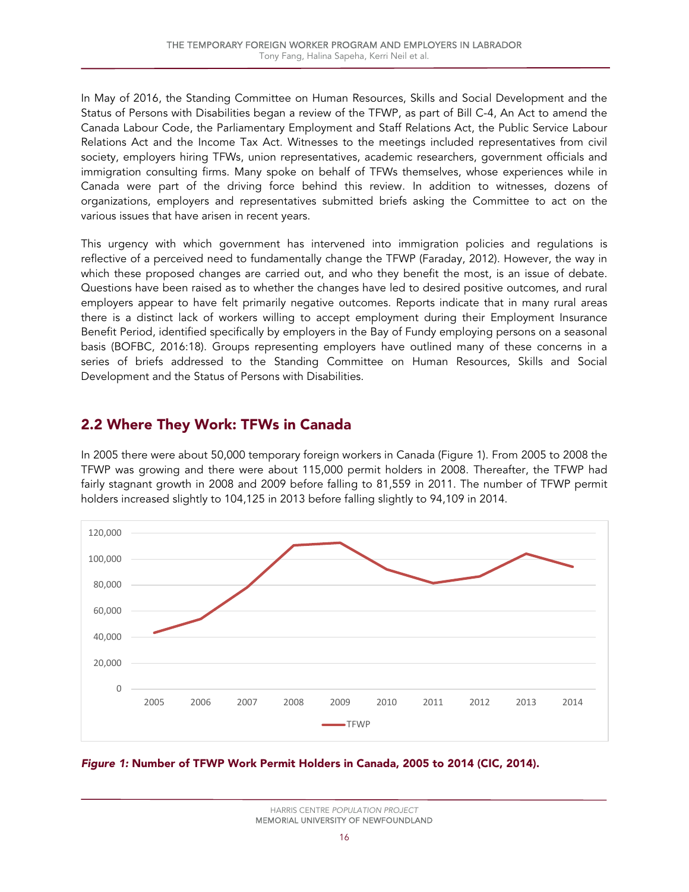In May of 2016, the Standing Committee on Human Resources, Skills and Social Development and the Status of Persons with Disabilities began a review of the TFWP, as part of Bill C-4, An Act to amend the Canada Labour Code, the Parliamentary Employment and Staff Relations Act, the Public Service Labour Relations Act and the Income Tax Act. Witnesses to the meetings included representatives from civil society, employers hiring TFWs, union representatives, academic researchers, government officials and immigration consulting firms. Many spoke on behalf of TFWs themselves, whose experiences while in Canada were part of the driving force behind this review. In addition to witnesses, dozens of organizations, employers and representatives submitted briefs asking the Committee to act on the various issues that have arisen in recent years.

This urgency with which government has intervened into immigration policies and regulations is reflective of a perceived need to fundamentally change the TFWP (Faraday, 2012). However, the way in which these proposed changes are carried out, and who they benefit the most, is an issue of debate. Questions have been raised as to whether the changes have led to desired positive outcomes, and rural employers appear to have felt primarily negative outcomes. Reports indicate that in many rural areas there is a distinct lack of workers willing to accept employment during their Employment Insurance Benefit Period, identified specifically by employers in the Bay of Fundy employing persons on a seasonal basis (BOFBC, 2016:18). Groups representing employers have outlined many of these concerns in a series of briefs addressed to the Standing Committee on Human Resources, Skills and Social Development and the Status of Persons with Disabilities.

## 2.2 Where They Work: TFWs in Canada

In 2005 there were about 50,000 temporary foreign workers in Canada (Figure 1). From 2005 to 2008 the TFWP was growing and there were about 115,000 permit holders in 2008. Thereafter, the TFWP had fairly stagnant growth in 2008 and 2009 before falling to 81,559 in 2011. The number of TFWP permit holders increased slightly to 104,125 in 2013 before falling slightly to 94,109 in 2014.

***Figure 1:*** **Number of TFWP Work Permit Holders in Canada, 2005 to 2014 (CIC, 2014).**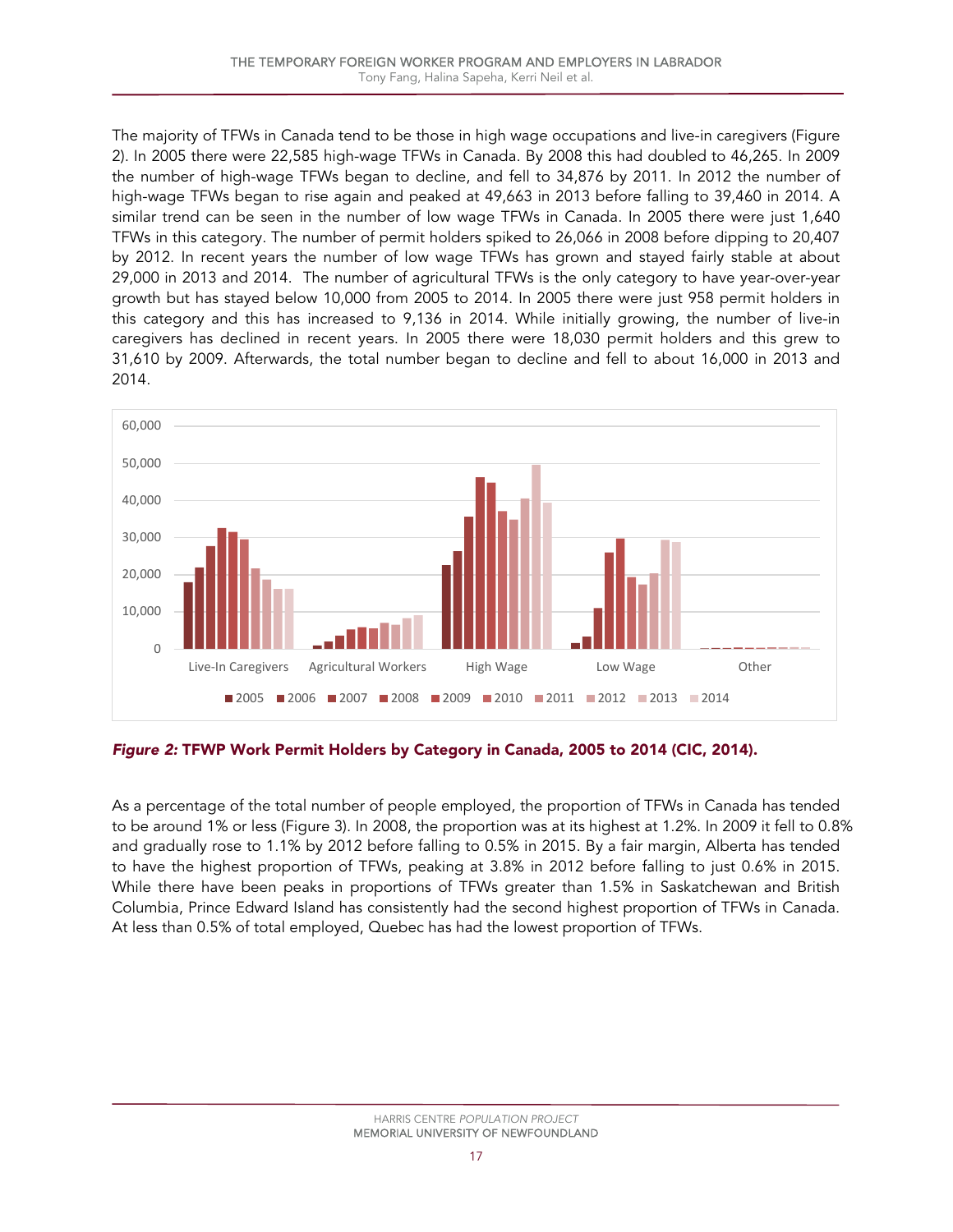The majority of TFWs in Canada tend to be those in high wage occupations and live-in caregivers (Figure 2). In 2005 there were 22,585 high-wage TFWs in Canada. By 2008 this had doubled to 46,265. In 2009 the number of high-wage TFWs began to decline, and fell to 34,876 by 2011. In 2012 the number of high-wage TFWs began to rise again and peaked at 49,663 in 2013 before falling to 39,460 in 2014. A similar trend can be seen in the number of low wage TFWs in Canada. In 2005 there were just 1,640 TFWs in this category. The number of permit holders spiked to 26,066 in 2008 before dipping to 20,407 by 2012. In recent years the number of low wage TFWs has grown and stayed fairly stable at about 29,000 in 2013 and 2014. The number of agricultural TFWs is the only category to have year-over-year growth but has stayed below 10,000 from 2005 to 2014. In 2005 there were just 958 permit holders in this category and this has increased to 9,136 in 2014. While initially growing, the number of live-in caregivers has declined in recent years. In 2005 there were 18,030 permit holders and this grew to 31,610 by 2009. Afterwards, the total number began to decline and fell to about 16,000 in 2013 and 2014.

***Figure 2:* TFWP Work Permit Holders by Category in Canada, 2005 to 2014 (CIC, 2014).**

As a percentage of the total number of people employed, the proportion of TFWs in Canada has tended to be around 1% or less (Figure 3). In 2008, the proportion was at its highest at 1.2%. In 2009 it fell to 0.8% and gradually rose to 1.1% by 2012 before falling to 0.5% in 2015. By a fair margin, Alberta has tended to have the highest proportion of TFWs, peaking at 3.8% in 2012 before falling to just 0.6% in 2015. While there have been peaks in proportions of TFWs greater than 1.5% in Saskatchewan and British Columbia, Prince Edward Island has consistently had the second highest proportion of TFWs in Canada. At less than 0.5% of total employed, Quebec has had the lowest proportion of TFWs.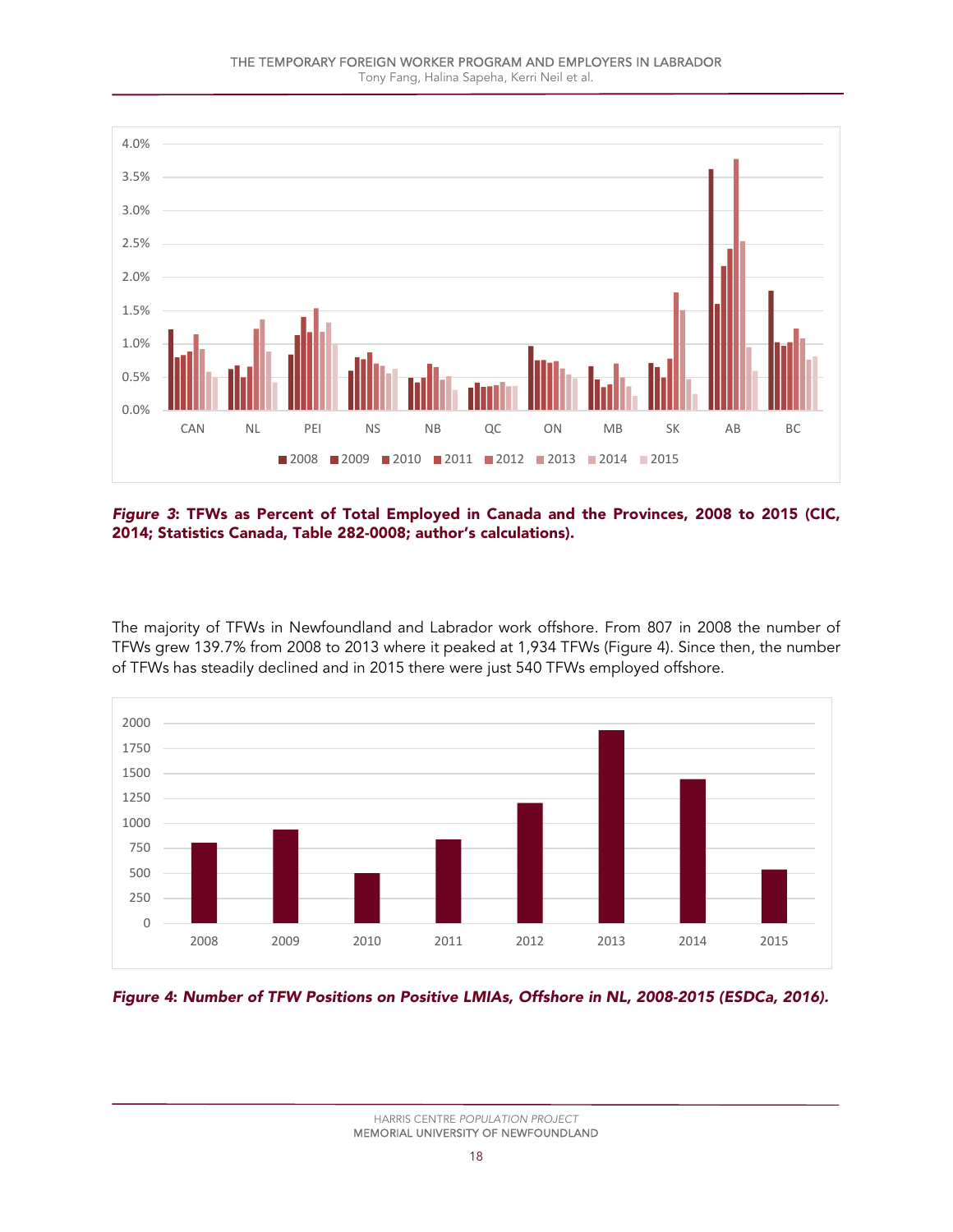*Figure 3*: **TFWs as Percent of Total Employed in Canada and the Provinces, 2008 to 2015 (CIC, 2014; Statistics Canada, Table 282-0008; author's calculations).**

The majority of TFWs in Newfoundland and Labrador work offshore. From 807 in 2008 the number of TFWs grew 139.7% from 2008 to 2013 where it peaked at 1,934 TFWs (Figure 4). Since then, the number of TFWs has steadily declined and in 2015 there were just 540 TFWs employed offshore.

***Figure 4*: *Number of TFW Positions on Positive LMIAs, Offshore in NL, 2008-2015 (ESDCa, 2016).***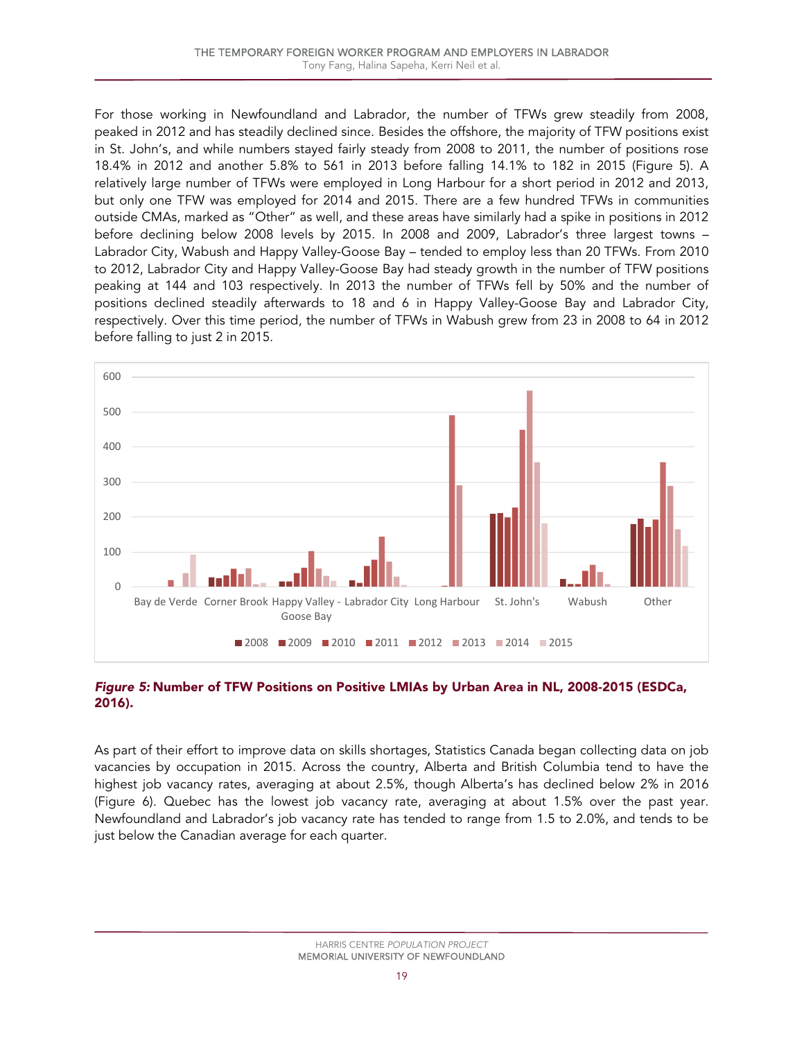For those working in Newfoundland and Labrador, the number of TFWs grew steadily from 2008, peaked in 2012 and has steadily declined since. Besides the offshore, the majority of TFW positions exist in St. John's, and while numbers stayed fairly steady from 2008 to 2011, the number of positions rose 18.4% in 2012 and another 5.8% to 561 in 2013 before falling 14.1% to 182 in 2015 (Figure 5). A relatively large number of TFWs were employed in Long Harbour for a short period in 2012 and 2013, but only one TFW was employed for 2014 and 2015. There are a few hundred TFWs in communities outside CMAs, marked as "Other" as well, and these areas have similarly had a spike in positions in 2012 before declining below 2008 levels by 2015. In 2008 and 2009, Labrador's three largest towns – Labrador City, Wabush and Happy Valley-Goose Bay – tended to employ less than 20 TFWs. From 2010 to 2012, Labrador City and Happy Valley-Goose Bay had steady growth in the number of TFW positions peaking at 144 and 103 respectively. In 2013 the number of TFWs fell by 50% and the number of positions declined steadily afterwards to 18 and 6 in Happy Valley-Goose Bay and Labrador City, respectively. Over this time period, the number of TFWs in Wabush grew from 23 in 2008 to 64 in 2012 before falling to just 2 in 2015.

***Figure 5:* Number of TFW Positions on Positive LMIAs by Urban Area in NL, 2008-2015 (ESDCa, 2016).**

As part of their effort to improve data on skills shortages, Statistics Canada began collecting data on job vacancies by occupation in 2015. Across the country, Alberta and British Columbia tend to have the highest job vacancy rates, averaging at about 2.5%, though Alberta's has declined below 2% in 2016 (Figure 6). Quebec has the lowest job vacancy rate, averaging at about 1.5% over the past year. Newfoundland and Labrador's job vacancy rate has tended to range from 1.5 to 2.0%, and tends to be just below the Canadian average for each quarter.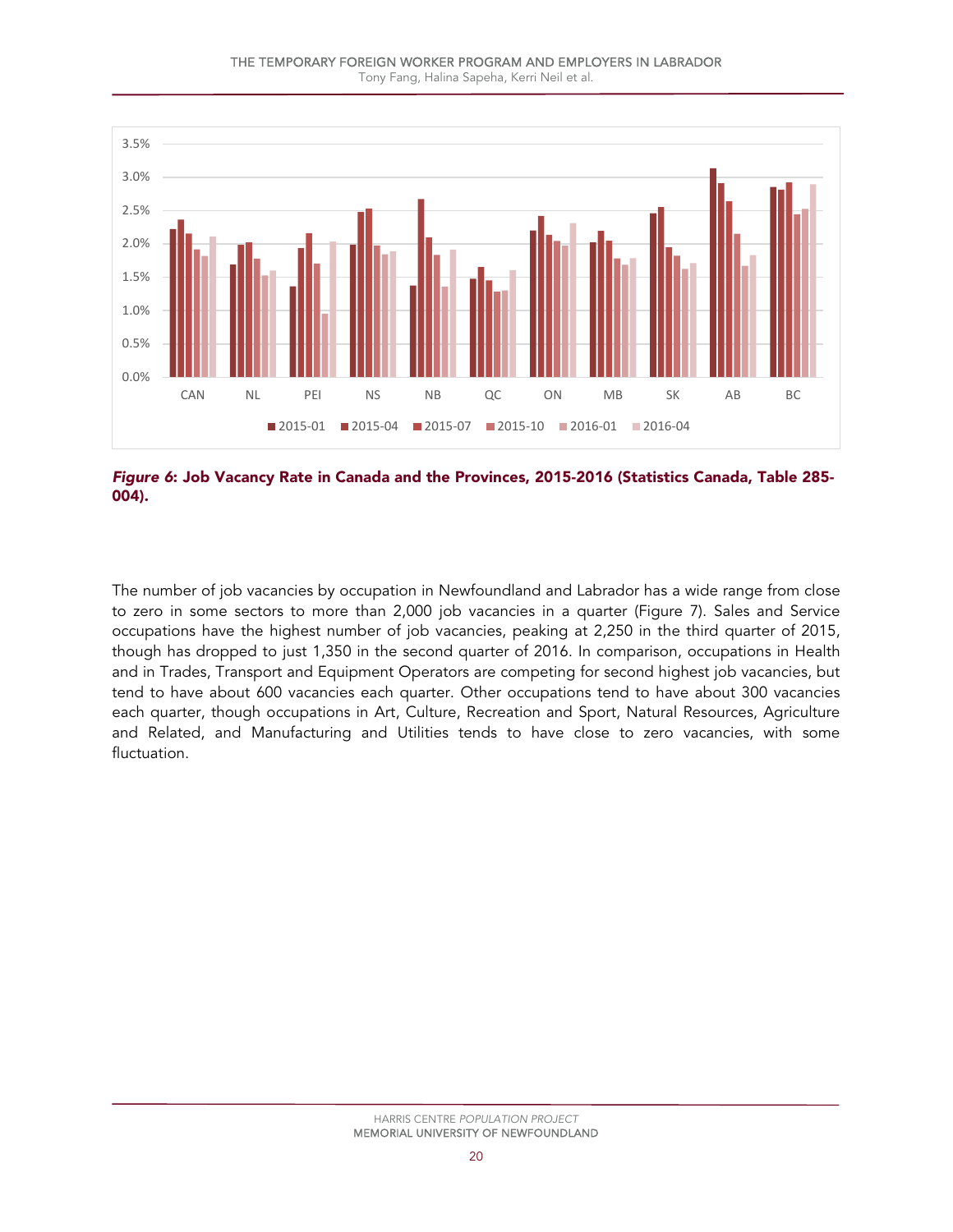***Figure 6*: Job Vacancy Rate in Canada and the Provinces, 2015-2016 (Statistics Canada, Table 285-004).**

The number of job vacancies by occupation in Newfoundland and Labrador has a wide range from close to zero in some sectors to more than 2,000 job vacancies in a quarter (Figure 7). Sales and Service occupations have the highest number of job vacancies, peaking at 2,250 in the third quarter of 2015, though has dropped to just 1,350 in the second quarter of 2016. In comparison, occupations in Health and in Trades, Transport and Equipment Operators are competing for second highest job vacancies, but tend to have about 600 vacancies each quarter. Other occupations tend to have about 300 vacancies each quarter, though occupations in Art, Culture, Recreation and Sport, Natural Resources, Agriculture and Related, and Manufacturing and Utilities tends to have close to zero vacancies, with some fluctuation.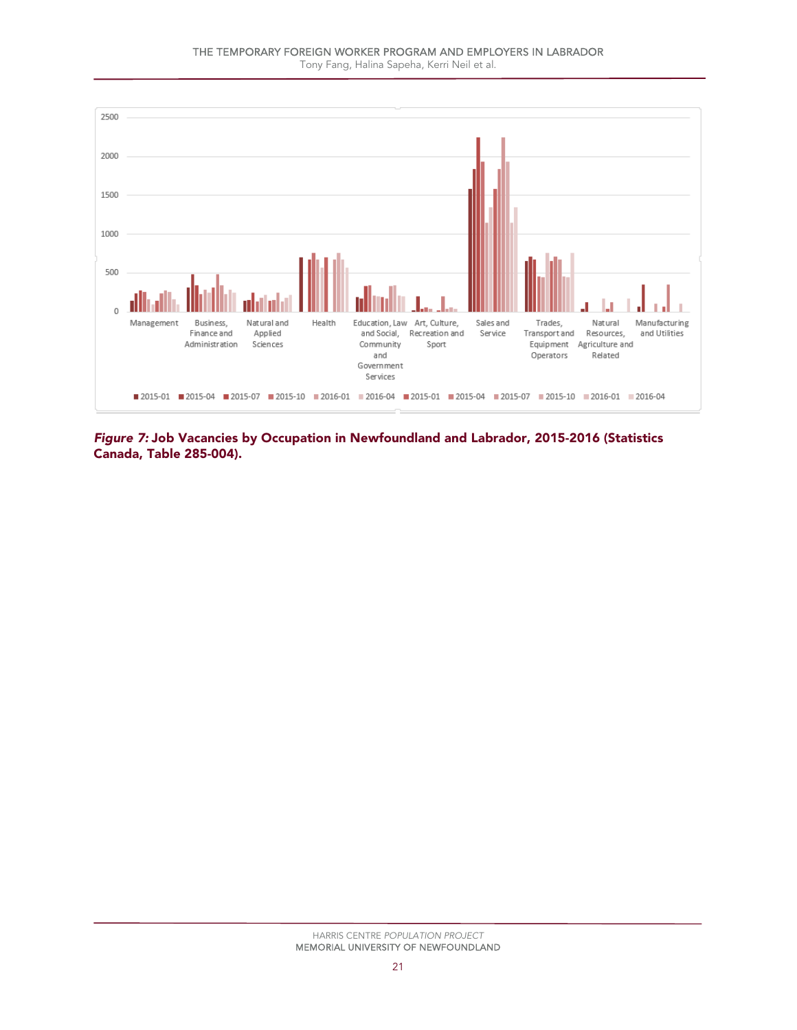*Figure 7:* **Job Vacancies by Occupation in Newfoundland and Labrador, 2015-2016 (Statistics Canada, Table 285-004).**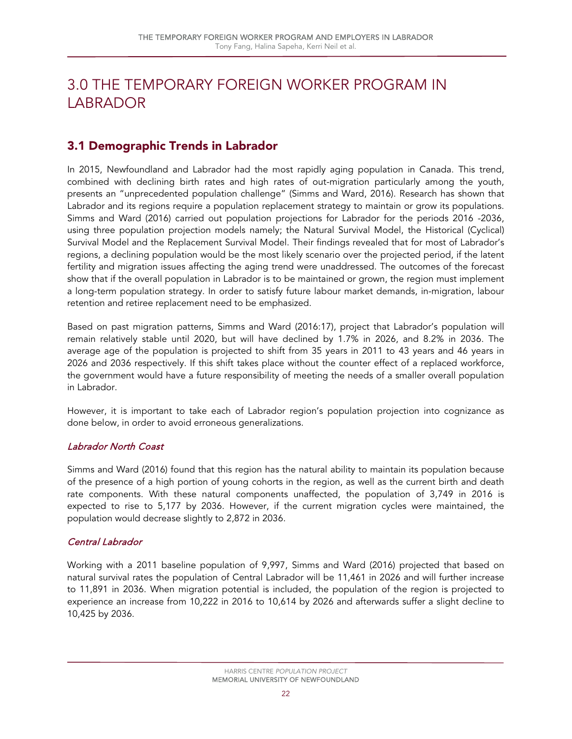# 3.0 THE TEMPORARY FOREIGN WORKER PROGRAM IN LABRADOR

## 3.1 Demographic Trends in Labrador

In 2015, Newfoundland and Labrador had the most rapidly aging population in Canada. This trend, combined with declining birth rates and high rates of out-migration particularly among the youth, presents an "unprecedented population challenge" (Simms and Ward, 2016). Research has shown that Labrador and its regions require a population replacement strategy to maintain or grow its populations. Simms and Ward (2016) carried out population projections for Labrador for the periods 2016 -2036, using three population projection models namely; the Natural Survival Model, the Historical (Cyclical) Survival Model and the Replacement Survival Model. Their findings revealed that for most of Labrador's regions, a declining population would be the most likely scenario over the projected period, if the latent fertility and migration issues affecting the aging trend were unaddressed. The outcomes of the forecast show that if the overall population in Labrador is to be maintained or grown, the region must implement a long-term population strategy. In order to satisfy future labour market demands, in-migration, labour retention and retiree replacement need to be emphasized.

Based on past migration patterns, Simms and Ward (2016:17), project that Labrador's population will remain relatively stable until 2020, but will have declined by 1.7% in 2026, and 8.2% in 2036. The average age of the population is projected to shift from 35 years in 2011 to 43 years and 46 years in 2026 and 2036 respectively. If this shift takes place without the counter effect of a replaced workforce, the government would have a future responsibility of meeting the needs of a smaller overall population in Labrador.

However, it is important to take each of Labrador region's population projection into cognizance as done below, in order to avoid erroneous generalizations.

### *Labrador North Coast*

Simms and Ward (2016) found that this region has the natural ability to maintain its population because of the presence of a high portion of young cohorts in the region, as well as the current birth and death rate components. With these natural components unaffected, the population of 3,749 in 2016 is expected to rise to 5,177 by 2036. However, if the current migration cycles were maintained, the population would decrease slightly to 2,872 in 2036.

### *Central Labrador*

Working with a 2011 baseline population of 9,997, Simms and Ward (2016) projected that based on natural survival rates the population of Central Labrador will be 11,461 in 2026 and will further increase to 11,891 in 2036. When migration potential is included, the population of the region is projected to experience an increase from 10,222 in 2016 to 10,614 by 2026 and afterwards suffer a slight decline to 10,425 by 2036.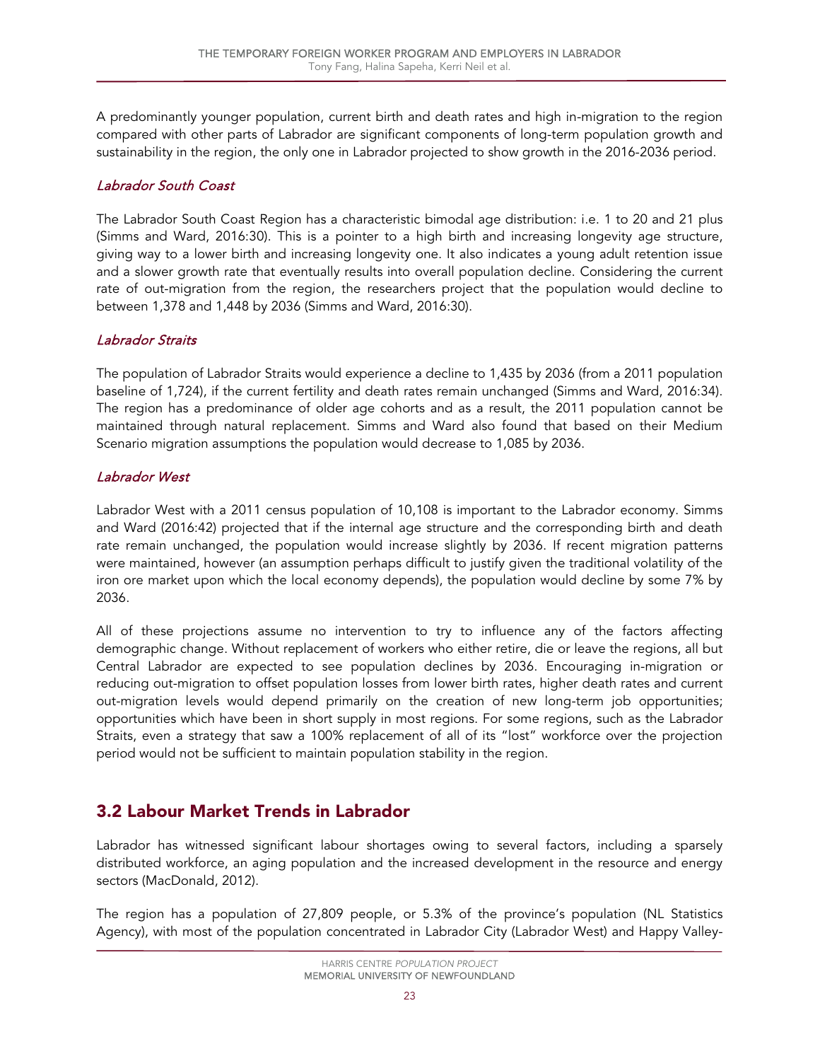A predominantly younger population, current birth and death rates and high in-migration to the region compared with other parts of Labrador are significant components of long-term population growth and sustainability in the region, the only one in Labrador projected to show growth in the 2016-2036 period.

### *Labrador South Coast*

The Labrador South Coast Region has a characteristic bimodal age distribution: i.e. 1 to 20 and 21 plus (Simms and Ward, 2016:30). This is a pointer to a high birth and increasing longevity age structure, giving way to a lower birth and increasing longevity one. It also indicates a young adult retention issue and a slower growth rate that eventually results into overall population decline. Considering the current rate of out-migration from the region, the researchers project that the population would decline to between 1,378 and 1,448 by 2036 (Simms and Ward, 2016:30).

### *Labrador Straits*

The population of Labrador Straits would experience a decline to 1,435 by 2036 (from a 2011 population baseline of 1,724), if the current fertility and death rates remain unchanged (Simms and Ward, 2016:34). The region has a predominance of older age cohorts and as a result, the 2011 population cannot be maintained through natural replacement. Simms and Ward also found that based on their Medium Scenario migration assumptions the population would decrease to 1,085 by 2036.

### *Labrador West*

Labrador West with a 2011 census population of 10,108 is important to the Labrador economy. Simms and Ward (2016:42) projected that if the internal age structure and the corresponding birth and death rate remain unchanged, the population would increase slightly by 2036. If recent migration patterns were maintained, however (an assumption perhaps difficult to justify given the traditional volatility of the iron ore market upon which the local economy depends), the population would decline by some 7% by 2036.

All of these projections assume no intervention to try to influence any of the factors affecting demographic change. Without replacement of workers who either retire, die or leave the regions, all but Central Labrador are expected to see population declines by 2036. Encouraging in-migration or reducing out-migration to offset population losses from lower birth rates, higher death rates and current out-migration levels would depend primarily on the creation of new long-term job opportunities; opportunities which have been in short supply in most regions. For some regions, such as the Labrador Straits, even a strategy that saw a 100% replacement of all of its "lost" workforce over the projection period would not be sufficient to maintain population stability in the region.

## 3.2 Labour Market Trends in Labrador

Labrador has witnessed significant labour shortages owing to several factors, including a sparsely distributed workforce, an aging population and the increased development in the resource and energy sectors (MacDonald, 2012).

The region has a population of 27,809 people, or 5.3% of the province's population (NL Statistics Agency), with most of the population concentrated in Labrador City (Labrador West) and Happy Valley-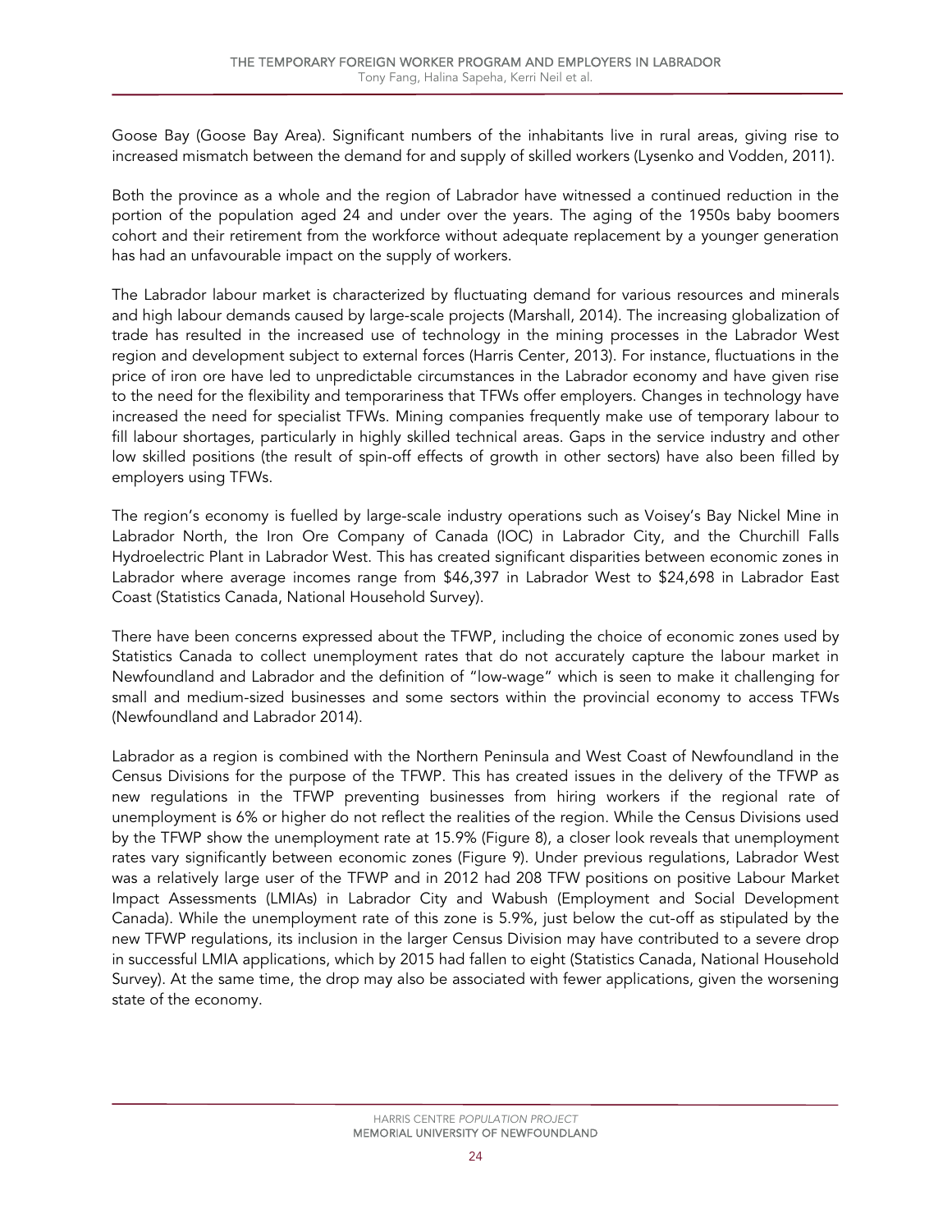Goose Bay (Goose Bay Area). Significant numbers of the inhabitants live in rural areas, giving rise to increased mismatch between the demand for and supply of skilled workers (Lysenko and Vodden, 2011).

Both the province as a whole and the region of Labrador have witnessed a continued reduction in the portion of the population aged 24 and under over the years. The aging of the 1950s baby boomers cohort and their retirement from the workforce without adequate replacement by a younger generation has had an unfavourable impact on the supply of workers.

The Labrador labour market is characterized by fluctuating demand for various resources and minerals and high labour demands caused by large-scale projects (Marshall, 2014). The increasing globalization of trade has resulted in the increased use of technology in the mining processes in the Labrador West region and development subject to external forces (Harris Center, 2013). For instance, fluctuations in the price of iron ore have led to unpredictable circumstances in the Labrador economy and have given rise to the need for the flexibility and temporariness that TFWs offer employers. Changes in technology have increased the need for specialist TFWs. Mining companies frequently make use of temporary labour to fill labour shortages, particularly in highly skilled technical areas. Gaps in the service industry and other low skilled positions (the result of spin-off effects of growth in other sectors) have also been filled by employers using TFWs.

The region's economy is fuelled by large-scale industry operations such as Voisey's Bay Nickel Mine in Labrador North, the Iron Ore Company of Canada (IOC) in Labrador City, and the Churchill Falls Hydroelectric Plant in Labrador West. This has created significant disparities between economic zones in Labrador where average incomes range from $46,397 in Labrador West to $24,698 in Labrador East Coast (Statistics Canada, National Household Survey).

There have been concerns expressed about the TFWP, including the choice of economic zones used by Statistics Canada to collect unemployment rates that do not accurately capture the labour market in Newfoundland and Labrador and the definition of "low-wage" which is seen to make it challenging for small and medium-sized businesses and some sectors within the provincial economy to access TFWs (Newfoundland and Labrador 2014).

Labrador as a region is combined with the Northern Peninsula and West Coast of Newfoundland in the Census Divisions for the purpose of the TFWP. This has created issues in the delivery of the TFWP as new regulations in the TFWP preventing businesses from hiring workers if the regional rate of unemployment is 6% or higher do not reflect the realities of the region. While the Census Divisions used by the TFWP show the unemployment rate at 15.9% (Figure 8), a closer look reveals that unemployment rates vary significantly between economic zones (Figure 9). Under previous regulations, Labrador West was a relatively large user of the TFWP and in 2012 had 208 TFW positions on positive Labour Market Impact Assessments (LMIAs) in Labrador City and Wabush (Employment and Social Development Canada). While the unemployment rate of this zone is 5.9%, just below the cut-off as stipulated by the new TFWP regulations, its inclusion in the larger Census Division may have contributed to a severe drop in successful LMIA applications, which by 2015 had fallen to eight (Statistics Canada, National Household Survey). At the same time, the drop may also be associated with fewer applications, given the worsening state of the economy.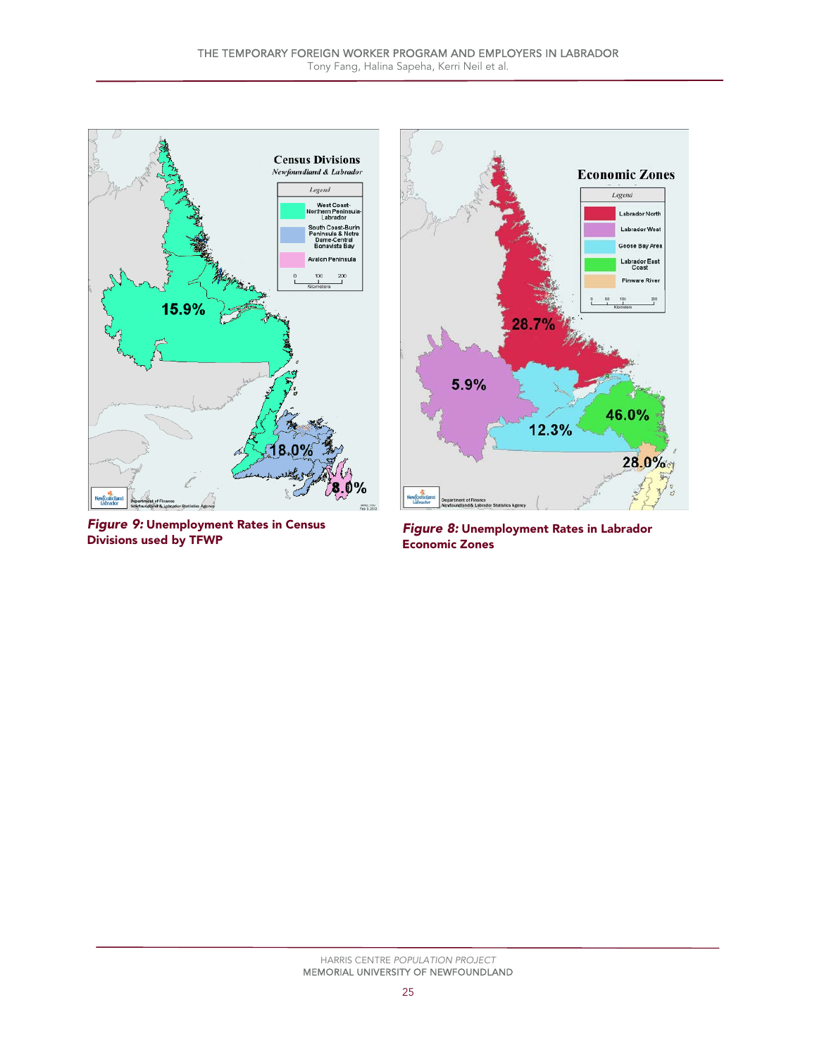***Figure 9:*** **Unemployment Rates in Census Divisions used by TFWP**

***Figure 8:*** **Unemployment Rates in Labrador Economic Zones**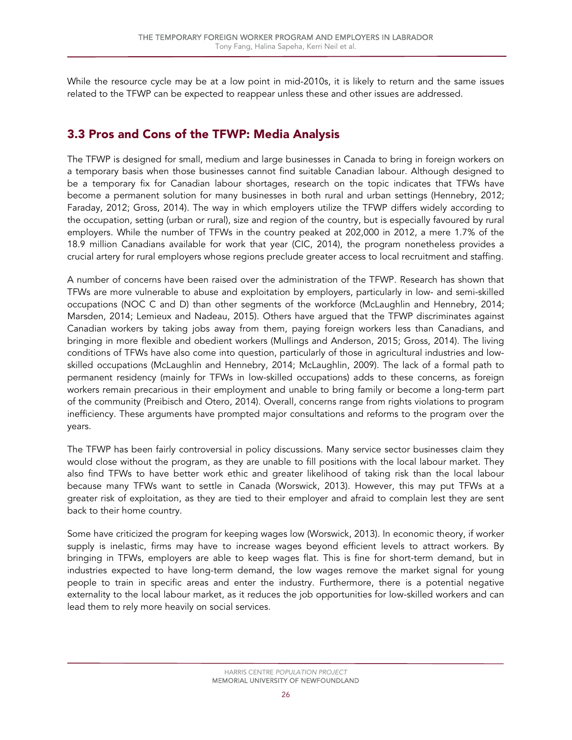While the resource cycle may be at a low point in mid-2010s, it is likely to return and the same issues related to the TFWP can be expected to reappear unless these and other issues are addressed.

## 3.3 Pros and Cons of the TFWP: Media Analysis

The TFWP is designed for small, medium and large businesses in Canada to bring in foreign workers on a temporary basis when those businesses cannot find suitable Canadian labour. Although designed to be a temporary fix for Canadian labour shortages, research on the topic indicates that TFWs have become a permanent solution for many businesses in both rural and urban settings (Hennebry, 2012; Faraday, 2012; Gross, 2014). The way in which employers utilize the TFWP differs widely according to the occupation, setting (urban or rural), size and region of the country, but is especially favoured by rural employers. While the number of TFWs in the country peaked at 202,000 in 2012, a mere 1.7% of the 18.9 million Canadians available for work that year (CIC, 2014), the program nonetheless provides a crucial artery for rural employers whose regions preclude greater access to local recruitment and staffing.

A number of concerns have been raised over the administration of the TFWP. Research has shown that TFWs are more vulnerable to abuse and exploitation by employers, particularly in low- and semi-skilled occupations (NOC C and D) than other segments of the workforce (McLaughlin and Hennebry, 2014; Marsden, 2014; Lemieux and Nadeau, 2015). Others have argued that the TFWP discriminates against Canadian workers by taking jobs away from them, paying foreign workers less than Canadians, and bringing in more flexible and obedient workers (Mullings and Anderson, 2015; Gross, 2014). The living conditions of TFWs have also come into question, particularly of those in agricultural industries and low-skilled occupations (McLaughlin and Hennebry, 2014; McLaughlin, 2009). The lack of a formal path to permanent residency (mainly for TFWs in low-skilled occupations) adds to these concerns, as foreign workers remain precarious in their employment and unable to bring family or become a long-term part of the community (Preibisch and Otero, 2014). Overall, concerns range from rights violations to program inefficiency. These arguments have prompted major consultations and reforms to the program over the years.

The TFWP has been fairly controversial in policy discussions. Many service sector businesses claim they would close without the program, as they are unable to fill positions with the local labour market. They also find TFWs to have better work ethic and greater likelihood of taking risk than the local labour because many TFWs want to settle in Canada (Worswick, 2013). However, this may put TFWs at a greater risk of exploitation, as they are tied to their employer and afraid to complain lest they are sent back to their home country.

Some have criticized the program for keeping wages low (Worswick, 2013). In economic theory, if worker supply is inelastic, firms may have to increase wages beyond efficient levels to attract workers. By bringing in TFWs, employers are able to keep wages flat. This is fine for short-term demand, but in industries expected to have long-term demand, the low wages remove the market signal for young people to train in specific areas and enter the industry. Furthermore, there is a potential negative externality to the local labour market, as it reduces the job opportunities for low-skilled workers and can lead them to rely more heavily on social services.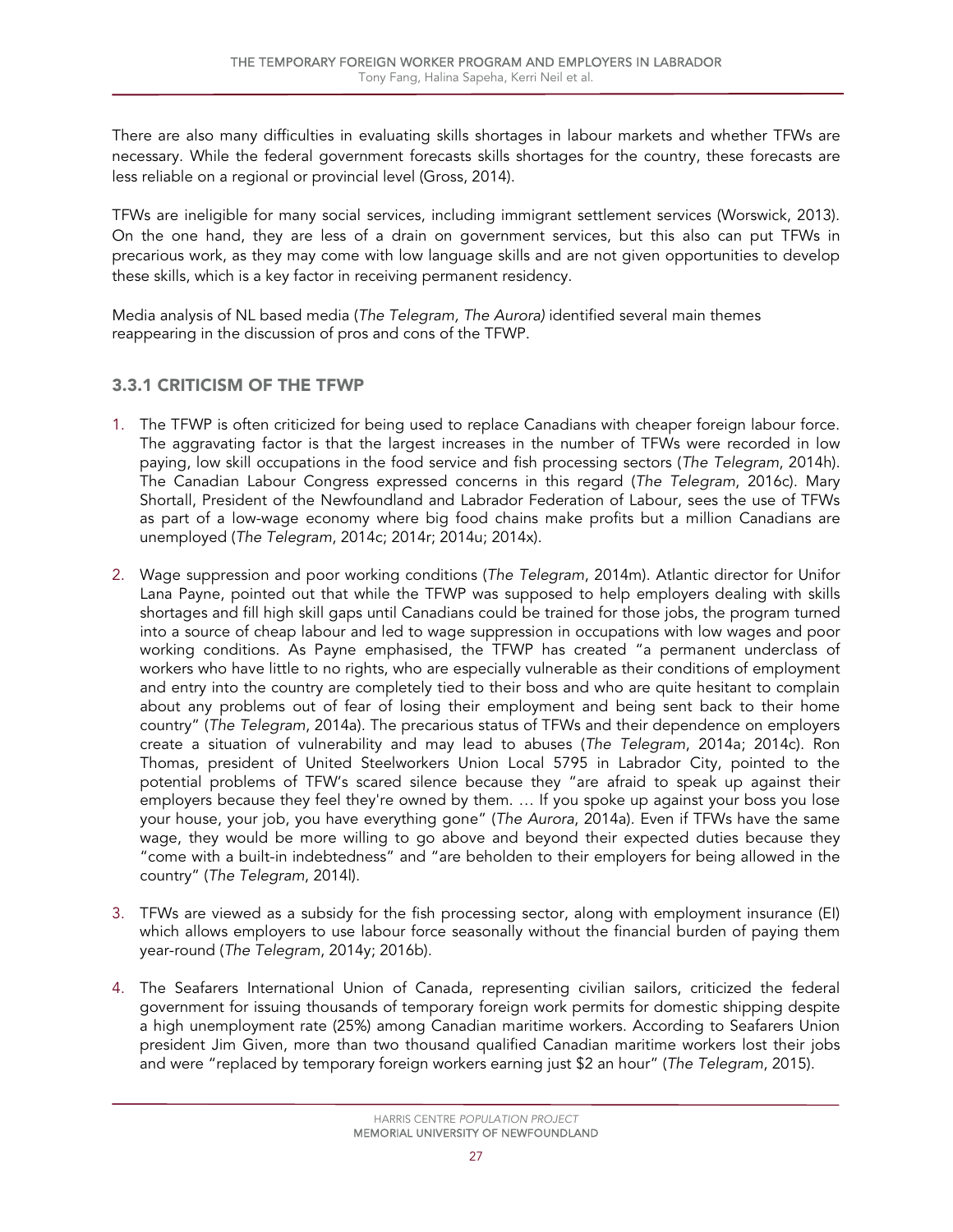There are also many difficulties in evaluating skills shortages in labour markets and whether TFWs are necessary. While the federal government forecasts skills shortages for the country, these forecasts are less reliable on a regional or provincial level (Gross, 2014).

TFWs are ineligible for many social services, including immigrant settlement services (Worswick, 2013). On the one hand, they are less of a drain on government services, but this also can put TFWs in precarious work, as they may come with low language skills and are not given opportunities to develop these skills, which is a key factor in receiving permanent residency.

Media analysis of NL based media (*The Telegram*, *The Aurora)* identified several main themes reappearing in the discussion of pros and cons of the TFWP.

### 3.3.1 CRITICISM OF THE TFWP

1. The TFWP is often criticized for being used to replace Canadians with cheaper foreign labour force. The aggravating factor is that the largest increases in the number of TFWs were recorded in low paying, low skill occupations in the food service and fish processing sectors (*The Telegram*, 2014h). The Canadian Labour Congress expressed concerns in this regard (*The Telegram*, 2016c). Mary Shortall, President of the Newfoundland and Labrador Federation of Labour, sees the use of TFWs as part of a low-wage economy where big food chains make profits but a million Canadians are unemployed (*The Telegram*, 2014c; 2014r; 2014u; 2014x).

2. Wage suppression and poor working conditions (*The Telegram*, 2014m). Atlantic director for Unifor Lana Payne, pointed out that while the TFWP was supposed to help employers dealing with skills shortages and fill high skill gaps until Canadians could be trained for those jobs, the program turned into a source of cheap labour and led to wage suppression in occupations with low wages and poor working conditions. As Payne emphasised, the TFWP has created "a permanent underclass of workers who have little to no rights, who are especially vulnerable as their conditions of employment and entry into the country are completely tied to their boss and who are quite hesitant to complain about any problems out of fear of losing their employment and being sent back to their home country" (*The Telegram*, 2014a). The precarious status of TFWs and their dependence on employers create a situation of vulnerability and may lead to abuses (*The Telegram*, 2014a; 2014c). Ron Thomas, president of United Steelworkers Union Local 5795 in Labrador City, pointed to the potential problems of TFW's scared silence because they "are afraid to speak up against their employers because they feel they're owned by them. … If you spoke up against your boss you lose your house, your job, you have everything gone" (*The Aurora*, 2014a). Even if TFWs have the same wage, they would be more willing to go above and beyond their expected duties because they "come with a built-in indebtedness" and "are beholden to their employers for being allowed in the country" (*The Telegram*, 2014l).

3. TFWs are viewed as a subsidy for the fish processing sector, along with employment insurance (EI) which allows employers to use labour force seasonally without the financial burden of paying them year-round (*The Telegram*, 2014y; 2016b).

4. The Seafarers International Union of Canada, representing civilian sailors, criticized the federal government for issuing thousands of temporary foreign work permits for domestic shipping despite a high unemployment rate (25%) among Canadian maritime workers. According to Seafarers Union president Jim Given, more than two thousand qualified Canadian maritime workers lost their jobs and were "replaced by temporary foreign workers earning just $2 an hour" (*The Telegram*, 2015).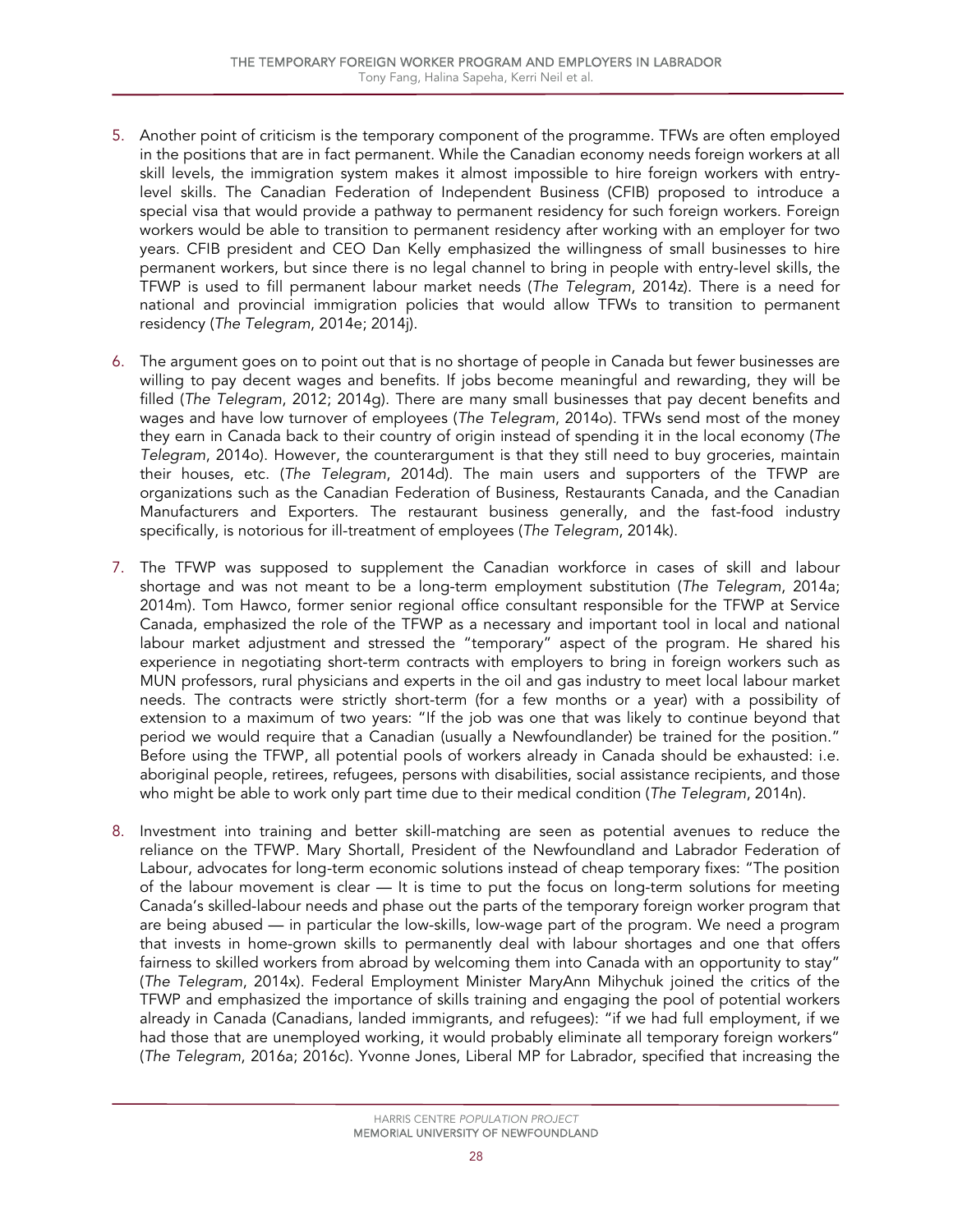5. Another point of criticism is the temporary component of the programme. TFWs are often employed in the positions that are in fact permanent. While the Canadian economy needs foreign workers at all skill levels, the immigration system makes it almost impossible to hire foreign workers with entry-level skills. The Canadian Federation of Independent Business (CFIB) proposed to introduce a special visa that would provide a pathway to permanent residency for such foreign workers. Foreign workers would be able to transition to permanent residency after working with an employer for two years. CFIB president and CEO Dan Kelly emphasized the willingness of small businesses to hire permanent workers, but since there is no legal channel to bring in people with entry-level skills, the TFWP is used to fill permanent labour market needs (*The Telegram*, 2014z). There is a need for national and provincial immigration policies that would allow TFWs to transition to permanent residency (*The Telegram*, 2014e; 2014j).

6. The argument goes on to point out that is no shortage of people in Canada but fewer businesses are willing to pay decent wages and benefits. If jobs become meaningful and rewarding, they will be filled (*The Telegram*, 2012; 2014g). There are many small businesses that pay decent benefits and wages and have low turnover of employees (*The Telegram*, 2014o). TFWs send most of the money they earn in Canada back to their country of origin instead of spending it in the local economy (*The Telegram*, 2014o). However, the counterargument is that they still need to buy groceries, maintain their houses, etc. (*The Telegram*, 2014d). The main users and supporters of the TFWP are organizations such as the Canadian Federation of Business, Restaurants Canada, and the Canadian Manufacturers and Exporters. The restaurant business generally, and the fast-food industry specifically, is notorious for ill-treatment of employees (*The Telegram*, 2014k).

7. The TFWP was supposed to supplement the Canadian workforce in cases of skill and labour shortage and was not meant to be a long-term employment substitution (*The Telegram*, 2014a; 2014m). Tom Hawco, former senior regional office consultant responsible for the TFWP at Service Canada, emphasized the role of the TFWP as a necessary and important tool in local and national labour market adjustment and stressed the "temporary" aspect of the program. He shared his experience in negotiating short-term contracts with employers to bring in foreign workers such as MUN professors, rural physicians and experts in the oil and gas industry to meet local labour market needs. The contracts were strictly short-term (for a few months or a year) with a possibility of extension to a maximum of two years: "If the job was one that was likely to continue beyond that period we would require that a Canadian (usually a Newfoundlander) be trained for the position." Before using the TFWP, all potential pools of workers already in Canada should be exhausted: i.e. aboriginal people, retirees, refugees, persons with disabilities, social assistance recipients, and those who might be able to work only part time due to their medical condition (*The Telegram*, 2014n).

8. Investment into training and better skill-matching are seen as potential avenues to reduce the reliance on the TFWP. Mary Shortall, President of the Newfoundland and Labrador Federation of Labour, advocates for long-term economic solutions instead of cheap temporary fixes: "The position of the labour movement is clear — It is time to put the focus on long-term solutions for meeting Canada's skilled-labour needs and phase out the parts of the temporary foreign worker program that are being abused — in particular the low-skills, low-wage part of the program. We need a program that invests in home-grown skills to permanently deal with labour shortages and one that offers fairness to skilled workers from abroad by welcoming them into Canada with an opportunity to stay" (*The Telegram*, 2014x). Federal Employment Minister MaryAnn Mihychuk joined the critics of the TFWP and emphasized the importance of skills training and engaging the pool of potential workers already in Canada (Canadians, landed immigrants, and refugees): "if we had full employment, if we had those that are unemployed working, it would probably eliminate all temporary foreign workers" (*The Telegram*, 2016a; 2016c). Yvonne Jones, Liberal MP for Labrador, specified that increasing the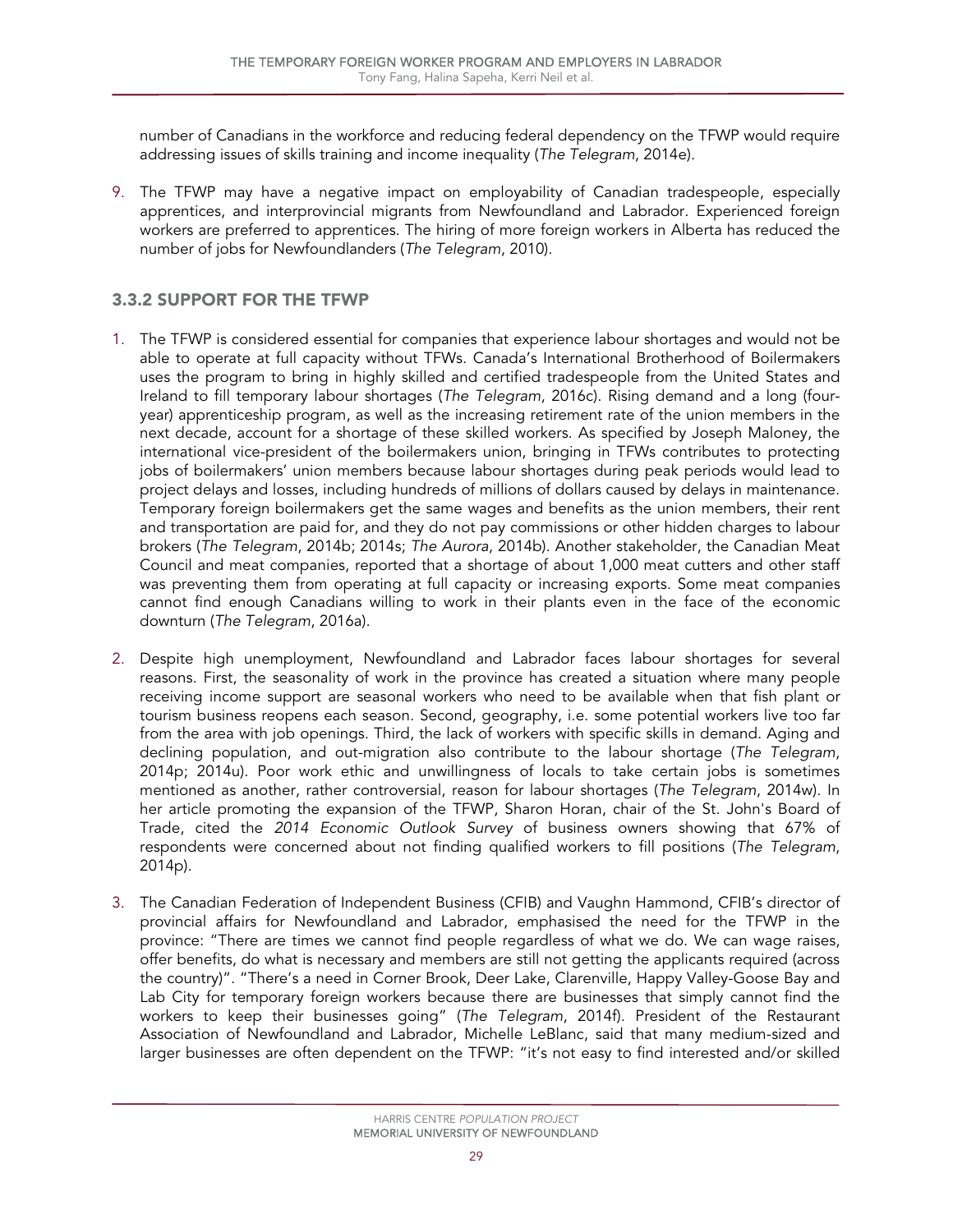number of Canadians in the workforce and reducing federal dependency on the TFWP would require addressing issues of skills training and income inequality (*The Telegram*, 2014e).

9. The TFWP may have a negative impact on employability of Canadian tradespeople, especially apprentices, and interprovincial migrants from Newfoundland and Labrador. Experienced foreign workers are preferred to apprentices. The hiring of more foreign workers in Alberta has reduced the number of jobs for Newfoundlanders (*The Telegram*, 2010).

### 3.3.2 SUPPORT FOR THE TFWP

1. The TFWP is considered essential for companies that experience labour shortages and would not be able to operate at full capacity without TFWs. Canada's International Brotherhood of Boilermakers uses the program to bring in highly skilled and certified tradespeople from the United States and Ireland to fill temporary labour shortages (*The Telegram*, 2016c). Rising demand and a long (four-year) apprenticeship program, as well as the increasing retirement rate of the union members in the next decade, account for a shortage of these skilled workers. As specified by Joseph Maloney, the international vice-president of the boilermakers union, bringing in TFWs contributes to protecting jobs of boilermakers' union members because labour shortages during peak periods would lead to project delays and losses, including hundreds of millions of dollars caused by delays in maintenance. Temporary foreign boilermakers get the same wages and benefits as the union members, their rent and transportation are paid for, and they do not pay commissions or other hidden charges to labour brokers (*The Telegram*, 2014b; 2014s; *The Aurora*, 2014b). Another stakeholder, the Canadian Meat Council and meat companies, reported that a shortage of about 1,000 meat cutters and other staff was preventing them from operating at full capacity or increasing exports. Some meat companies cannot find enough Canadians willing to work in their plants even in the face of the economic downturn (*The Telegram*, 2016a).

2. Despite high unemployment, Newfoundland and Labrador faces labour shortages for several reasons. First, the seasonality of work in the province has created a situation where many people receiving income support are seasonal workers who need to be available when that fish plant or tourism business reopens each season. Second, geography, i.e. some potential workers live too far from the area with job openings. Third, the lack of workers with specific skills in demand. Aging and declining population, and out-migration also contribute to the labour shortage (*The Telegram*, 2014p; 2014u). Poor work ethic and unwillingness of locals to take certain jobs is sometimes mentioned as another, rather controversial, reason for labour shortages (*The Telegram*, 2014w). In her article promoting the expansion of the TFWP, Sharon Horan, chair of the St. John's Board of Trade, cited the *2014 Economic Outlook Survey* of business owners showing that 67% of respondents were concerned about not finding qualified workers to fill positions (*The Telegram*, 2014p).

3. The Canadian Federation of Independent Business (CFIB) and Vaughn Hammond, CFIB's director of provincial affairs for Newfoundland and Labrador, emphasised the need for the TFWP in the province: "There are times we cannot find people regardless of what we do. We can wage raises, offer benefits, do what is necessary and members are still not getting the applicants required (across the country)". "There's a need in Corner Brook, Deer Lake, Clarenville, Happy Valley-Goose Bay and Lab City for temporary foreign workers because there are businesses that simply cannot find the workers to keep their businesses going" (*The Telegram*, 2014f). President of the Restaurant Association of Newfoundland and Labrador, Michelle LeBlanc, said that many medium-sized and larger businesses are often dependent on the TFWP: "it's not easy to find interested and/or skilled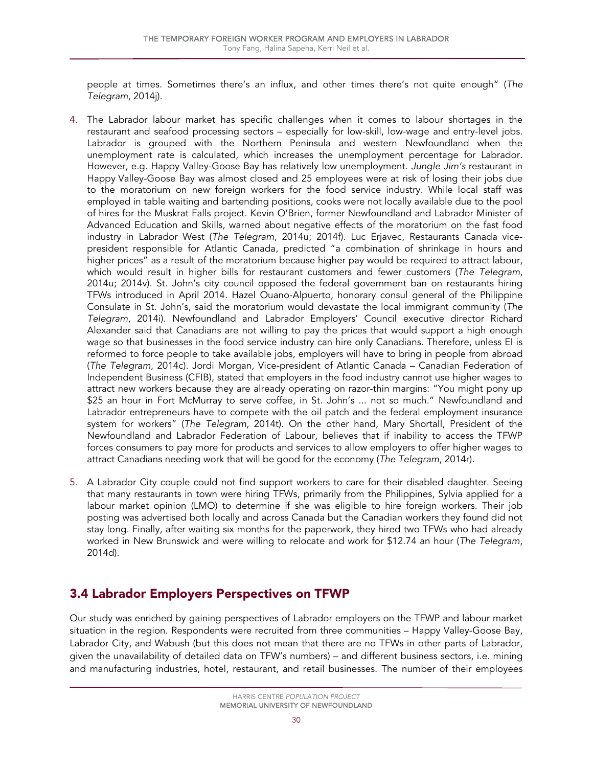people at times. Sometimes there's an influx, and other times there's not quite enough" (*The Telegram*, 2014j).

4. The Labrador labour market has specific challenges when it comes to labour shortages in the restaurant and seafood processing sectors – especially for low-skill, low-wage and entry-level jobs. Labrador is grouped with the Northern Peninsula and western Newfoundland when the unemployment rate is calculated, which increases the unemployment percentage for Labrador. However, e.g. Happy Valley-Goose Bay has relatively low unemployment. *Jungle Jim's* restaurant in Happy Valley-Goose Bay was almost closed and 25 employees were at risk of losing their jobs due to the moratorium on new foreign workers for the food service industry. While local staff was employed in table waiting and bartending positions, cooks were not locally available due to the pool of hires for the Muskrat Falls project. Kevin O'Brien, former Newfoundland and Labrador Minister of Advanced Education and Skills, warned about negative effects of the moratorium on the fast food industry in Labrador West (*The Telegram*, 2014u; 2014f). Luc Erjavec, Restaurants Canada vice-president responsible for Atlantic Canada, predicted "a combination of shrinkage in hours and higher prices" as a result of the moratorium because higher pay would be required to attract labour, which would result in higher bills for restaurant customers and fewer customers (*The Telegram*, 2014u; 2014v). St. John's city council opposed the federal government ban on restaurants hiring TFWs introduced in April 2014. Hazel Ouano-Alpuerto, honorary consul general of the Philippine Consulate in St. John's, said the moratorium would devastate the local immigrant community (*The Telegram*, 2014i). Newfoundland and Labrador Employers' Council executive director Richard Alexander said that Canadians are not willing to pay the prices that would support a high enough wage so that businesses in the food service industry can hire only Canadians. Therefore, unless EI is reformed to force people to take available jobs, employers will have to bring in people from abroad (*The Telegram*, 2014c). Jordi Morgan, Vice-president of Atlantic Canada – Canadian Federation of Independent Business (CFIB), stated that employers in the food industry cannot use higher wages to attract new workers because they are already operating on razor-thin margins: "You might pony up $25 an hour in Fort McMurray to serve coffee, in St. John's ... not so much." Newfoundland and Labrador entrepreneurs have to compete with the oil patch and the federal employment insurance system for workers" (*The Telegram*, 2014t). On the other hand, Mary Shortall, President of the Newfoundland and Labrador Federation of Labour, believes that if inability to access the TFWP forces consumers to pay more for products and services to allow employers to offer higher wages to attract Canadians needing work that will be good for the economy (*The Telegram*, 2014r).

5. A Labrador City couple could not find support workers to care for their disabled daughter. Seeing that many restaurants in town were hiring TFWs, primarily from the Philippines, Sylvia applied for a labour market opinion (LMO) to determine if she was eligible to hire foreign workers. Their job posting was advertised both locally and across Canada but the Canadian workers they found did not stay long. Finally, after waiting six months for the paperwork, they hired two TFWs who had already worked in New Brunswick and were willing to relocate and work for $12.74 an hour (*The Telegram*, 2014d).

## 3.4 Labrador Employers Perspectives on TFWP

Our study was enriched by gaining perspectives of Labrador employers on the TFWP and labour market situation in the region. Respondents were recruited from three communities – Happy Valley-Goose Bay, Labrador City, and Wabush (but this does not mean that there are no TFWs in other parts of Labrador, given the unavailability of detailed data on TFW's numbers) – and different business sectors, i.e. mining and manufacturing industries, hotel, restaurant, and retail businesses. The number of their employees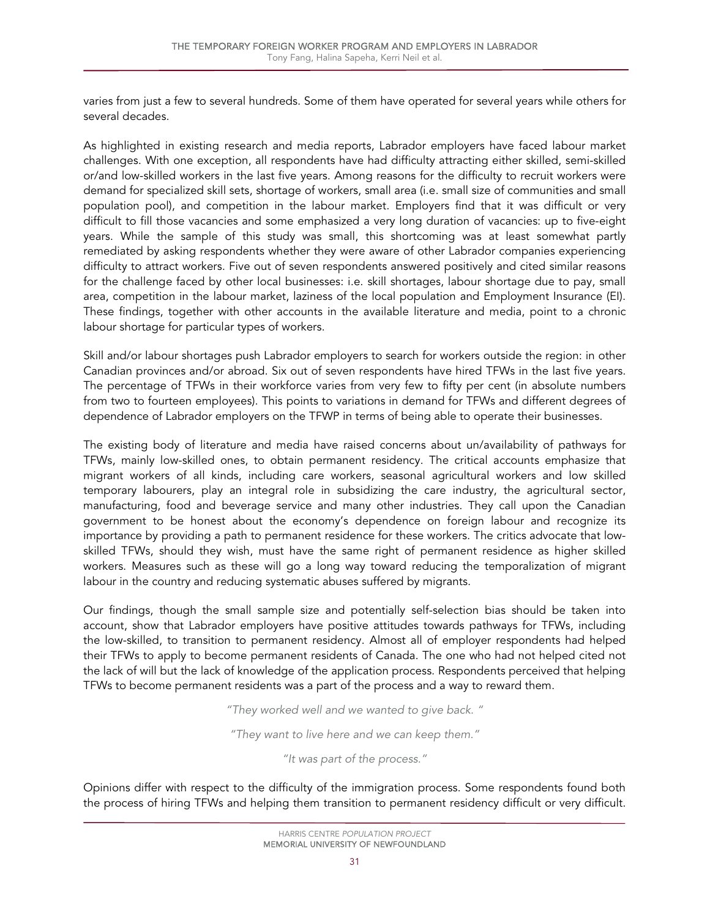varies from just a few to several hundreds. Some of them have operated for several years while others for several decades.

As highlighted in existing research and media reports, Labrador employers have faced labour market challenges. With one exception, all respondents have had difficulty attracting either skilled, semi-skilled or/and low-skilled workers in the last five years. Among reasons for the difficulty to recruit workers were demand for specialized skill sets, shortage of workers, small area (i.e. small size of communities and small population pool), and competition in the labour market. Employers find that it was difficult or very difficult to fill those vacancies and some emphasized a very long duration of vacancies: up to five-eight years. While the sample of this study was small, this shortcoming was at least somewhat partly remediated by asking respondents whether they were aware of other Labrador companies experiencing difficulty to attract workers. Five out of seven respondents answered positively and cited similar reasons for the challenge faced by other local businesses: i.e. skill shortages, labour shortage due to pay, small area, competition in the labour market, laziness of the local population and Employment Insurance (EI). These findings, together with other accounts in the available literature and media, point to a chronic labour shortage for particular types of workers.

Skill and/or labour shortages push Labrador employers to search for workers outside the region: in other Canadian provinces and/or abroad. Six out of seven respondents have hired TFWs in the last five years. The percentage of TFWs in their workforce varies from very few to fifty per cent (in absolute numbers from two to fourteen employees). This points to variations in demand for TFWs and different degrees of dependence of Labrador employers on the TFWP in terms of being able to operate their businesses.

The existing body of literature and media have raised concerns about un/availability of pathways for TFWs, mainly low-skilled ones, to obtain permanent residency. The critical accounts emphasize that migrant workers of all kinds, including care workers, seasonal agricultural workers and low skilled temporary labourers, play an integral role in subsidizing the care industry, the agricultural sector, manufacturing, food and beverage service and many other industries. They call upon the Canadian government to be honest about the economy's dependence on foreign labour and recognize its importance by providing a path to permanent residence for these workers. The critics advocate that low-skilled TFWs, should they wish, must have the same right of permanent residence as higher skilled workers. Measures such as these will go a long way toward reducing the temporalization of migrant labour in the country and reducing systematic abuses suffered by migrants.

Our findings, though the small sample size and potentially self-selection bias should be taken into account, show that Labrador employers have positive attitudes towards pathways for TFWs, including the low-skilled, to transition to permanent residency. Almost all of employer respondents had helped their TFWs to apply to become permanent residents of Canada. The one who had not helped cited not the lack of will but the lack of knowledge of the application process. Respondents perceived that helping TFWs to become permanent residents was a part of the process and a way to reward them.

*"They worked well and we wanted to give back. "*

*"They want to live here and we can keep them."*

*"It was part of the process."*

Opinions differ with respect to the difficulty of the immigration process. Some respondents found both the process of hiring TFWs and helping them transition to permanent residency difficult or very difficult.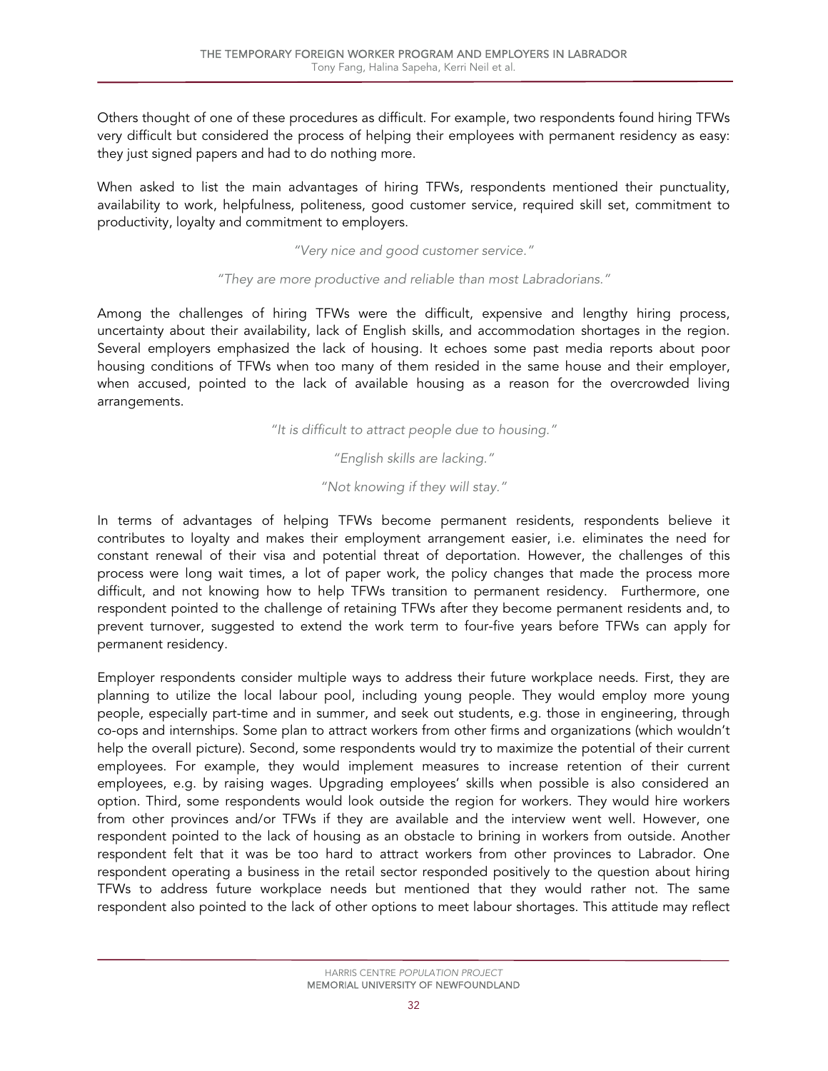Others thought of one of these procedures as difficult. For example, two respondents found hiring TFWs very difficult but considered the process of helping their employees with permanent residency as easy: they just signed papers and had to do nothing more.

When asked to list the main advantages of hiring TFWs, respondents mentioned their punctuality, availability to work, helpfulness, politeness, good customer service, required skill set, commitment to productivity, loyalty and commitment to employers.

*"Very nice and good customer service."*

*"They are more productive and reliable than most Labradorians."*

Among the challenges of hiring TFWs were the difficult, expensive and lengthy hiring process, uncertainty about their availability, lack of English skills, and accommodation shortages in the region. Several employers emphasized the lack of housing. It echoes some past media reports about poor housing conditions of TFWs when too many of them resided in the same house and their employer, when accused, pointed to the lack of available housing as a reason for the overcrowded living arrangements.

*"It is difficult to attract people due to housing."*

*"English skills are lacking."*

*"Not knowing if they will stay."*

In terms of advantages of helping TFWs become permanent residents, respondents believe it contributes to loyalty and makes their employment arrangement easier, i.e. eliminates the need for constant renewal of their visa and potential threat of deportation. However, the challenges of this process were long wait times, a lot of paper work, the policy changes that made the process more difficult, and not knowing how to help TFWs transition to permanent residency. Furthermore, one respondent pointed to the challenge of retaining TFWs after they become permanent residents and, to prevent turnover, suggested to extend the work term to four-five years before TFWs can apply for permanent residency.

Employer respondents consider multiple ways to address their future workplace needs. First, they are planning to utilize the local labour pool, including young people. They would employ more young people, especially part-time and in summer, and seek out students, e.g. those in engineering, through co-ops and internships. Some plan to attract workers from other firms and organizations (which wouldn't help the overall picture). Second, some respondents would try to maximize the potential of their current employees. For example, they would implement measures to increase retention of their current employees, e.g. by raising wages. Upgrading employees' skills when possible is also considered an option. Third, some respondents would look outside the region for workers. They would hire workers from other provinces and/or TFWs if they are available and the interview went well. However, one respondent pointed to the lack of housing as an obstacle to brining in workers from outside. Another respondent felt that it was be too hard to attract workers from other provinces to Labrador. One respondent operating a business in the retail sector responded positively to the question about hiring TFWs to address future workplace needs but mentioned that they would rather not. The same respondent also pointed to the lack of other options to meet labour shortages. This attitude may reflect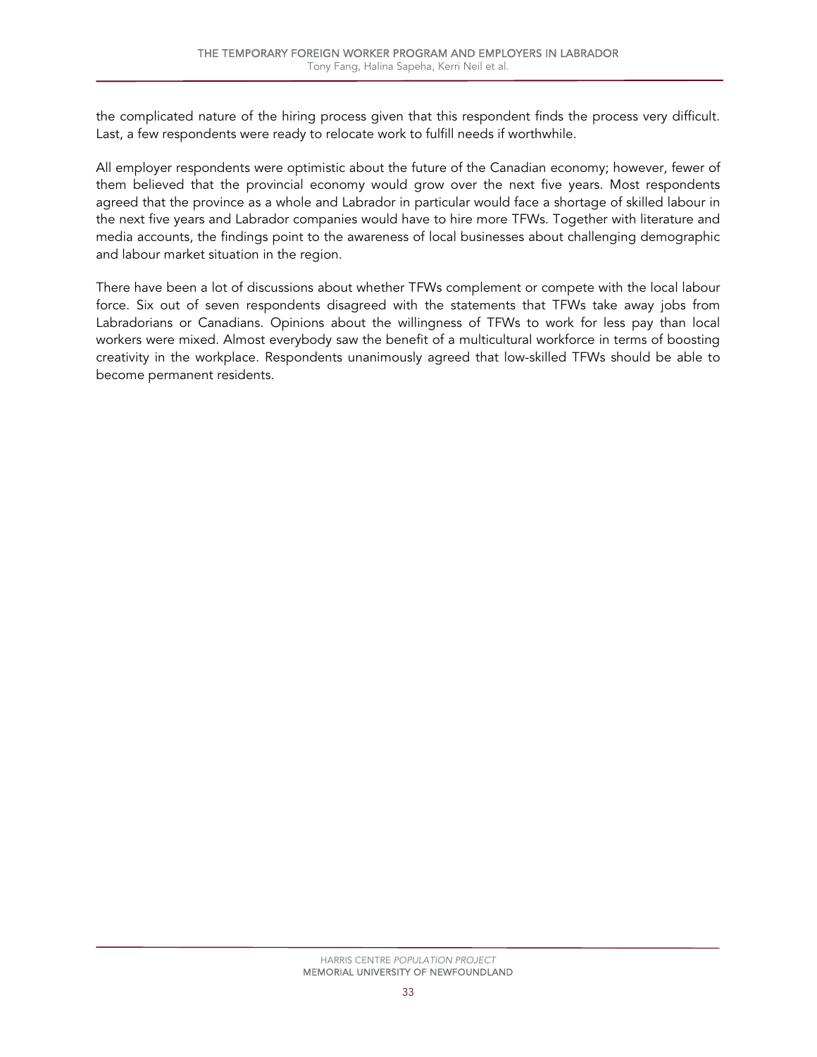the complicated nature of the hiring process given that this respondent finds the process very difficult. Last, a few respondents were ready to relocate work to fulfill needs if worthwhile.

All employer respondents were optimistic about the future of the Canadian economy; however, fewer of them believed that the provincial economy would grow over the next five years. Most respondents agreed that the province as a whole and Labrador in particular would face a shortage of skilled labour in the next five years and Labrador companies would have to hire more TFWs. Together with literature and media accounts, the findings point to the awareness of local businesses about challenging demographic and labour market situation in the region.

There have been a lot of discussions about whether TFWs complement or compete with the local labour force. Six out of seven respondents disagreed with the statements that TFWs take away jobs from Labradorians or Canadians. Opinions about the willingness of TFWs to work for less pay than local workers were mixed. Almost everybody saw the benefit of a multicultural workforce in terms of boosting creativity in the workplace. Respondents unanimously agreed that low-skilled TFWs should be able to become permanent residents.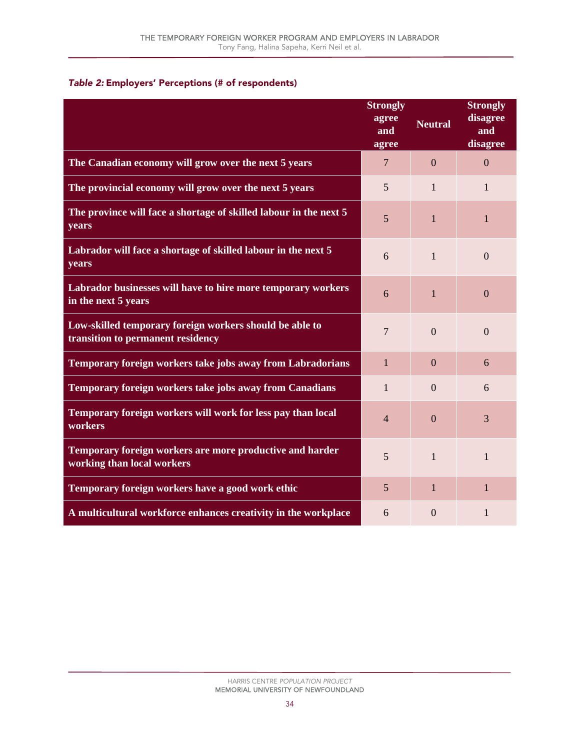*Table 2:* **Employers' Perceptions (# of respondents)**

| | Strongly agree and agree | Neutral | Strongly disagree and disagree |
|---|---|---|---|
| **The Canadian economy will grow over the next 5 years** | 7 | 0 | 0 |
| **The provincial economy will grow over the next 5 years** | 5 | 1 | 1 |
| **The province will face a shortage of skilled labour in the next 5 years** | 5 | 1 | 1 |
| **Labrador will face a shortage of skilled labour in the next 5 years** | 6 | 1 | 0 |
| **Labrador businesses will have to hire more temporary workers in the next 5 years** | 6 | 1 | 0 |
| **Low-skilled temporary foreign workers should be able to transition to permanent residency** | 7 | 0 | 0 |
| **Temporary foreign workers take jobs away from Labradorians** | 1 | 0 | 6 |
| **Temporary foreign workers take jobs away from Canadians** | 1 | 0 | 6 |
| **Temporary foreign workers will work for less pay than local workers** | 4 | 0 | 3 |
| **Temporary foreign workers are more productive and harder working than local workers** | 5 | 1 | 1 |
| **Temporary foreign workers have a good work ethic** | 5 | 1 | 1 |
| **A multicultural workforce enhances creativity in the workplace** | 6 | 0 | 1 |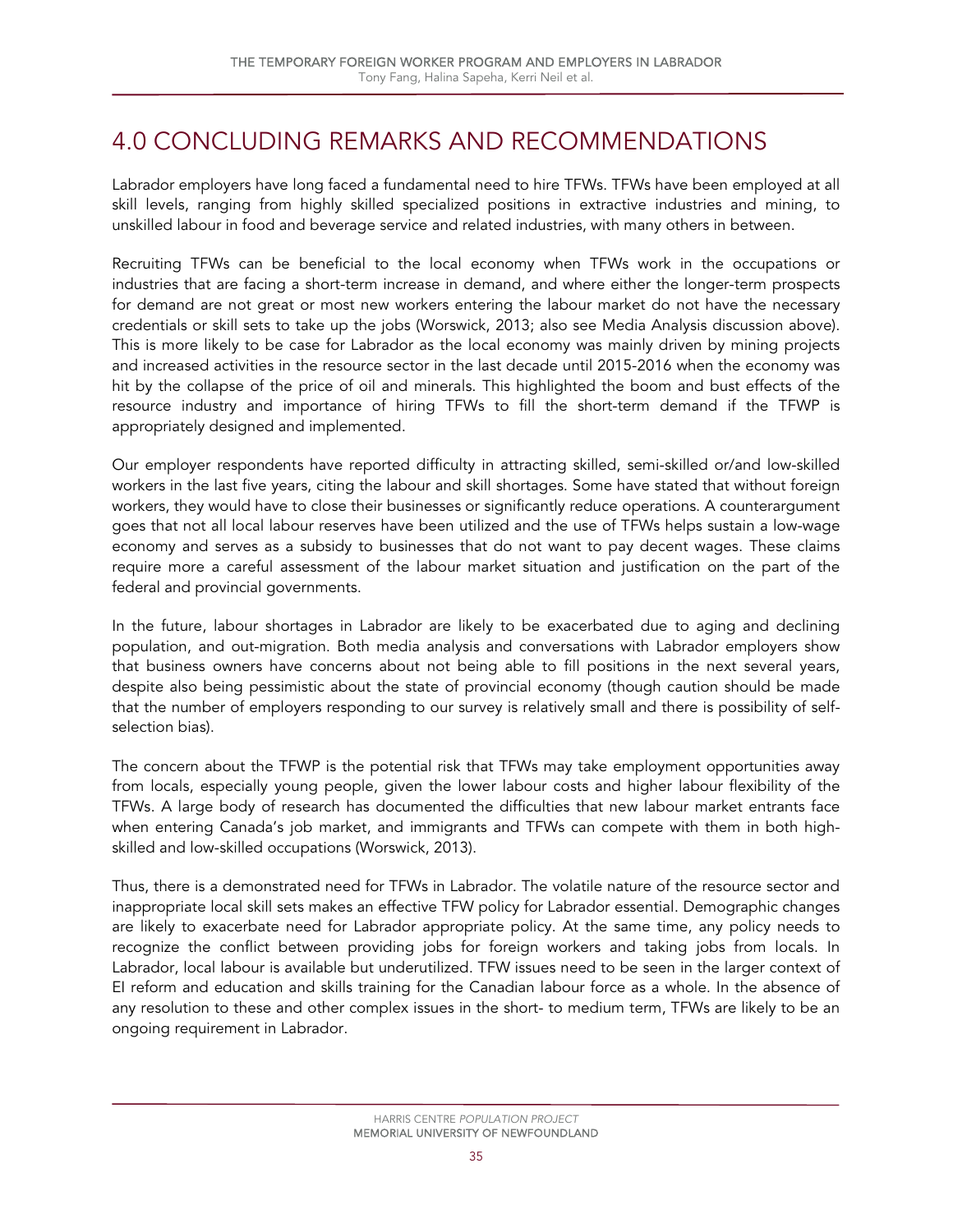# 4.0 CONCLUDING REMARKS AND RECOMMENDATIONS

Labrador employers have long faced a fundamental need to hire TFWs. TFWs have been employed at all skill levels, ranging from highly skilled specialized positions in extractive industries and mining, to unskilled labour in food and beverage service and related industries, with many others in between.

Recruiting TFWs can be beneficial to the local economy when TFWs work in the occupations or industries that are facing a short-term increase in demand, and where either the longer-term prospects for demand are not great or most new workers entering the labour market do not have the necessary credentials or skill sets to take up the jobs (Worswick, 2013; also see Media Analysis discussion above). This is more likely to be case for Labrador as the local economy was mainly driven by mining projects and increased activities in the resource sector in the last decade until 2015-2016 when the economy was hit by the collapse of the price of oil and minerals. This highlighted the boom and bust effects of the resource industry and importance of hiring TFWs to fill the short-term demand if the TFWP is appropriately designed and implemented.

Our employer respondents have reported difficulty in attracting skilled, semi-skilled or/and low-skilled workers in the last five years, citing the labour and skill shortages. Some have stated that without foreign workers, they would have to close their businesses or significantly reduce operations. A counterargument goes that not all local labour reserves have been utilized and the use of TFWs helps sustain a low-wage economy and serves as a subsidy to businesses that do not want to pay decent wages. These claims require more a careful assessment of the labour market situation and justification on the part of the federal and provincial governments.

In the future, labour shortages in Labrador are likely to be exacerbated due to aging and declining population, and out-migration. Both media analysis and conversations with Labrador employers show that business owners have concerns about not being able to fill positions in the next several years, despite also being pessimistic about the state of provincial economy (though caution should be made that the number of employers responding to our survey is relatively small and there is possibility of self-selection bias).

The concern about the TFWP is the potential risk that TFWs may take employment opportunities away from locals, especially young people, given the lower labour costs and higher labour flexibility of the TFWs. A large body of research has documented the difficulties that new labour market entrants face when entering Canada's job market, and immigrants and TFWs can compete with them in both high-skilled and low-skilled occupations (Worswick, 2013).

Thus, there is a demonstrated need for TFWs in Labrador. The volatile nature of the resource sector and inappropriate local skill sets makes an effective TFW policy for Labrador essential. Demographic changes are likely to exacerbate need for Labrador appropriate policy. At the same time, any policy needs to recognize the conflict between providing jobs for foreign workers and taking jobs from locals. In Labrador, local labour is available but underutilized. TFW issues need to be seen in the larger context of EI reform and education and skills training for the Canadian labour force as a whole. In the absence of any resolution to these and other complex issues in the short- to medium term, TFWs are likely to be an ongoing requirement in Labrador.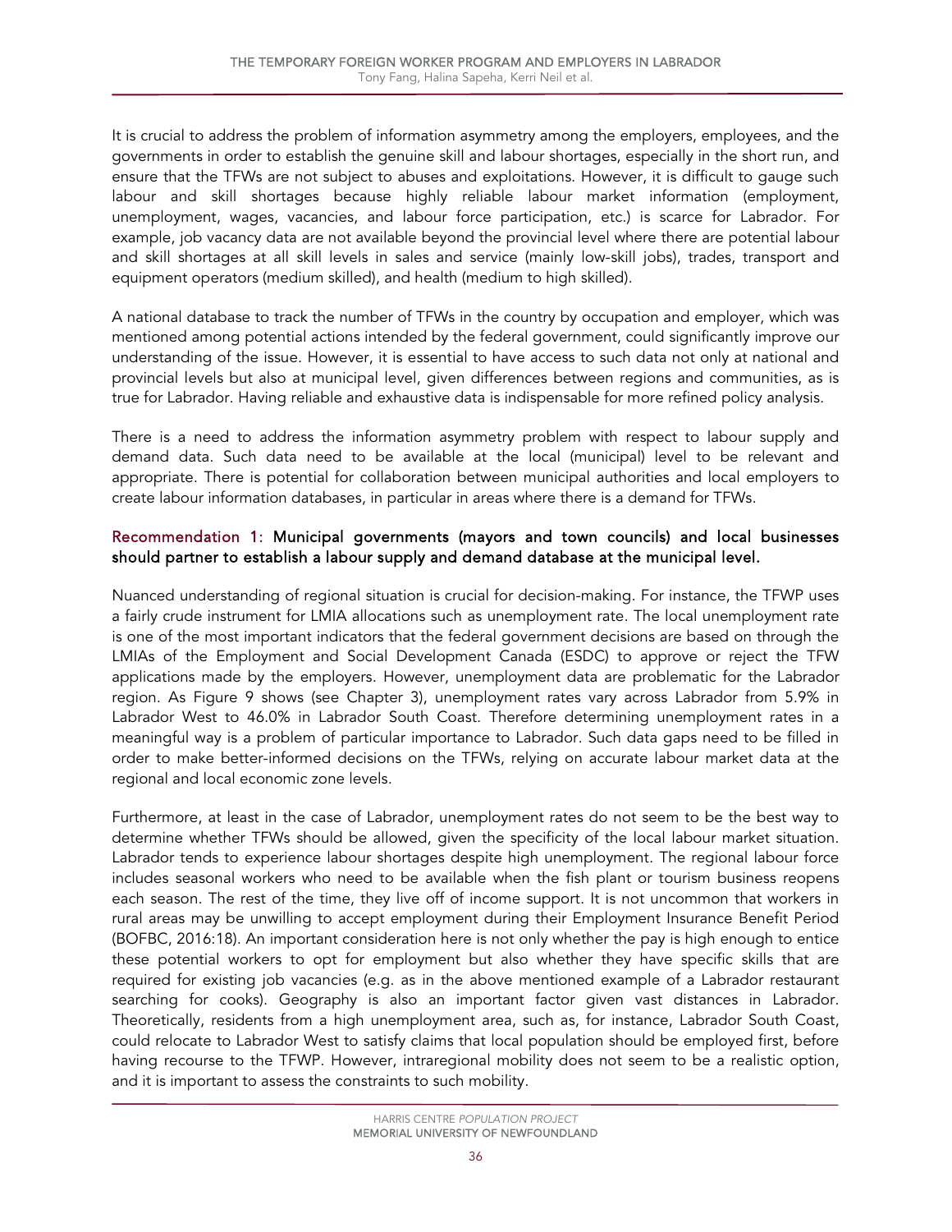It is crucial to address the problem of information asymmetry among the employers, employees, and the governments in order to establish the genuine skill and labour shortages, especially in the short run, and ensure that the TFWs are not subject to abuses and exploitations. However, it is difficult to gauge such labour and skill shortages because highly reliable labour market information (employment, unemployment, wages, vacancies, and labour force participation, etc.) is scarce for Labrador. For example, job vacancy data are not available beyond the provincial level where there are potential labour and skill shortages at all skill levels in sales and service (mainly low-skill jobs), trades, transport and equipment operators (medium skilled), and health (medium to high skilled).

A national database to track the number of TFWs in the country by occupation and employer, which was mentioned among potential actions intended by the federal government, could significantly improve our understanding of the issue. However, it is essential to have access to such data not only at national and provincial levels but also at municipal level, given differences between regions and communities, as is true for Labrador. Having reliable and exhaustive data is indispensable for more refined policy analysis.

There is a need to address the information asymmetry problem with respect to labour supply and demand data. Such data need to be available at the local (municipal) level to be relevant and appropriate. There is potential for collaboration between municipal authorities and local employers to create labour information databases, in particular in areas where there is a demand for TFWs.

**Recommendation 1: Municipal governments (mayors and town councils) and local businesses should partner to establish a labour supply and demand database at the municipal level.**

Nuanced understanding of regional situation is crucial for decision-making. For instance, the TFWP uses a fairly crude instrument for LMIA allocations such as unemployment rate. The local unemployment rate is one of the most important indicators that the federal government decisions are based on through the LMIAs of the Employment and Social Development Canada (ESDC) to approve or reject the TFW applications made by the employers. However, unemployment data are problematic for the Labrador region. As Figure 9 shows (see Chapter 3), unemployment rates vary across Labrador from 5.9% in Labrador West to 46.0% in Labrador South Coast. Therefore determining unemployment rates in a meaningful way is a problem of particular importance to Labrador. Such data gaps need to be filled in order to make better-informed decisions on the TFWs, relying on accurate labour market data at the regional and local economic zone levels.

Furthermore, at least in the case of Labrador, unemployment rates do not seem to be the best way to determine whether TFWs should be allowed, given the specificity of the local labour market situation. Labrador tends to experience labour shortages despite high unemployment. The regional labour force includes seasonal workers who need to be available when the fish plant or tourism business reopens each season. The rest of the time, they live off of income support. It is not uncommon that workers in rural areas may be unwilling to accept employment during their Employment Insurance Benefit Period (BOFBC, 2016:18). An important consideration here is not only whether the pay is high enough to entice these potential workers to opt for employment but also whether they have specific skills that are required for existing job vacancies (e.g. as in the above mentioned example of a Labrador restaurant searching for cooks). Geography is also an important factor given vast distances in Labrador. Theoretically, residents from a high unemployment area, such as, for instance, Labrador South Coast, could relocate to Labrador West to satisfy claims that local population should be employed first, before having recourse to the TFWP. However, intraregional mobility does not seem to be a realistic option, and it is important to assess the constraints to such mobility.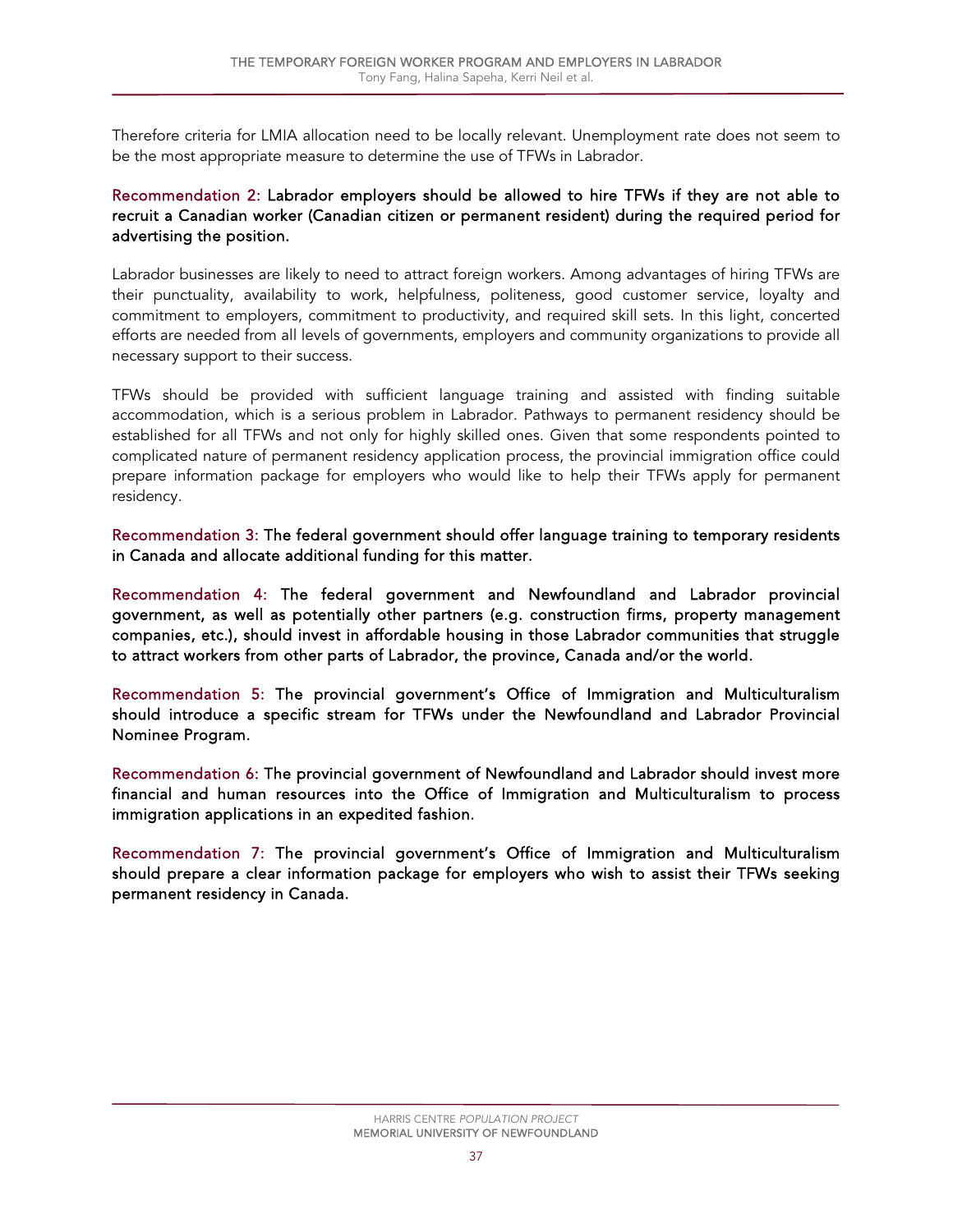Therefore criteria for LMIA allocation need to be locally relevant. Unemployment rate does not seem to be the most appropriate measure to determine the use of TFWs in Labrador.

Recommendation 2: **Labrador employers should be allowed to hire TFWs if they are not able to recruit a Canadian worker (Canadian citizen or permanent resident) during the required period for advertising the position.**

Labrador businesses are likely to need to attract foreign workers. Among advantages of hiring TFWs are their punctuality, availability to work, helpfulness, politeness, good customer service, loyalty and commitment to employers, commitment to productivity, and required skill sets. In this light, concerted efforts are needed from all levels of governments, employers and community organizations to provide all necessary support to their success.

TFWs should be provided with sufficient language training and assisted with finding suitable accommodation, which is a serious problem in Labrador. Pathways to permanent residency should be established for all TFWs and not only for highly skilled ones. Given that some respondents pointed to complicated nature of permanent residency application process, the provincial immigration office could prepare information package for employers who would like to help their TFWs apply for permanent residency.

Recommendation 3: **The federal government should offer language training to temporary residents in Canada and allocate additional funding for this matter.**

Recommendation 4: **The federal government and Newfoundland and Labrador provincial government, as well as potentially other partners (e.g. construction firms, property management companies, etc.), should invest in affordable housing in those Labrador communities that struggle to attract workers from other parts of Labrador, the province, Canada and/or the world.**

Recommendation 5: **The provincial government's Office of Immigration and Multiculturalism should introduce a specific stream for TFWs under the Newfoundland and Labrador Provincial Nominee Program.**

Recommendation 6: **The provincial government of Newfoundland and Labrador should invest more financial and human resources into the Office of Immigration and Multiculturalism to process immigration applications in an expedited fashion.**

Recommendation 7: **The provincial government's Office of Immigration and Multiculturalism should prepare a clear information package for employers who wish to assist their TFWs seeking permanent residency in Canada.**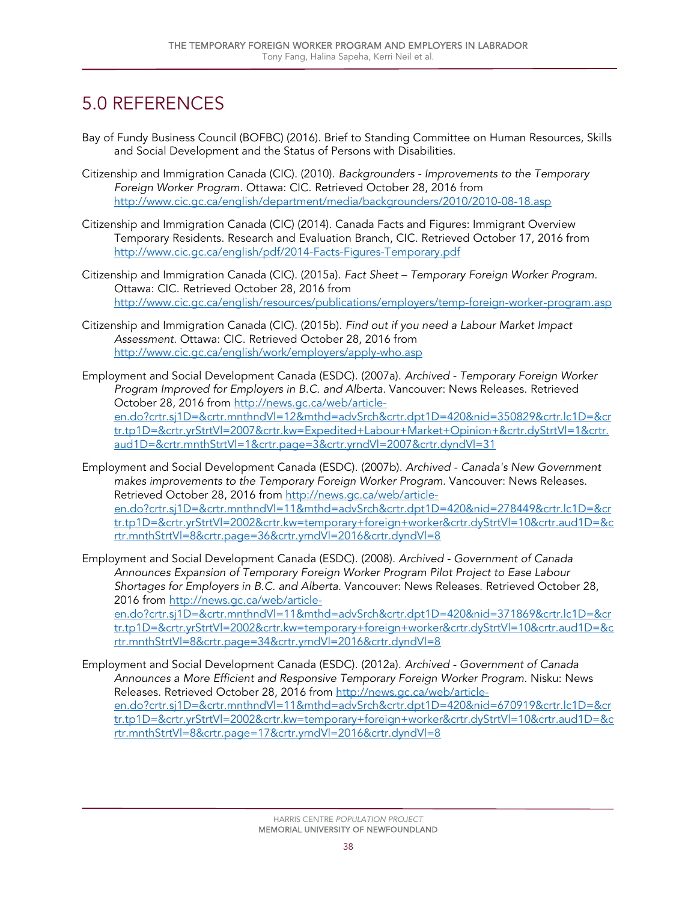# 5.0 REFERENCES

Bay of Fundy Business Council (BOFBC) (2016). Brief to Standing Committee on Human Resources, Skills and Social Development and the Status of Persons with Disabilities.

Citizenship and Immigration Canada (CIC). (2010). *Backgrounders - Improvements to the Temporary Foreign Worker Program*. Ottawa: CIC. Retrieved October 28, 2016 from http://www.cic.gc.ca/english/department/media/backgrounders/2010/2010-08-18.asp

Citizenship and Immigration Canada (CIC) (2014). Canada Facts and Figures: Immigrant Overview Temporary Residents. Research and Evaluation Branch, CIC. Retrieved October 17, 2016 from http://www.cic.gc.ca/english/pdf/2014-Facts-Figures-Temporary.pdf

Citizenship and Immigration Canada (CIC). (2015a). *Fact Sheet – Temporary Foreign Worker Program*. Ottawa: CIC. Retrieved October 28, 2016 from http://www.cic.gc.ca/english/resources/publications/employers/temp-foreign-worker-program.asp

Citizenship and Immigration Canada (CIC). (2015b). *Find out if you need a Labour Market Impact Assessment*. Ottawa: CIC. Retrieved October 28, 2016 from http://www.cic.gc.ca/english/work/employers/apply-who.asp

Employment and Social Development Canada (ESDC). (2007a). *Archived - Temporary Foreign Worker Program Improved for Employers in B.C. and Alberta*. Vancouver: News Releases. Retrieved October 28, 2016 from http://news.gc.ca/web/article-en.do?crtr.sj1D=&crtr.mnthndVl=12&mthd=advSrch&crtr.dpt1D=420&nid=350829&crtr.lc1D=&crtr.tp1D=&crtr.yrStrtVl=2007&crtr.kw=Expedited+Labour+Market+Opinion+&crtr.dyStrtVl=1&crtr.aud1D=&crtr.mnthStrtVl=1&crtr.page=3&crtr.yrndVl=2007&crtr.dyndVl=31

Employment and Social Development Canada (ESDC). (2007b). *Archived - Canada's New Government makes improvements to the Temporary Foreign Worker Program*. Vancouver: News Releases. Retrieved October 28, 2016 from http://news.gc.ca/web/article-en.do?crtr.sj1D=&crtr.mnthndVl=11&mthd=advSrch&crtr.dpt1D=420&nid=278449&crtr.lc1D=&crtr.tp1D=&crtr.yrStrtVl=2002&crtr.kw=temporary+foreign+worker&crtr.dyStrtVl=10&crtr.aud1D=&crtr.mnthStrtVl=8&crtr.page=36&crtr.yrndVl=2016&crtr.dyndVl=8

Employment and Social Development Canada (ESDC). (2008). *Archived - Government of Canada Announces Expansion of Temporary Foreign Worker Program Pilot Project to Ease Labour Shortages for Employers in B.C. and Alberta*. Vancouver: News Releases. Retrieved October 28, 2016 from http://news.gc.ca/web/article-en.do?crtr.sj1D=&crtr.mnthndVl=11&mthd=advSrch&crtr.dpt1D=420&nid=371869&crtr.lc1D=&crtr.tp1D=&crtr.yrStrtVl=2002&crtr.kw=temporary+foreign+worker&crtr.dyStrtVl=10&crtr.aud1D=&crtr.mnthStrtVl=8&crtr.page=34&crtr.yrndVl=2016&crtr.dyndVl=8

Employment and Social Development Canada (ESDC). (2012a). *Archived - Government of Canada Announces a More Efficient and Responsive Temporary Foreign Worker Program*. Nisku: News Releases. Retrieved October 28, 2016 from http://news.gc.ca/web/article-en.do?crtr.sj1D=&crtr.mnthndVl=11&mthd=advSrch&crtr.dpt1D=420&nid=670919&crtr.lc1D=&crtr.tp1D=&crtr.yrStrtVl=2002&crtr.kw=temporary+foreign+worker&crtr.dyStrtVl=10&crtr.aud1D=&crtr.mnthStrtVl=8&crtr.page=17&crtr.yrndVl=2016&crtr.dyndVl=8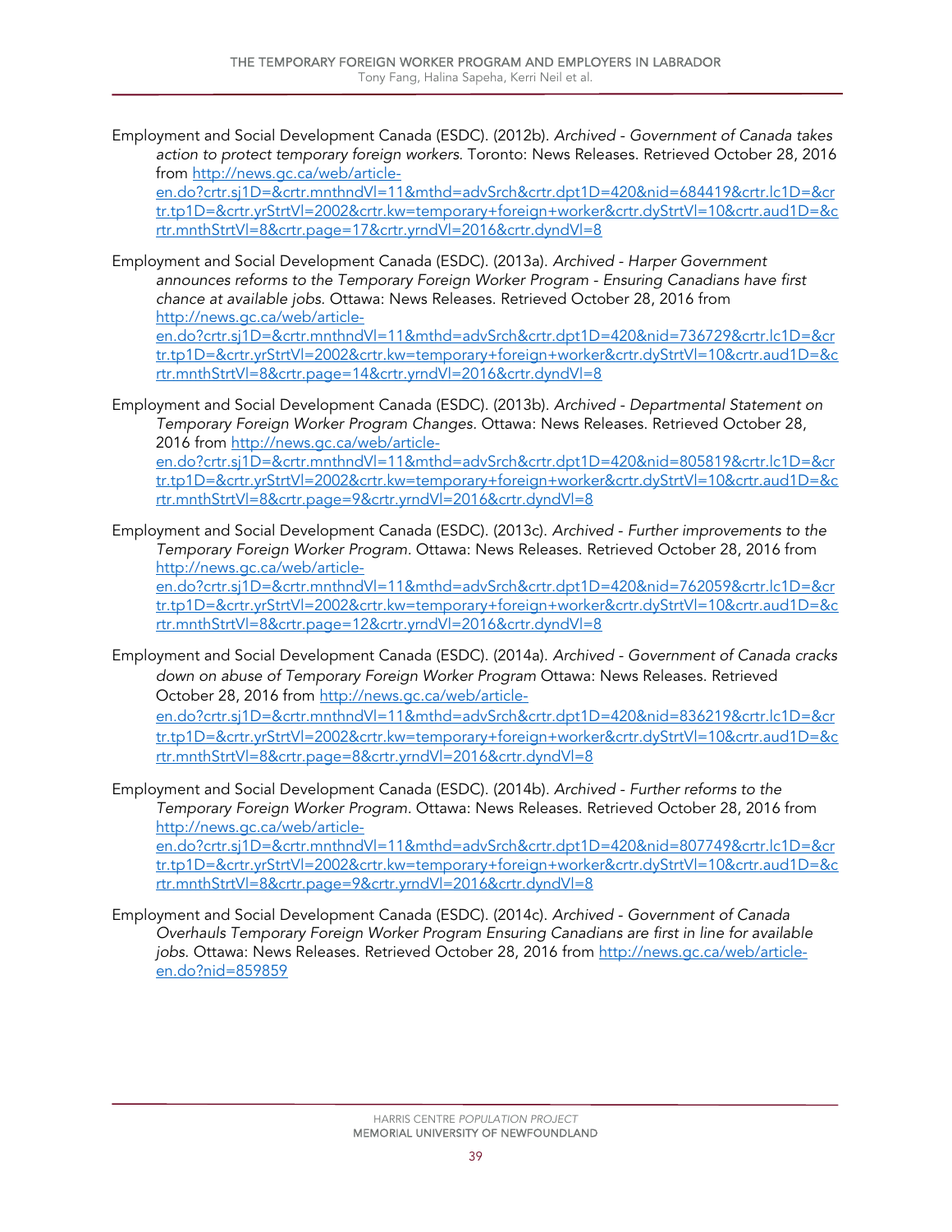Employment and Social Development Canada (ESDC). (2012b). *Archived - Government of Canada takes action to protect temporary foreign workers.* Toronto: News Releases. Retrieved October 28, 2016 from http://news.gc.ca/web/article-en.do?crtr.sj1D=&crtr.mnthndVl=11&mthd=advSrch&crtr.dpt1D=420&nid=684419&crtr.lc1D=&crtr.tp1D=&crtr.yrStrtVl=2002&crtr.kw=temporary+foreign+worker&crtr.dyStrtVl=10&crtr.aud1D=&crtr.mnthStrtVl=8&crtr.page=17&crtr.yrndVl=2016&crtr.dyndVl=8

Employment and Social Development Canada (ESDC). (2013a). *Archived - Harper Government announces reforms to the Temporary Foreign Worker Program - Ensuring Canadians have first chance at available jobs.* Ottawa: News Releases. Retrieved October 28, 2016 from http://news.gc.ca/web/article-en.do?crtr.sj1D=&crtr.mnthndVl=11&mthd=advSrch&crtr.dpt1D=420&nid=736729&crtr.lc1D=&crtr.tp1D=&crtr.yrStrtVl=2002&crtr.kw=temporary+foreign+worker&crtr.dyStrtVl=10&crtr.aud1D=&crtr.mnthStrtVl=8&crtr.page=14&crtr.yrndVl=2016&crtr.dyndVl=8

Employment and Social Development Canada (ESDC). (2013b). *Archived - Departmental Statement on Temporary Foreign Worker Program Changes.* Ottawa: News Releases. Retrieved October 28, 2016 from http://news.gc.ca/web/article-en.do?crtr.sj1D=&crtr.mnthndVl=11&mthd=advSrch&crtr.dpt1D=420&nid=805819&crtr.lc1D=&crtr.tp1D=&crtr.yrStrtVl=2002&crtr.kw=temporary+foreign+worker&crtr.dyStrtVl=10&crtr.aud1D=&crtr.mnthStrtVl=8&crtr.page=9&crtr.yrndVl=2016&crtr.dyndVl=8

Employment and Social Development Canada (ESDC). (2013c). *Archived - Further improvements to the Temporary Foreign Worker Program*. Ottawa: News Releases. Retrieved October 28, 2016 from http://news.gc.ca/web/article-en.do?crtr.sj1D=&crtr.mnthndVl=11&mthd=advSrch&crtr.dpt1D=420&nid=762059&crtr.lc1D=&crtr.tp1D=&crtr.yrStrtVl=2002&crtr.kw=temporary+foreign+worker&crtr.dyStrtVl=10&crtr.aud1D=&crtr.mnthStrtVl=8&crtr.page=12&crtr.yrndVl=2016&crtr.dyndVl=8

Employment and Social Development Canada (ESDC). (2014a). *Archived - Government of Canada cracks down on abuse of Temporary Foreign Worker Program* Ottawa: News Releases. Retrieved October 28, 2016 from http://news.gc.ca/web/article-en.do?crtr.sj1D=&crtr.mnthndVl=11&mthd=advSrch&crtr.dpt1D=420&nid=836219&crtr.lc1D=&crtr.tp1D=&crtr.yrStrtVl=2002&crtr.kw=temporary+foreign+worker&crtr.dyStrtVl=10&crtr.aud1D=&crtr.mnthStrtVl=8&crtr.page=8&crtr.yrndVl=2016&crtr.dyndVl=8

Employment and Social Development Canada (ESDC). (2014b). *Archived - Further reforms to the Temporary Foreign Worker Program*. Ottawa: News Releases. Retrieved October 28, 2016 from http://news.gc.ca/web/article-en.do?crtr.sj1D=&crtr.mnthndVl=11&mthd=advSrch&crtr.dpt1D=420&nid=807749&crtr.lc1D=&crtr.tp1D=&crtr.yrStrtVl=2002&crtr.kw=temporary+foreign+worker&crtr.dyStrtVl=10&crtr.aud1D=&crtr.mnthStrtVl=8&crtr.page=9&crtr.yrndVl=2016&crtr.dyndVl=8

Employment and Social Development Canada (ESDC). (2014c). *Archived - Government of Canada Overhauls Temporary Foreign Worker Program Ensuring Canadians are first in line for available jobs.* Ottawa: News Releases. Retrieved October 28, 2016 from http://news.gc.ca/web/article-en.do?nid=859859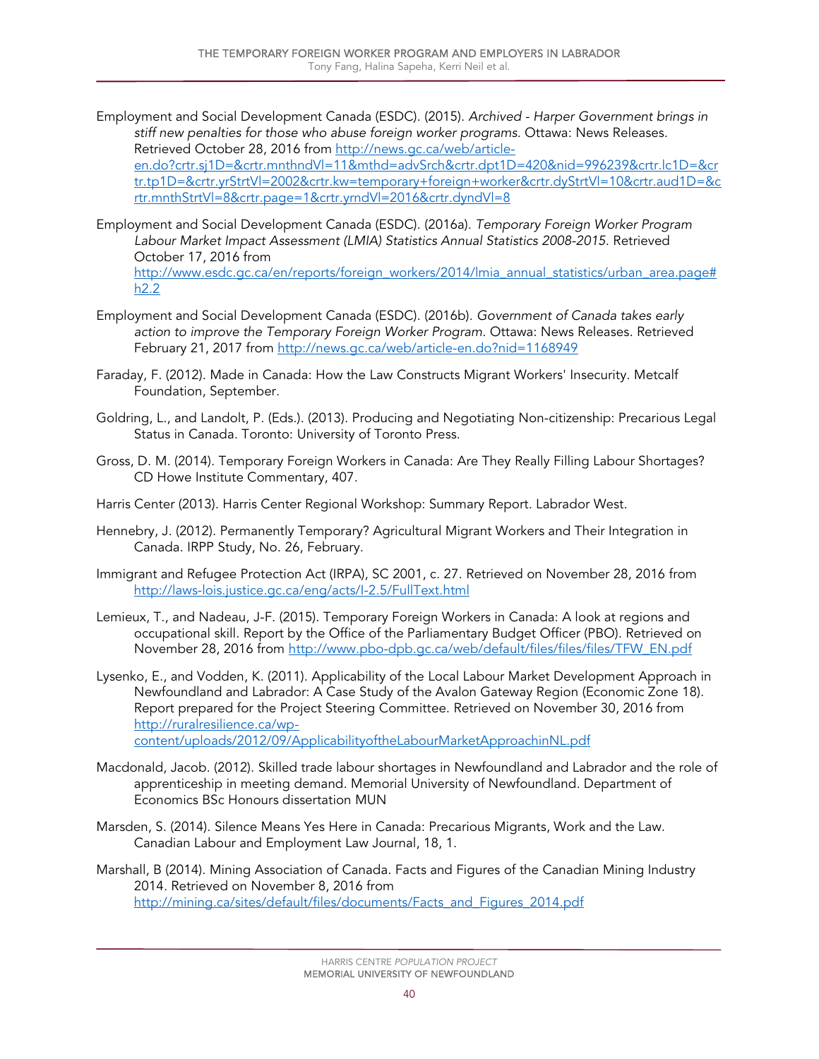Employment and Social Development Canada (ESDC). (2015). *Archived - Harper Government brings in stiff new penalties for those who abuse foreign worker programs.* Ottawa: News Releases. Retrieved October 28, 2016 from http://news.gc.ca/web/article-en.do?crtr.sj1D=&crtr.mnthndVl=11&mthd=advSrch&crtr.dpt1D=420&nid=996239&crtr.lc1D=&crtr.tp1D=&crtr.yrStrtVl=2002&crtr.kw=temporary+foreign+worker&crtr.dyStrtVl=10&crtr.aud1D=&crtr.mnthStrtVl=8&crtr.page=1&crtr.yrndVl=2016&crtr.dyndVl=8

Employment and Social Development Canada (ESDC). (2016a). *Temporary Foreign Worker Program Labour Market Impact Assessment (LMIA) Statistics Annual Statistics 2008-2015*. Retrieved October 17, 2016 from http://www.esdc.gc.ca/en/reports/foreign_workers/2014/lmia_annual_statistics/urban_area.page#h2.2

Employment and Social Development Canada (ESDC). (2016b). *Government of Canada takes early action to improve the Temporary Foreign Worker Program.* Ottawa: News Releases. Retrieved February 21, 2017 from http://news.gc.ca/web/article-en.do?nid=1168949

Faraday, F. (2012). Made in Canada: How the Law Constructs Migrant Workers' Insecurity. Metcalf Foundation, September.

Goldring, L., and Landolt, P. (Eds.). (2013). Producing and Negotiating Non-citizenship: Precarious Legal Status in Canada. Toronto: University of Toronto Press.

Gross, D. M. (2014). Temporary Foreign Workers in Canada: Are They Really Filling Labour Shortages? CD Howe Institute Commentary, 407.

Harris Center (2013). Harris Center Regional Workshop: Summary Report. Labrador West.

Hennebry, J. (2012). Permanently Temporary? Agricultural Migrant Workers and Their Integration in Canada. IRPP Study, No. 26, February.

Immigrant and Refugee Protection Act (IRPA), SC 2001, c. 27. Retrieved on November 28, 2016 from http://laws-lois.justice.gc.ca/eng/acts/I-2.5/FullText.html

Lemieux, T., and Nadeau, J-F. (2015). Temporary Foreign Workers in Canada: A look at regions and occupational skill. Report by the Office of the Parliamentary Budget Officer (PBO). Retrieved on November 28, 2016 from http://www.pbo-dpb.gc.ca/web/default/files/files/files/TFW_EN.pdf

Lysenko, E., and Vodden, K. (2011). Applicability of the Local Labour Market Development Approach in Newfoundland and Labrador: A Case Study of the Avalon Gateway Region (Economic Zone 18). Report prepared for the Project Steering Committee. Retrieved on November 30, 2016 from http://ruralresilience.ca/wp-content/uploads/2012/09/ApplicabilityoftheLabourMarketApproachinNL.pdf

Macdonald, Jacob. (2012). Skilled trade labour shortages in Newfoundland and Labrador and the role of apprenticeship in meeting demand. Memorial University of Newfoundland. Department of Economics BSc Honours dissertation MUN

Marsden, S. (2014). Silence Means Yes Here in Canada: Precarious Migrants, Work and the Law. Canadian Labour and Employment Law Journal, 18, 1.

Marshall, B (2014). Mining Association of Canada. Facts and Figures of the Canadian Mining Industry 2014. Retrieved on November 8, 2016 from http://mining.ca/sites/default/files/documents/Facts_and_Figures_2014.pdf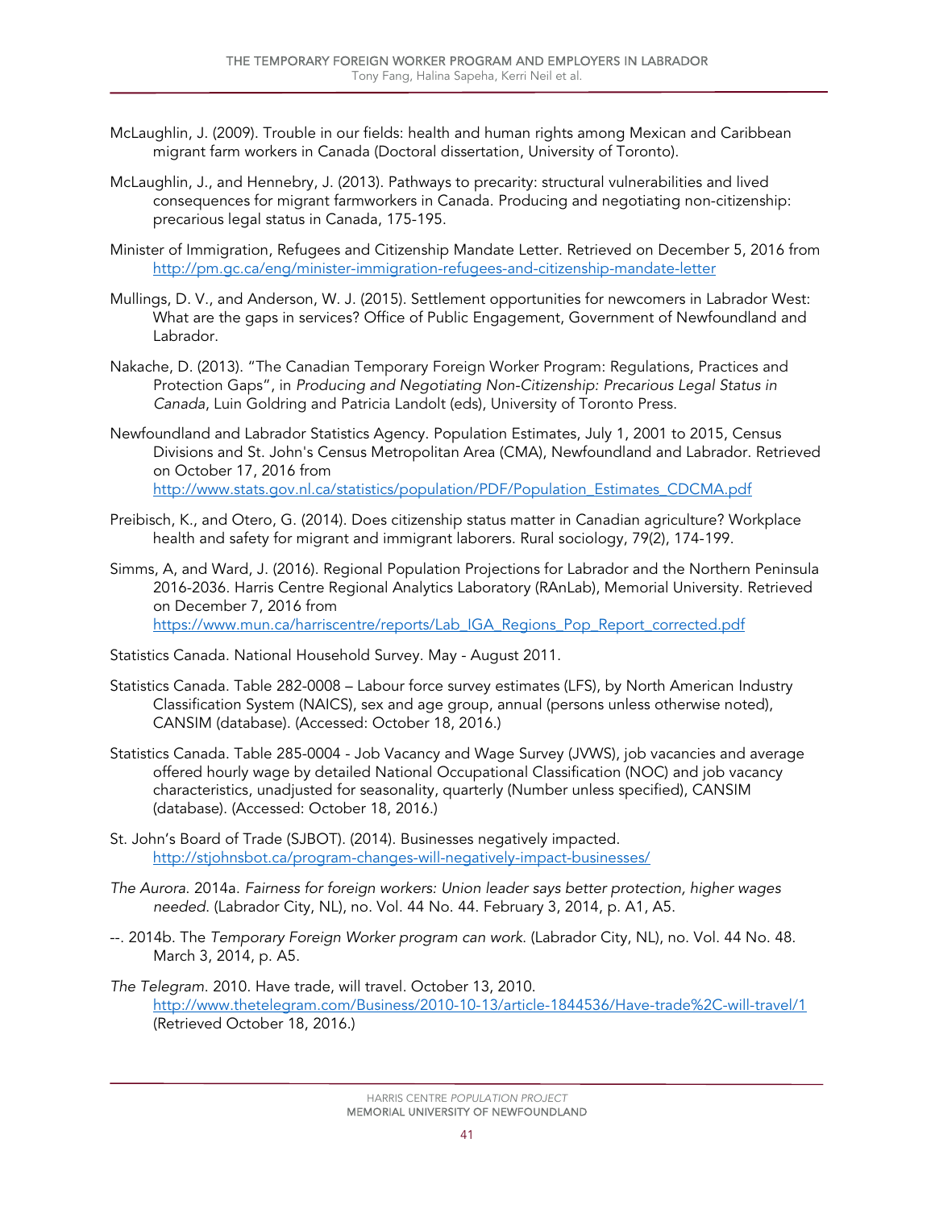McLaughlin, J. (2009). Trouble in our fields: health and human rights among Mexican and Caribbean migrant farm workers in Canada (Doctoral dissertation, University of Toronto).

McLaughlin, J., and Hennebry, J. (2013). Pathways to precarity: structural vulnerabilities and lived consequences for migrant farmworkers in Canada. Producing and negotiating non-citizenship: precarious legal status in Canada, 175-195.

Minister of Immigration, Refugees and Citizenship Mandate Letter. Retrieved on December 5, 2016 from http://pm.gc.ca/eng/minister-immigration-refugees-and-citizenship-mandate-letter

Mullings, D. V., and Anderson, W. J. (2015). Settlement opportunities for newcomers in Labrador West: What are the gaps in services? Office of Public Engagement, Government of Newfoundland and Labrador.

Nakache, D. (2013). "The Canadian Temporary Foreign Worker Program: Regulations, Practices and Protection Gaps", in *Producing and Negotiating Non-Citizenship: Precarious Legal Status in Canada*, Luin Goldring and Patricia Landolt (eds), University of Toronto Press.

Newfoundland and Labrador Statistics Agency. Population Estimates, July 1, 2001 to 2015, Census Divisions and St. John's Census Metropolitan Area (CMA), Newfoundland and Labrador. Retrieved on October 17, 2016 from http://www.stats.gov.nl.ca/statistics/population/PDF/Population_Estimates_CDCMA.pdf

Preibisch, K., and Otero, G. (2014). Does citizenship status matter in Canadian agriculture? Workplace health and safety for migrant and immigrant laborers. Rural sociology, 79(2), 174-199.

Simms, A, and Ward, J. (2016). Regional Population Projections for Labrador and the Northern Peninsula 2016-2036. Harris Centre Regional Analytics Laboratory (RAnLab), Memorial University. Retrieved on December 7, 2016 from https://www.mun.ca/harriscentre/reports/Lab_IGA_Regions_Pop_Report_corrected.pdf

Statistics Canada. National Household Survey. May - August 2011.

Statistics Canada. Table 282-0008 – Labour force survey estimates (LFS), by North American Industry Classification System (NAICS), sex and age group, annual (persons unless otherwise noted), CANSIM (database). (Accessed: October 18, 2016.)

Statistics Canada. Table 285-0004 - Job Vacancy and Wage Survey (JVWS), job vacancies and average offered hourly wage by detailed National Occupational Classification (NOC) and job vacancy characteristics, unadjusted for seasonality, quarterly (Number unless specified), CANSIM (database). (Accessed: October 18, 2016.)

St. John's Board of Trade (SJBOT). (2014). Businesses negatively impacted. http://stjohnsbot.ca/program-changes-will-negatively-impact-businesses/

*The Aurora*. 2014a. *Fairness for foreign workers: Union leader says better protection, higher wages needed*. (Labrador City, NL), no. Vol. 44 No. 44. February 3, 2014, p. A1, A5.

--. 2014b. The *Temporary Foreign Worker program can work*. (Labrador City, NL), no. Vol. 44 No. 48. March 3, 2014, p. A5.

*The Telegram*. 2010. Have trade, will travel. October 13, 2010. http://www.thetelegram.com/Business/2010-10-13/article-1844536/Have-trade%2C-will-travel/1 (Retrieved October 18, 2016.)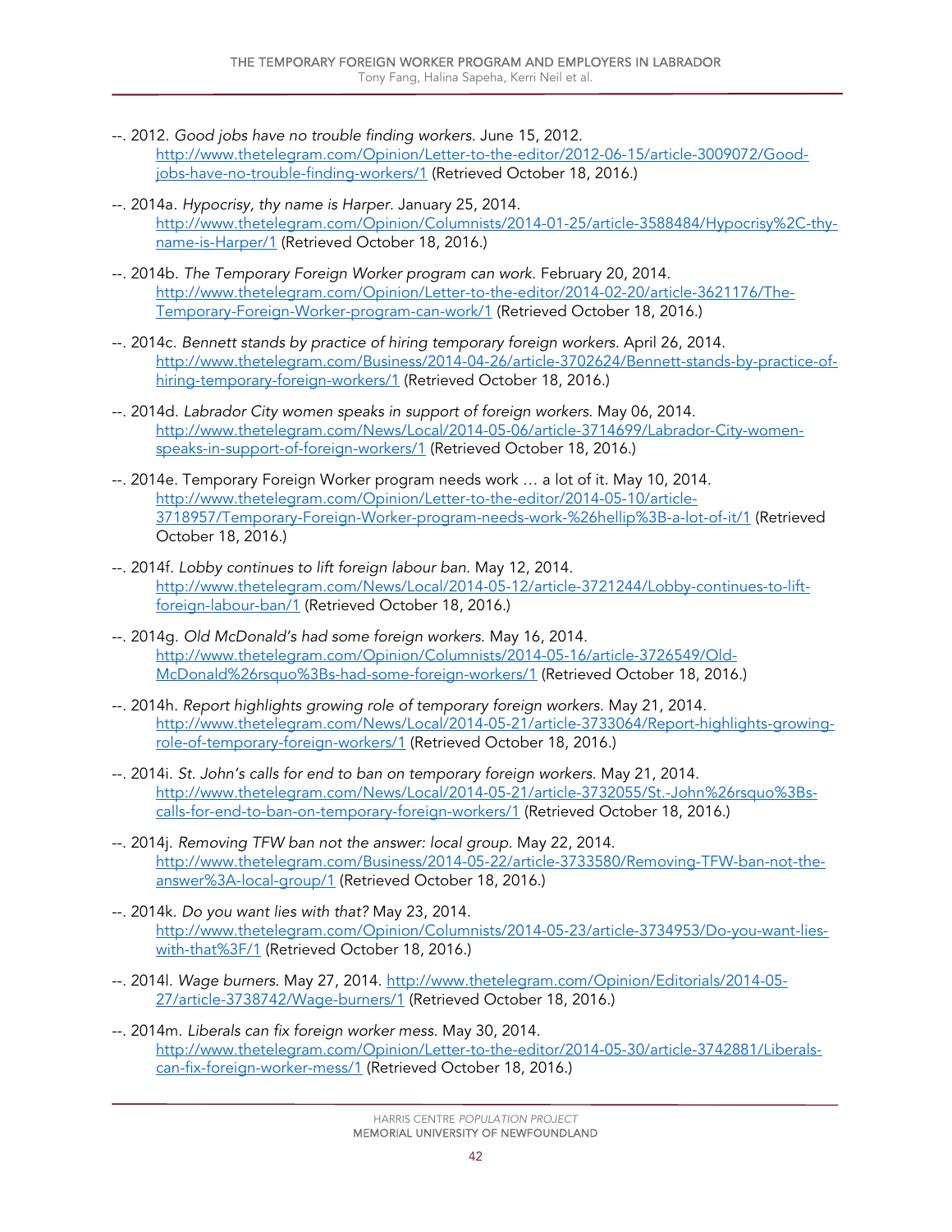- --. 2012. *Good jobs have no trouble finding workers*. June 15, 2012. http://www.thetelegram.com/Opinion/Letter-to-the-editor/2012-06-15/article-3009072/Good-jobs-have-no-trouble-finding-workers/1 (Retrieved October 18, 2016.)
- --. 2014a. *Hypocrisy, thy name is Harper*. January 25, 2014. http://www.thetelegram.com/Opinion/Columnists/2014-01-25/article-3588484/Hypocrisy%2C-thy-name-is-Harper/1 (Retrieved October 18, 2016.)
- --. 2014b. *The Temporary Foreign Worker program can work.* February 20, 2014. http://www.thetelegram.com/Opinion/Letter-to-the-editor/2014-02-20/article-3621176/The-Temporary-Foreign-Worker-program-can-work/1 (Retrieved October 18, 2016.)
- --. 2014c. *Bennett stands by practice of hiring temporary foreign workers.* April 26, 2014. http://www.thetelegram.com/Business/2014-04-26/article-3702624/Bennett-stands-by-practice-of-hiring-temporary-foreign-workers/1 (Retrieved October 18, 2016.)
- --. 2014d. *Labrador City women speaks in support of foreign workers.* May 06, 2014. http://www.thetelegram.com/News/Local/2014-05-06/article-3714699/Labrador-City-women-speaks-in-support-of-foreign-workers/1 (Retrieved October 18, 2016.)
- --. 2014e. Temporary Foreign Worker program needs work … a lot of it. May 10, 2014. http://www.thetelegram.com/Opinion/Letter-to-the-editor/2014-05-10/article-3718957/Temporary-Foreign-Worker-program-needs-work-%26hellip%3B-a-lot-of-it/1 (Retrieved October 18, 2016.)
- --. 2014f. *Lobby continues to lift foreign labour ban.* May 12, 2014. http://www.thetelegram.com/News/Local/2014-05-12/article-3721244/Lobby-continues-to-lift-foreign-labour-ban/1 (Retrieved October 18, 2016.)
- --. 2014g. *Old McDonald's had some foreign workers.* May 16, 2014. http://www.thetelegram.com/Opinion/Columnists/2014-05-16/article-3726549/Old-McDonald%26rsquo%3Bs-had-some-foreign-workers/1 (Retrieved October 18, 2016.)
- --. 2014h. *Report highlights growing role of temporary foreign workers.* May 21, 2014. http://www.thetelegram.com/News/Local/2014-05-21/article-3733064/Report-highlights-growing-role-of-temporary-foreign-workers/1 (Retrieved October 18, 2016.)
- --. 2014i. *St. John's calls for end to ban on temporary foreign workers.* May 21, 2014. http://www.thetelegram.com/News/Local/2014-05-21/article-3732055/St.-John%26rsquo%3Bs-calls-for-end-to-ban-on-temporary-foreign-workers/1 (Retrieved October 18, 2016.)
- --. 2014j. *Removing TFW ban not the answer: local group.* May 22, 2014. http://www.thetelegram.com/Business/2014-05-22/article-3733580/Removing-TFW-ban-not-the-answer%3A-local-group/1 (Retrieved October 18, 2016.)
- --. 2014k. *Do you want lies with that?* May 23, 2014. http://www.thetelegram.com/Opinion/Columnists/2014-05-23/article-3734953/Do-you-want-lies-with-that%3F/1 (Retrieved October 18, 2016.)
- --. 2014l. *Wage burners.* May 27, 2014. http://www.thetelegram.com/Opinion/Editorials/2014-05-27/article-3738742/Wage-burners/1 (Retrieved October 18, 2016.)
- --. 2014m. *Liberals can fix foreign worker mess.* May 30, 2014. http://www.thetelegram.com/Opinion/Letter-to-the-editor/2014-05-30/article-3742881/Liberals-can-fix-foreign-worker-mess/1 (Retrieved October 18, 2016.)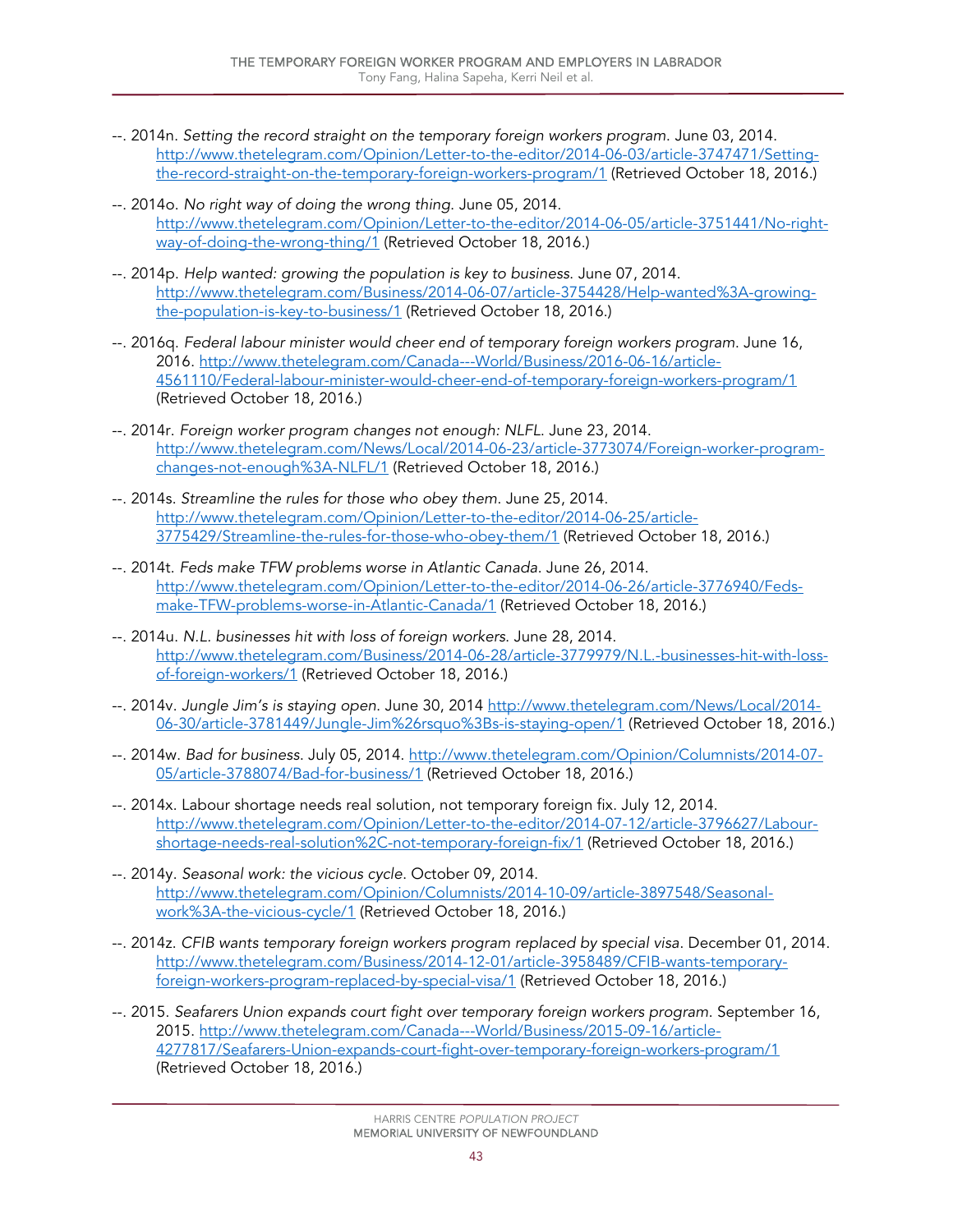--. 2014n. *Setting the record straight on the temporary foreign workers program.* June 03, 2014. http://www.thetelegram.com/Opinion/Letter-to-the-editor/2014-06-03/article-3747471/Setting-the-record-straight-on-the-temporary-foreign-workers-program/1 (Retrieved October 18, 2016.)

--. 2014o. *No right way of doing the wrong thing.* June 05, 2014. http://www.thetelegram.com/Opinion/Letter-to-the-editor/2014-06-05/article-3751441/No-right-way-of-doing-the-wrong-thing/1 (Retrieved October 18, 2016.)

--. 2014p. *Help wanted: growing the population is key to business.* June 07, 2014. http://www.thetelegram.com/Business/2014-06-07/article-3754428/Help-wanted%3A-growing-the-population-is-key-to-business/1 (Retrieved October 18, 2016.)

--. 2016q. *Federal labour minister would cheer end of temporary foreign workers program.* June 16, 2016. http://www.thetelegram.com/Canada---World/Business/2016-06-16/article-4561110/Federal-labour-minister-would-cheer-end-of-temporary-foreign-workers-program/1 (Retrieved October 18, 2016.)

--. 2014r. *Foreign worker program changes not enough: NLFL.* June 23, 2014. http://www.thetelegram.com/News/Local/2014-06-23/article-3773074/Foreign-worker-program-changes-not-enough%3A-NLFL/1 (Retrieved October 18, 2016.)

--. 2014s. *Streamline the rules for those who obey them.* June 25, 2014. http://www.thetelegram.com/Opinion/Letter-to-the-editor/2014-06-25/article-3775429/Streamline-the-rules-for-those-who-obey-them/1 (Retrieved October 18, 2016.)

--. 2014t. *Feds make TFW problems worse in Atlantic Canada.* June 26, 2014. http://www.thetelegram.com/Opinion/Letter-to-the-editor/2014-06-26/article-3776940/Feds-make-TFW-problems-worse-in-Atlantic-Canada/1 (Retrieved October 18, 2016.)

--. 2014u. *N.L. businesses hit with loss of foreign workers.* June 28, 2014. http://www.thetelegram.com/Business/2014-06-28/article-3779979/N.L.-businesses-hit-with-loss-of-foreign-workers/1 (Retrieved October 18, 2016.)

--. 2014v. *Jungle Jim's is staying open.* June 30, 2014 http://www.thetelegram.com/News/Local/2014-06-30/article-3781449/Jungle-Jim%26rsquo%3Bs-is-staying-open/1 (Retrieved October 18, 2016.)

--. 2014w. *Bad for business.* July 05, 2014. http://www.thetelegram.com/Opinion/Columnists/2014-07-05/article-3788074/Bad-for-business/1 (Retrieved October 18, 2016.)

--. 2014x. Labour shortage needs real solution, not temporary foreign fix. July 12, 2014. http://www.thetelegram.com/Opinion/Letter-to-the-editor/2014-07-12/article-3796627/Labour-shortage-needs-real-solution%2C-not-temporary-foreign-fix/1 (Retrieved October 18, 2016.)

--. 2014y. *Seasonal work: the vicious cycle.* October 09, 2014. http://www.thetelegram.com/Opinion/Columnists/2014-10-09/article-3897548/Seasonal-work%3A-the-vicious-cycle/1 (Retrieved October 18, 2016.)

--. 2014z. *CFIB wants temporary foreign workers program replaced by special visa.* December 01, 2014. http://www.thetelegram.com/Business/2014-12-01/article-3958489/CFIB-wants-temporary-foreign-workers-program-replaced-by-special-visa/1 (Retrieved October 18, 2016.)

--. 2015. *Seafarers Union expands court fight over temporary foreign workers program.* September 16, 2015. http://www.thetelegram.com/Canada---World/Business/2015-09-16/article-4277817/Seafarers-Union-expands-court-fight-over-temporary-foreign-workers-program/1 (Retrieved October 18, 2016.)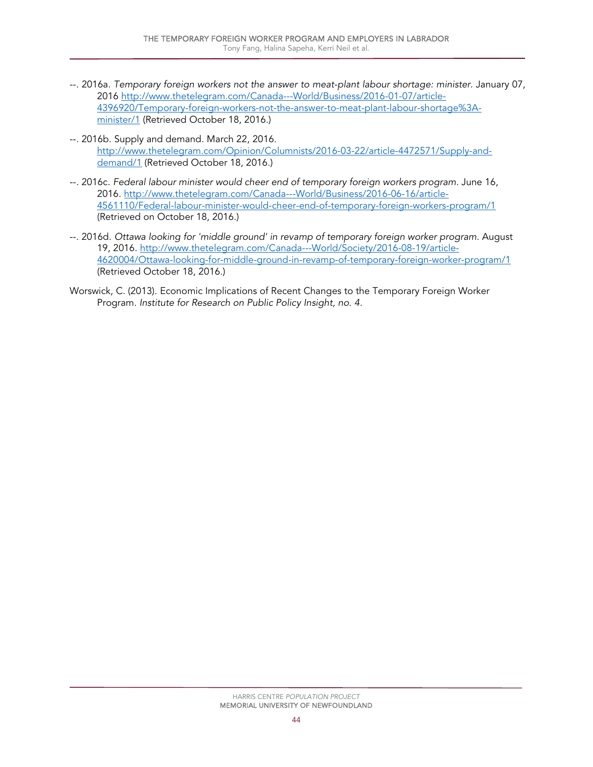--. 2016a. *Temporary foreign workers not the answer to meat-plant labour shortage: minister.* January 07, 2016 http://www.thetelegram.com/Canada---World/Business/2016-01-07/article-4396920/Temporary-foreign-workers-not-the-answer-to-meat-plant-labour-shortage%3A-minister/1 (Retrieved October 18, 2016.)

--. 2016b. Supply and demand. March 22, 2016. http://www.thetelegram.com/Opinion/Columnists/2016-03-22/article-4472571/Supply-and-demand/1 (Retrieved October 18, 2016.)

--. 2016c. *Federal labour minister would cheer end of temporary foreign workers program.* June 16, 2016. http://www.thetelegram.com/Canada---World/Business/2016-06-16/article-4561110/Federal-labour-minister-would-cheer-end-of-temporary-foreign-workers-program/1 (Retrieved on October 18, 2016.)

--. 2016d. *Ottawa looking for 'middle ground' in revamp of temporary foreign worker program.* August 19, 2016. http://www.thetelegram.com/Canada---World/Society/2016-08-19/article-4620004/Ottawa-looking-for-middle-ground-in-revamp-of-temporary-foreign-worker-program/1 (Retrieved October 18, 2016.)

Worswick, C. (2013). Economic Implications of Recent Changes to the Temporary Foreign Worker Program. *Institute for Research on Public Policy Insight, no. 4.*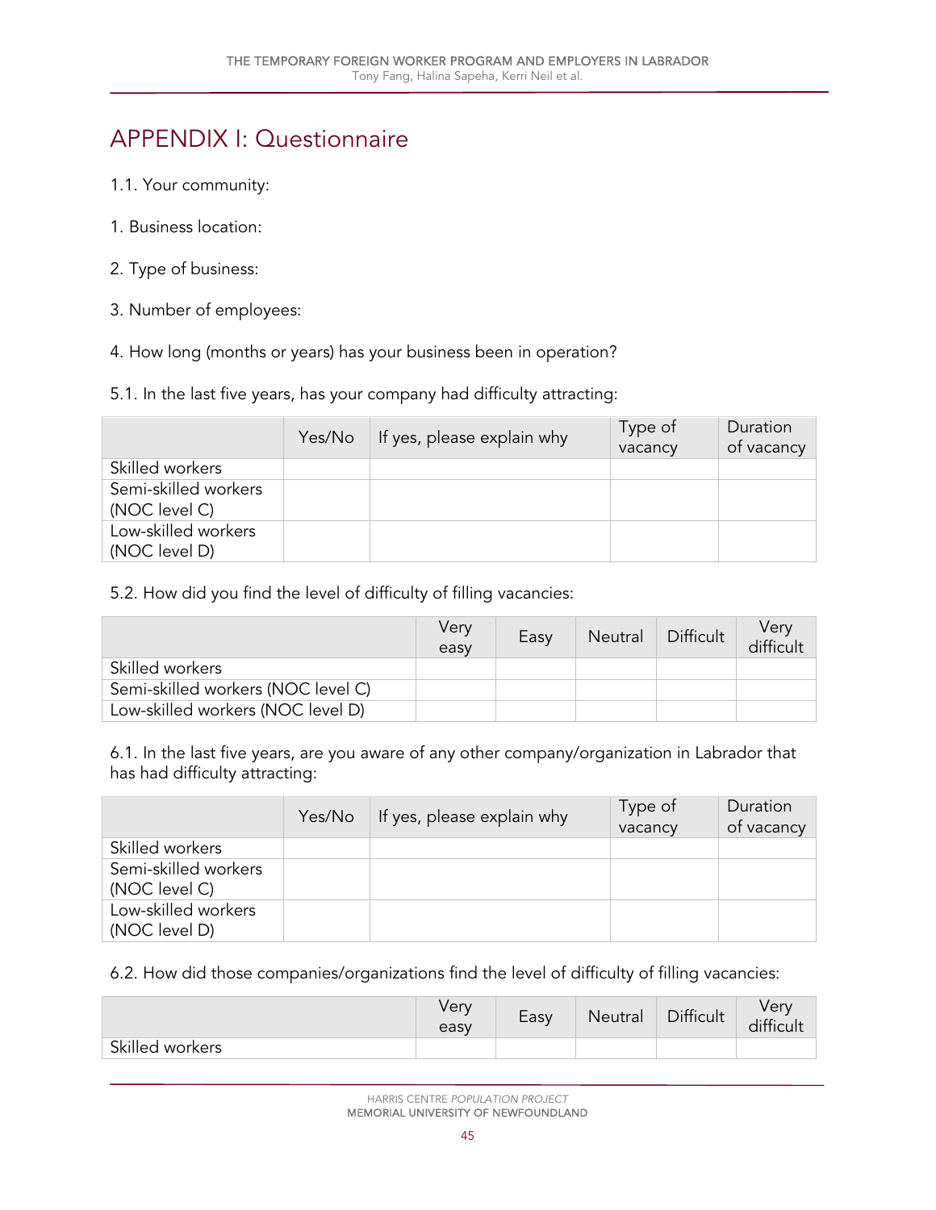# APPENDIX I: Questionnaire

1.1. Your community:

1. Business location:

2. Type of business:

3. Number of employees:

4. How long (months or years) has your business been in operation?

5.1. In the last five years, has your company had difficulty attracting:

| | Yes/No | If yes, please explain why | Type of vacancy | Duration of vacancy |
|---|---|---|---|---|
| Skilled workers | | | | |
| Semi-skilled workers (NOC level C) | | | | |
| Low-skilled workers (NOC level D) | | | | |

5.2. How did you find the level of difficulty of filling vacancies:

| | Very easy | Easy | Neutral | Difficult | Very difficult |
|---|---|---|---|---|---|
| Skilled workers | | | | | |
| Semi-skilled workers (NOC level C) | | | | | |
| Low-skilled workers (NOC level D) | | | | | |

6.1. In the last five years, are you aware of any other company/organization in Labrador that has had difficulty attracting:

| | Yes/No | If yes, please explain why | Type of vacancy | Duration of vacancy |
|---|---|---|---|---|
| Skilled workers | | | | |
| Semi-skilled workers (NOC level C) | | | | |
| Low-skilled workers (NOC level D) | | | | |

6.2. How did those companies/organizations find the level of difficulty of filling vacancies:

| | Very easy | Easy | Neutral | Difficult | Very difficult |
|---|---|---|---|---|---|
| Skilled workers | | | | | |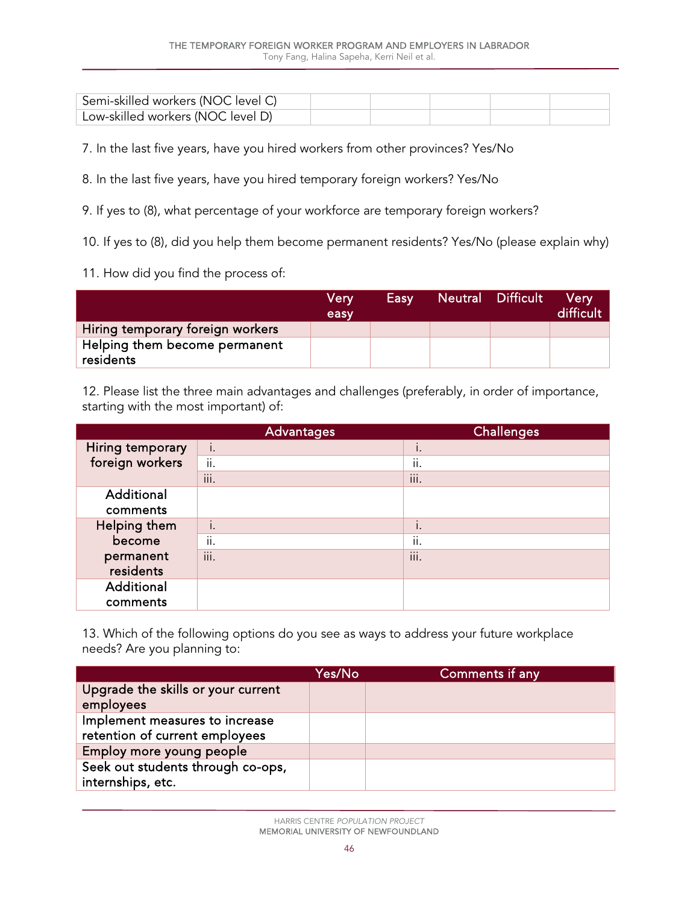| | | | | | |
|---|---|---|---|---|---|
| Semi-skilled workers (NOC level C) | | | | | |
| Low-skilled workers (NOC level D) | | | | | |

7. In the last five years, have you hired workers from other provinces? Yes/No

8. In the last five years, have you hired temporary foreign workers? Yes/No

9. If yes to (8), what percentage of your workforce are temporary foreign workers?

10. If yes to (8), did you help them become permanent residents? Yes/No (please explain why)

11. How did you find the process of:

| | Very easy | Easy | Neutral | Difficult | Very difficult |
|---|---|---|---|---|---|
| Hiring temporary foreign workers | | | | | |
| Helping them become permanent residents | | | | | |

12. Please list the three main advantages and challenges (preferably, in order of importance, starting with the most important) of:

| | Advantages | Challenges |
|---|---|---|
| Hiring temporary foreign workers | i. | i. |
| | ii. | ii. |
| | iii. | iii. |
| Additional comments | | |
| Helping them become permanent residents | i. | i. |
| | ii. | ii. |
| | iii. | iii. |
| Additional comments | | |

13. Which of the following options do you see as ways to address your future workplace needs? Are you planning to:

| | Yes/No | Comments if any |
|---|---|---|
| Upgrade the skills or your current employees | | |
| Implement measures to increase retention of current employees | | |
| Employ more young people | | |
| Seek out students through co-ops, internships, etc. | | |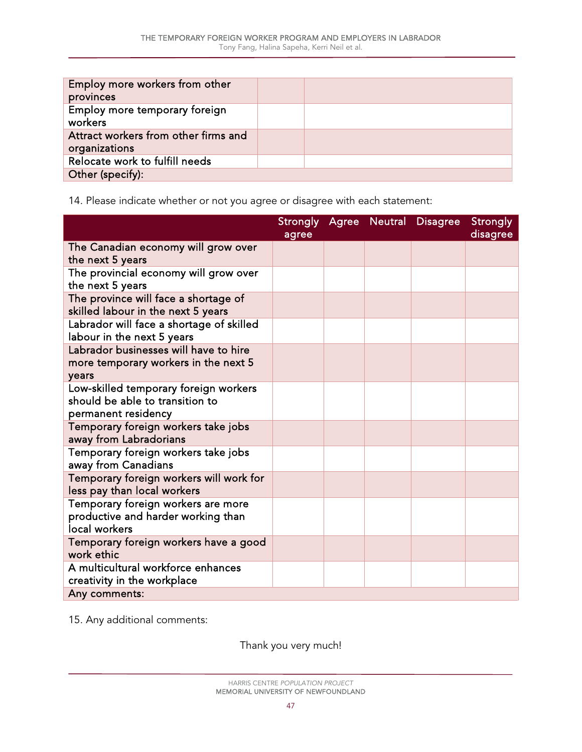| | | |
|---|---|---|
| Employ more workers from other provinces | | |
| Employ more temporary foreign workers | | |
| Attract workers from other firms and organizations | | |
| Relocate work to fulfill needs | | |
| Other (specify): | | |

14. Please indicate whether or not you agree or disagree with each statement:

| | Strongly agree | Agree | Neutral | Disagree | Strongly disagree |
|---|---|---|---|---|---|
| The Canadian economy will grow over the next 5 years | | | | | |
| The provincial economy will grow over the next 5 years | | | | | |
| The province will face a shortage of skilled labour in the next 5 years | | | | | |
| Labrador will face a shortage of skilled labour in the next 5 years | | | | | |
| Labrador businesses will have to hire more temporary workers in the next 5 years | | | | | |
| Low-skilled temporary foreign workers should be able to transition to permanent residency | | | | | |
| Temporary foreign workers take jobs away from Labradorians | | | | | |
| Temporary foreign workers take jobs away from Canadians | | | | | |
| Temporary foreign workers will work for less pay than local workers | | | | | |
| Temporary foreign workers are more productive and harder working than local workers | | | | | |
| Temporary foreign workers have a good work ethic | | | | | |
| A multicultural workforce enhances creativity in the workplace | | | | | |
| Any comments: | | | | | |

15. Any additional comments:

Thank you very much!